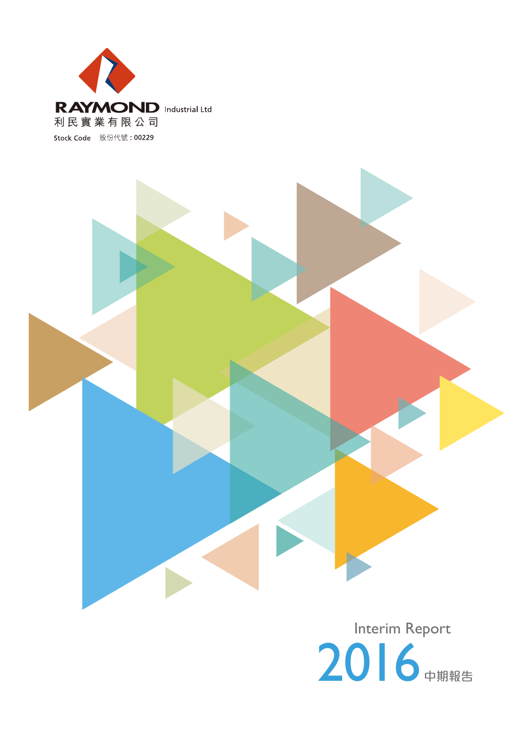RAYMOND Industrial Ltd

利民實業有限公司

Stock Code 股份代號：00229

# Interim Report 2016 中期報告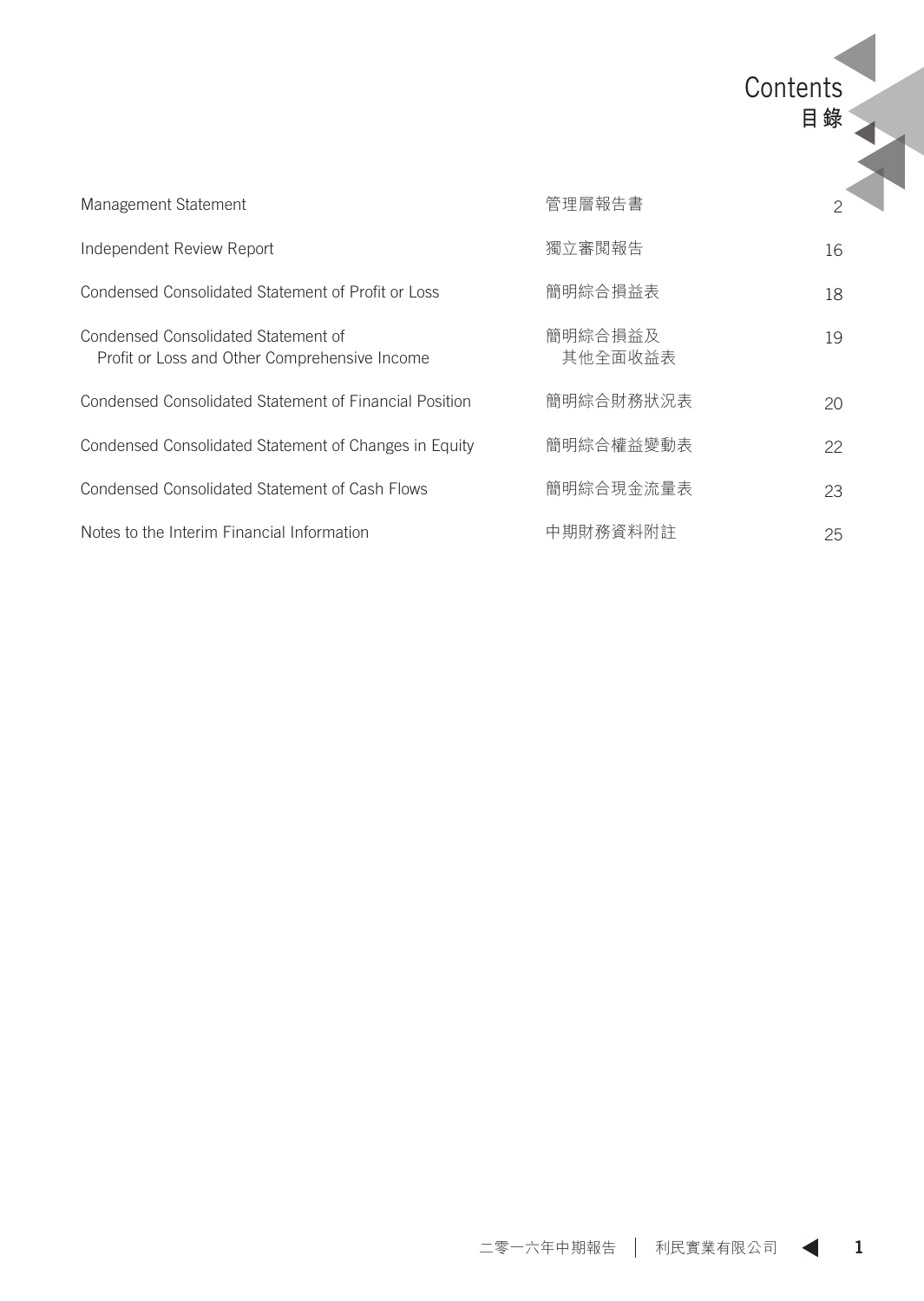# Contents
# 目錄

| | | |
|---|---|---|
| Management Statement | 管理層報告書 | 2 |
| Independent Review Report | 獨立審閱報告 | 16 |
| Condensed Consolidated Statement of Profit or Loss | 簡明綜合損益表 | 18 |
| Condensed Consolidated Statement of Profit or Loss and Other Comprehensive Income | 簡明綜合損益及其他全面收益表 | 19 |
| Condensed Consolidated Statement of Financial Position | 簡明綜合財務狀況表 | 20 |
| Condensed Consolidated Statement of Changes in Equity | 簡明綜合權益變動表 | 22 |
| Condensed Consolidated Statement of Cash Flows | 簡明綜合現金流量表 | 23 |
| Notes to the Interim Financial Information | 中期財務資料附註 | 25 |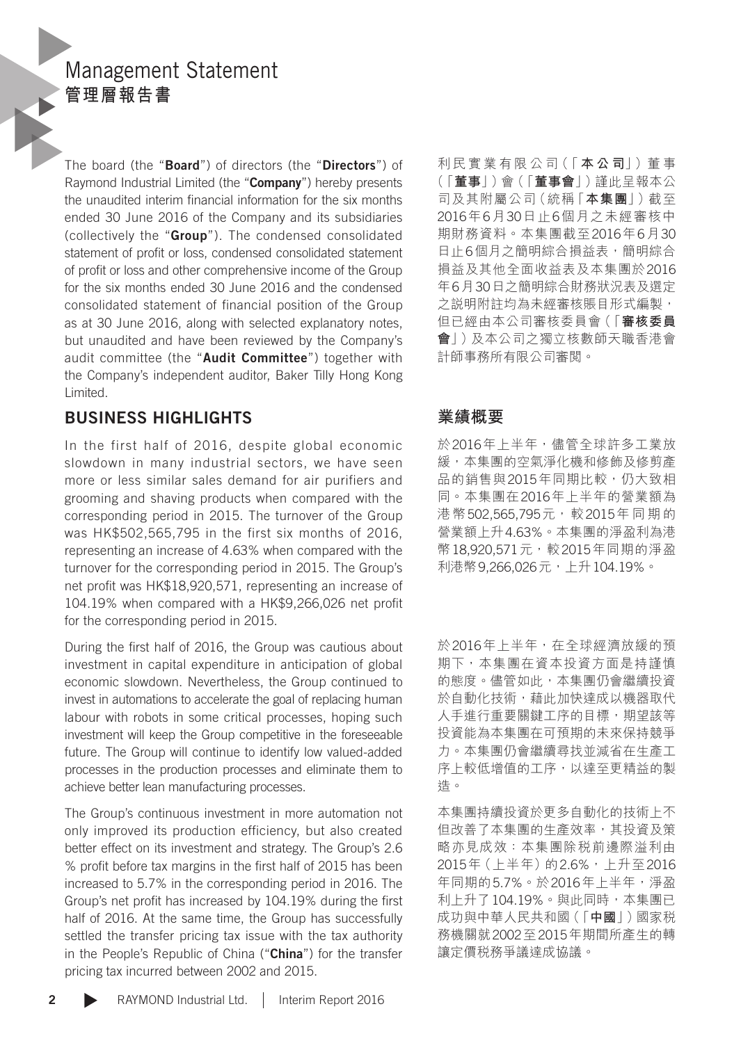# Management Statement
# 管理層報告書

The board (the "**Board**") of directors (the "**Directors**") of Raymond Industrial Limited (the "**Company**") hereby presents the unaudited interim financial information for the six months ended 30 June 2016 of the Company and its subsidiaries (collectively the "**Group**"). The condensed consolidated statement of profit or loss, condensed consolidated statement of profit or loss and other comprehensive income of the Group for the six months ended 30 June 2016 and the condensed consolidated statement of financial position of the Group as at 30 June 2016, along with selected explanatory notes, but unaudited and have been reviewed by the Company's audit committee (the "**Audit Committee**") together with the Company's independent auditor, Baker Tilly Hong Kong Limited.

利民實業有限公司（「**本公司**」）董事（「**董事**」）會（「**董事會**」）謹此呈報本公司及其附屬公司（統稱「**本集團**」）截至2016年6月30日止6個月之未經審核中期財務資料。本集團截至2016年6月30日止6個月之簡明綜合損益表，簡明綜合損益及其他全面收益表及本集團於2016年6月30日之簡明綜合財務狀況表及選定之說明附註均為未經審核賬目形式編製，但已經由本公司審核委員會（「**審核委員會**」）及本公司之獨立核數師天職香港會計師事務所有限公司審閱。

## BUSINESS HIGHLIGHTS

In the first half of 2016, despite global economic slowdown in many industrial sectors, we have seen more or less similar sales demand for air purifiers and grooming and shaving products when compared with the corresponding period in 2015. The turnover of the Group was HK$502,565,795 in the first six months of 2016, representing an increase of 4.63% when compared with the turnover for the corresponding period in 2015. The Group's net profit was HK$18,920,571, representing an increase of 104.19% when compared with a HK$9,266,026 net profit for the corresponding period in 2015.

During the first half of 2016, the Group was cautious about investment in capital expenditure in anticipation of global economic slowdown. Nevertheless, the Group continued to invest in automations to accelerate the goal of replacing human labour with robots in some critical processes, hoping such investment will keep the Group competitive in the foreseeable future. The Group will continue to identify low valued-added processes in the production processes and eliminate them to achieve better lean manufacturing processes.

The Group's continuous investment in more automation not only improved its production efficiency, but also created better effect on its investment and strategy. The Group's 2.6 % profit before tax margins in the first half of 2015 has been increased to 5.7% in the corresponding period in 2016. The Group's net profit has increased by 104.19% during the first half of 2016. At the same time, the Group has successfully settled the transfer pricing tax issue with the tax authority in the People's Republic of China ("**China**") for the transfer pricing tax incurred between 2002 and 2015.

## 業績概要

於2016年上半年，儘管全球許多工業放緩，本集團的空氣淨化機和修飾及修剪產品的銷售與2015年同期比較，仍大致相同。本集團在2016年上半年的營業額為港幣502,565,795元，較2015年同期的營業額上升4.63%。本集團的淨盈利為港幣18,920,571元，較2015年同期的淨盈利港幣9,266,026元，上升104.19%。

於2016年上半年，在全球經濟放緩的預期下，本集團在資本投資方面是持謹慎的態度。儘管如此，本集團仍會繼續投資於自動化技術，藉此加快達成以機器取代人手進行重要關鍵工序的目標，期望該等投資能為本集團在可預期的未來保持競爭力。本集團仍會繼續尋找並減省在生產工序上較低增值的工序，以達至更精益的製造。

本集團持續投資於更多自動化的技術上不但改善了本集團的生產效率，其投資及策略亦見成效：本集團除稅前邊際溢利由2015年（上半年）的2.6%，上升至2016年同期的5.7%。於2016年上半年，淨盈利上升了104.19%。與此同時，本集團已成功與中華人民共和國（「**中國**」）國家稅務機關就2002至2015年期間所產生的轉讓定價稅務爭議達成協議。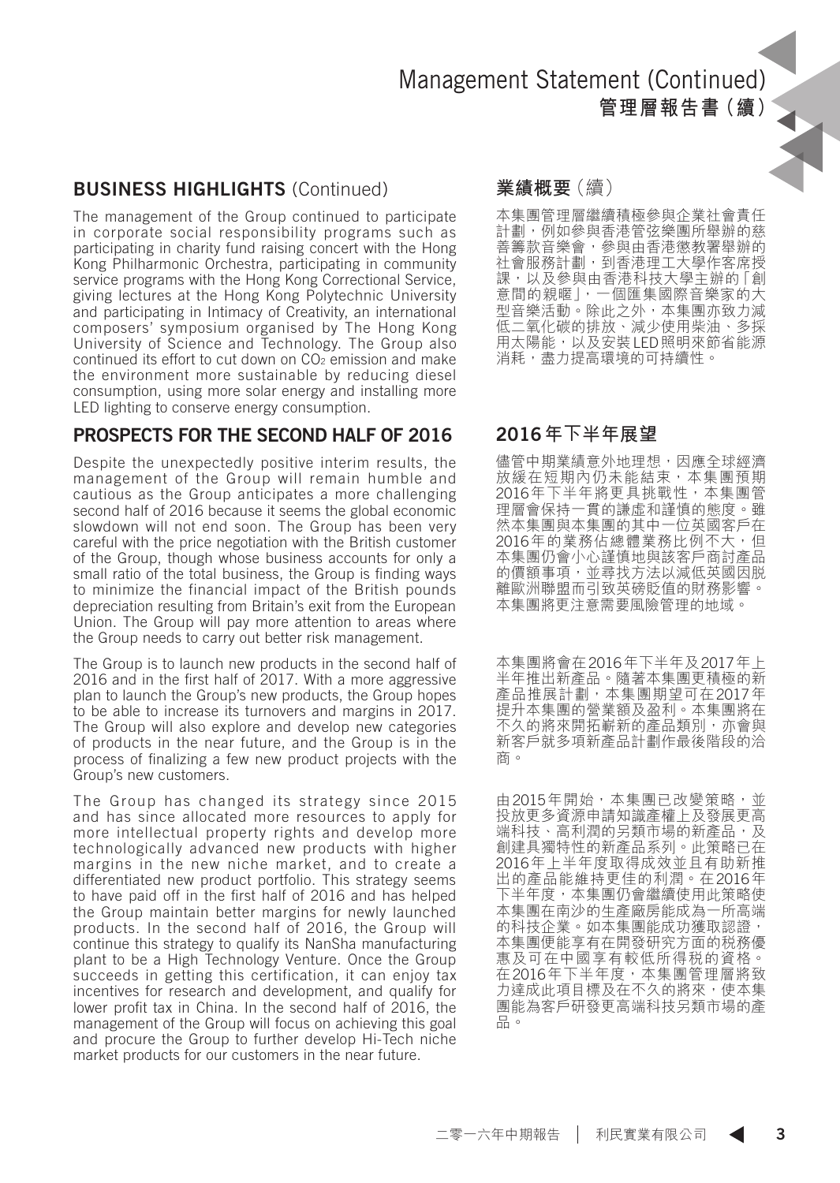## BUSINESS HIGHLIGHTS (Continued)

The management of the Group continued to participate in corporate social responsibility programs such as participating in charity fund raising concert with the Hong Kong Philharmonic Orchestra, participating in community service programs with the Hong Kong Correctional Service, giving lectures at the Hong Kong Polytechnic University and participating in Intimacy of Creativity, an international composers' symposium organised by The Hong Kong University of Science and Technology. The Group also continued its effort to cut down on $CO_2$ emission and make the environment more sustainable by reducing diesel consumption, using more solar energy and installing more LED lighting to conserve energy consumption.

## 業績概要（續）

本集團管理層繼續積極參與企業社會責任計劃，例如參與香港管弦樂團所舉辦的慈善籌款音樂會，參與由香港懲教署舉辦的社會服務計劃，到香港理工大學作客席授課，以及參與由香港科技大學主辦的「創意間的親暱」，一個匯集國際音樂家的大型音樂活動。除此之外，本集團亦致力減低二氧化碳的排放、減少使用柴油、多採用太陽能，以及安裝LED照明來節省能源消耗，盡力提高環境的可持續性。

## PROSPECTS FOR THE SECOND HALF OF 2016

Despite the unexpectedly positive interim results, the management of the Group will remain humble and cautious as the Group anticipates a more challenging second half of 2016 because it seems the global economic slowdown will not end soon. The Group has been very careful with the price negotiation with the British customer of the Group, though whose business accounts for only a small ratio of the total business, the Group is finding ways to minimize the financial impact of the British pounds depreciation resulting from Britain's exit from the European Union. The Group will pay more attention to areas where the Group needs to carry out better risk management.

The Group is to launch new products in the second half of 2016 and in the first half of 2017. With a more aggressive plan to launch the Group's new products, the Group hopes to be able to increase its turnovers and margins in 2017. The Group will also explore and develop new categories of products in the near future, and the Group is in the process of finalizing a few new product projects with the Group's new customers.

The Group has changed its strategy since 2015 and has since allocated more resources to apply for more intellectual property rights and develop more technologically advanced new products with higher margins in the new niche market, and to create a differentiated new product portfolio. This strategy seems to have paid off in the first half of 2016 and has helped the Group maintain better margins for newly launched products. In the second half of 2016, the Group will continue this strategy to qualify its NanSha manufacturing plant to be a High Technology Venture. Once the Group succeeds in getting this certification, it can enjoy tax incentives for research and development, and qualify for lower profit tax in China. In the second half of 2016, the management of the Group will focus on achieving this goal and procure the Group to further develop Hi-Tech niche market products for our customers in the near future.

## 2016年下半年展望

儘管中期業績意外地理想，因應全球經濟放緩在短期內仍未能結束，本集團預期2016年下半年將更具挑戰性，本集團管理層會保持一貫的謙虛和謹慎的態度。雖然本集團與本集團的其中一位英國客戶在2016年的業務佔總體業務比例不大，但本集團仍會小心謹慎地與該客戶商討產品的價額事項，並尋找方法以減低英國因脫離歐洲聯盟而引致英磅貶值的財務影響。本集團將更注意需要風險管理的地域。

本集團將會在2016年下半年及2017年上半年推出新產品。隨著本集團更積極的新產品推展計劃，本集團期望可在2017年提升本集團的營業額及盈利。本集團將在不久的將來開拓嶄新的產品類別，亦會與新客戶就多項新產品計劃作最後階段的洽商。

由2015年開始，本集團已改變策略，並投放更多資源申請知識產權上及發展更高端科技、高利潤的另類市場的新產品，及創建具獨特性的新產品系列。此策略已在2016年上半年度取得成效並且有助新推出的產品能維持更佳的利潤。在2016年下半年度，本集團仍會繼續使用此策略使本集團在南沙的生產廠房能成為一所高端的科技企業。如本集團能成功獲取認證，本集團便能享有在開發研究方面的稅務優惠及可在中國享有較低所得稅的資格。在2016年下半年度，本集團管理層將致力達成此項目標及在不久的將來，使本集團能為客戶研發更高端科技另類市場的產品。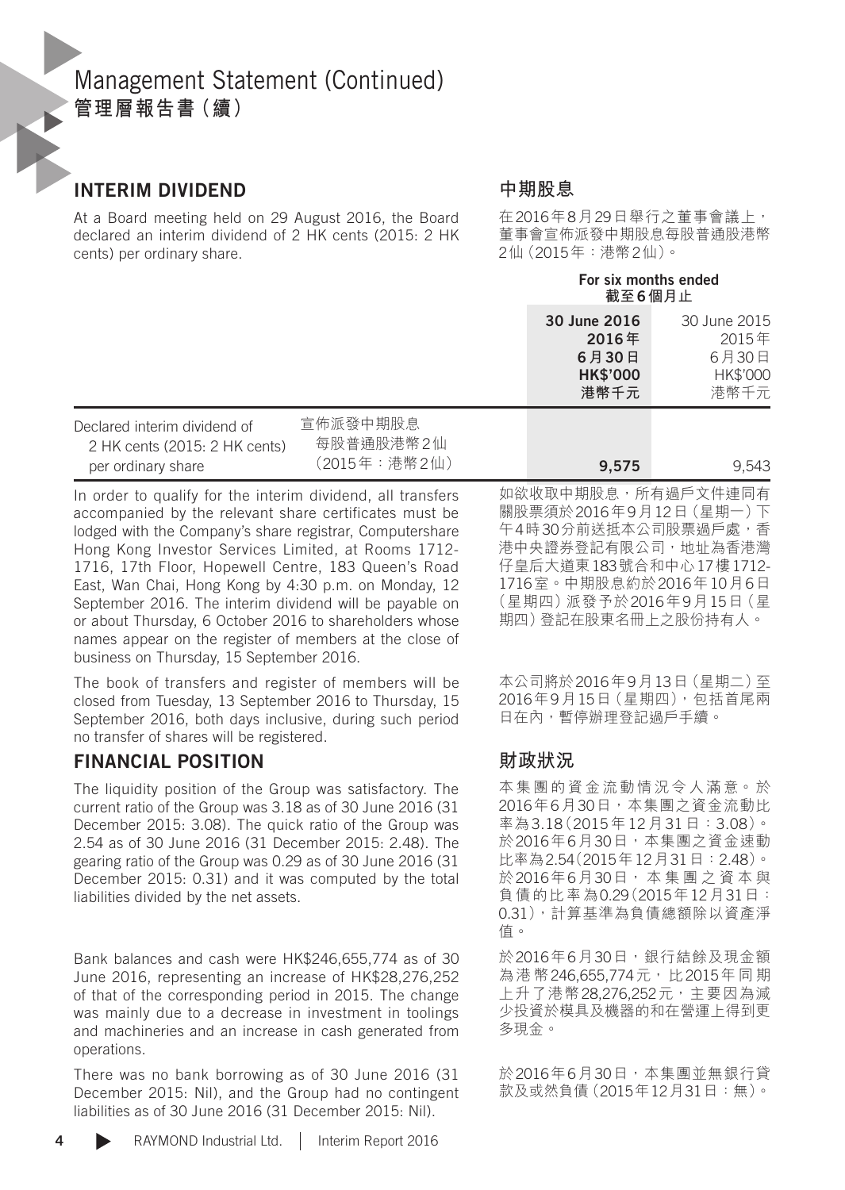# Management Statement (Continued)
# 管理層報告書(續)

## INTERIM DIVIDEND

At a Board meeting held on 29 August 2016, the Board declared an interim dividend of 2 HK cents (2015: 2 HK cents) per ordinary share.

## 中期股息

在2016年8月29日舉行之董事會議上,董事會宣佈派發中期股息每股普通股港幣2仙(2015年:港幣2仙)。

| | | For six months ended 截至6個月止 | |
|---|---|---|---|
| | | **30 June 2016 2016年 6月30日 HK$'000 港幣千元** | 30 June 2015 2015年 6月30日 HK$'000 港幣千元 |
| Declared interim dividend of 2 HK cents (2015: 2 HK cents) per ordinary share | 宣佈派發中期股息 每股普通股港幣2仙 (2015年:港幣2仙) | **9,575** | 9,543 |

In order to qualify for the interim dividend, all transfers accompanied by the relevant share certificates must be lodged with the Company's share registrar, Computershare Hong Kong Investor Services Limited, at Rooms 1712-1716, 17th Floor, Hopewell Centre, 183 Queen's Road East, Wan Chai, Hong Kong by 4:30 p.m. on Monday, 12 September 2016. The interim dividend will be payable on or about Thursday, 6 October 2016 to shareholders whose names appear on the register of members at the close of business on Thursday, 15 September 2016.

如欲收取中期股息,所有過戶文件連同有關股票須於2016年9月12日(星期一)下午4時30分前送抵本公司股票過戶處,香港中央證券登記有限公司,地址為香港灣仔皇后大道東183號合和中心17樓1712-1716室。中期股息約於2016年10月6日(星期四)派發予於2016年9月15日(星期四)登記在股東名冊上之股份持有人。

The book of transfers and register of members will be closed from Tuesday, 13 September 2016 to Thursday, 15 September 2016, both days inclusive, during such period no transfer of shares will be registered.

本公司將於2016年9月13日(星期二)至2016年9月15日(星期四),包括首尾兩日在內,暫停辦理登記過戶手續。

## FINANCIAL POSITION

The liquidity position of the Group was satisfactory. The current ratio of the Group was 3.18 as of 30 June 2016 (31 December 2015: 3.08). The quick ratio of the Group was 2.54 as of 30 June 2016 (31 December 2015: 2.48). The gearing ratio of the Group was 0.29 as of 30 June 2016 (31 December 2015: 0.31) and it was computed by the total liabilities divided by the net assets.

## 財政狀況

本集團的資金流動情況令人滿意。於2016年6月30日,本集團之資金流動比率為3.18(2015年12月31日:3.08)。於2016年6月30日,本集團之資金速動比率為2.54(2015年12月31日:2.48)。於2016年6月30日,本集團之資本與負債的比率為0.29(2015年12月31日:0.31),計算基準為負債總額除以資產淨值。

Bank balances and cash were HK$246,655,774 as of 30 June 2016, representing an increase of HK$28,276,252 of that of the corresponding period in 2015. The change was mainly due to a decrease in investment in toolings and machineries and an increase in cash generated from operations.

於2016年6月30日,銀行結餘及現金額為港幣246,655,774元,比2015年同期上升了港幣28,276,252元,主要因為減少投資於模具及機器的和在營運上得到更多現金。

There was no bank borrowing as of 30 June 2016 (31 December 2015: Nil), and the Group had no contingent liabilities as of 30 June 2016 (31 December 2015: Nil).

於2016年6月30日,本集團並無銀行貸款及或然負債(2015年12月31日:無)。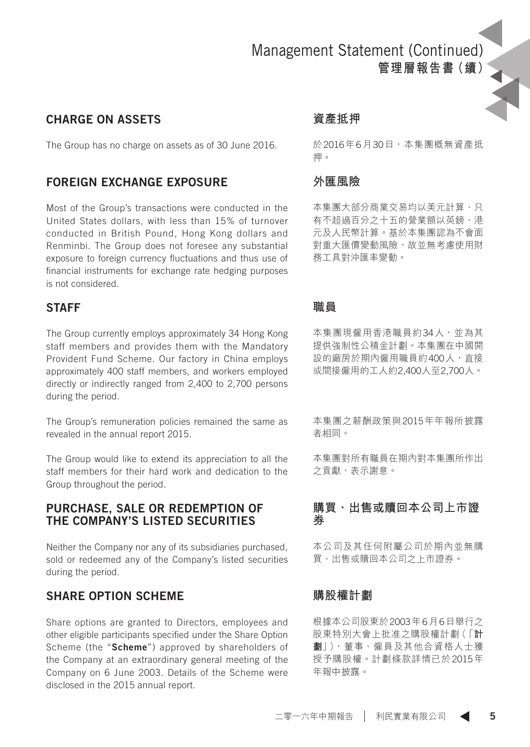## CHARGE ON ASSETS

The Group has no charge on assets as of 30 June 2016.

## 資產抵押

於2016年6月30日，本集團概無資產抵押。

## FOREIGN EXCHANGE EXPOSURE

Most of the Group's transactions were conducted in the United States dollars, with less than 15% of turnover conducted in British Pound, Hong Kong dollars and Renminbi. The Group does not foresee any substantial exposure to foreign currency fluctuations and thus use of financial instruments for exchange rate hedging purposes is not considered.

## 外匯風險

本集團大部分商業交易均以美元計算、只有不超過百分之十五的營業額以英鎊、港元及人民幣計算。基於本集團認為不會面對重大匯價變動風險，故並無考慮使用財務工具對沖匯率變動。

## STAFF

The Group currently employs approximately 34 Hong Kong staff members and provides them with the Mandatory Provident Fund Scheme. Our factory in China employs approximately 400 staff members, and workers employed directly or indirectly ranged from 2,400 to 2,700 persons during the period.

The Group's remuneration policies remained the same as revealed in the annual report 2015.

The Group would like to extend its appreciation to all the staff members for their hard work and dedication to the Group throughout the period.

## 職員

本集團現僱用香港職員約34人，並為其提供強制性公積金計劃。本集團在中國開設的廠房於期內僱用職員約400人，直接或間接僱用的工人約2,400人至2,700人。

本集團之薪酬政策與2015年年報所披露者相同。

本集團對所有職員在期內對本集團所作出之貢獻，表示謝意。

## PURCHASE, SALE OR REDEMPTION OF THE COMPANY'S LISTED SECURITIES

Neither the Company nor any of its subsidiaries purchased, sold or redeemed any of the Company's listed securities during the period.

## 購買、出售或贖回本公司上市證券

本公司及其任何附屬公司於期內並無購買、出售或贖回本公司之上市證券。

## SHARE OPTION SCHEME

Share options are granted to Directors, employees and other eligible participants specified under the Share Option Scheme (the "**Scheme**") approved by shareholders of the Company at an extraordinary general meeting of the Company on 6 June 2003. Details of the Scheme were disclosed in the 2015 annual report.

## 購股權計劃

根據本公司股東於2003年6月6日舉行之股東特別大會上批准之購股權計劃（「**計劃**」），董事、僱員及其他合資格人士獲授予購股權。計劃條款詳情已於2015年年報中披露。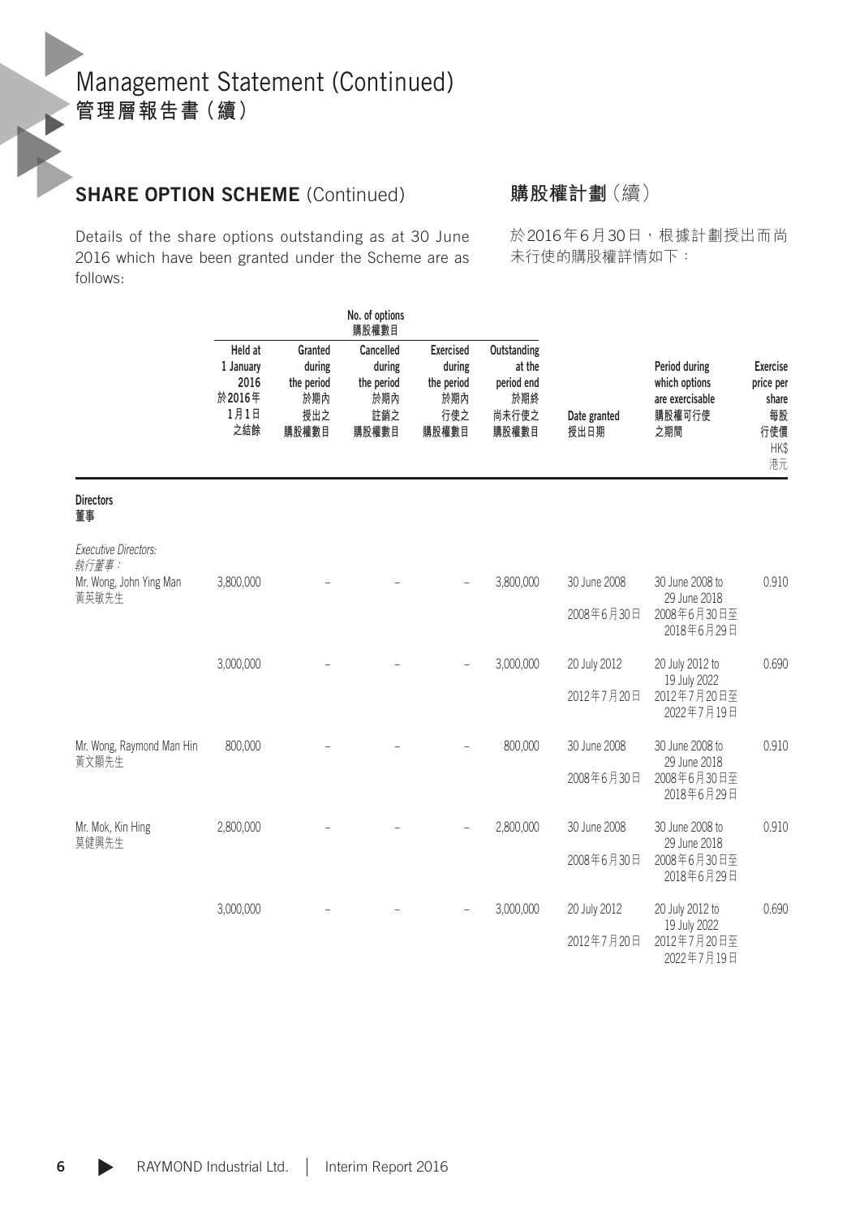# Management Statement (Continued)
# 管理層報告書（續）

## SHARE OPTION SCHEME (Continued)

## 購股權計劃（續）

Details of the share options outstanding as at 30 June 2016 which have been granted under the Scheme are as follows:

於2016年6月30日，根據計劃授出而尚未行使的購股權詳情如下：

| | No. of options 購股權數目 | | | | | | | |
|---|---|---|---|---|---|---|---|---|
| | Held at 1 January 2016 於2016年1月1日之結餘 | Granted during the period 於期內授出之購股權數目 | Cancelled during the period 於期內註銷之購股權數目 | Exercised during the period 於期內行使之購股權數目 | Outstanding at the period end 於期終尚未行使之購股權數目 | Date granted 授出日期 | Period during which options are exercisable 購股權可行使之期間 | Exercise price per share 每股行使價 HK$ 港元 |
| **Directors 董事** | | | | | | | | |
| *Executive Directors: 執行董事：* | | | | | | | | |
| Mr. Wong, John Ying Man 黃英敏先生 | 3,800,000 | – | – | – | 3,800,000 | 30 June 2008 2008年6月30日 | 30 June 2008 to 29 June 2018 2008年6月30日至2018年6月29日 | 0.910 |
| | 3,000,000 | – | – | – | 3,000,000 | 20 July 2012 2012年7月20日 | 20 July 2012 to 19 July 2022 2012年7月20日至2022年7月19日 | 0.690 |
| Mr. Wong, Raymond Man Hin 黃文顯先生 | 800,000 | – | – | – | 800,000 | 30 June 2008 2008年6月30日 | 30 June 2008 to 29 June 2018 2008年6月30日至2018年6月29日 | 0.910 |
| Mr. Mok, Kin Hing 莫健興先生 | 2,800,000 | – | – | – | 2,800,000 | 30 June 2008 2008年6月30日 | 30 June 2008 to 29 June 2018 2008年6月30日至2018年6月29日 | 0.910 |
| | 3,000,000 | – | – | – | 3,000,000 | 20 July 2012 2012年7月20日 | 20 July 2012 to 19 July 2022 2012年7月20日至2022年7月19日 | 0.690 |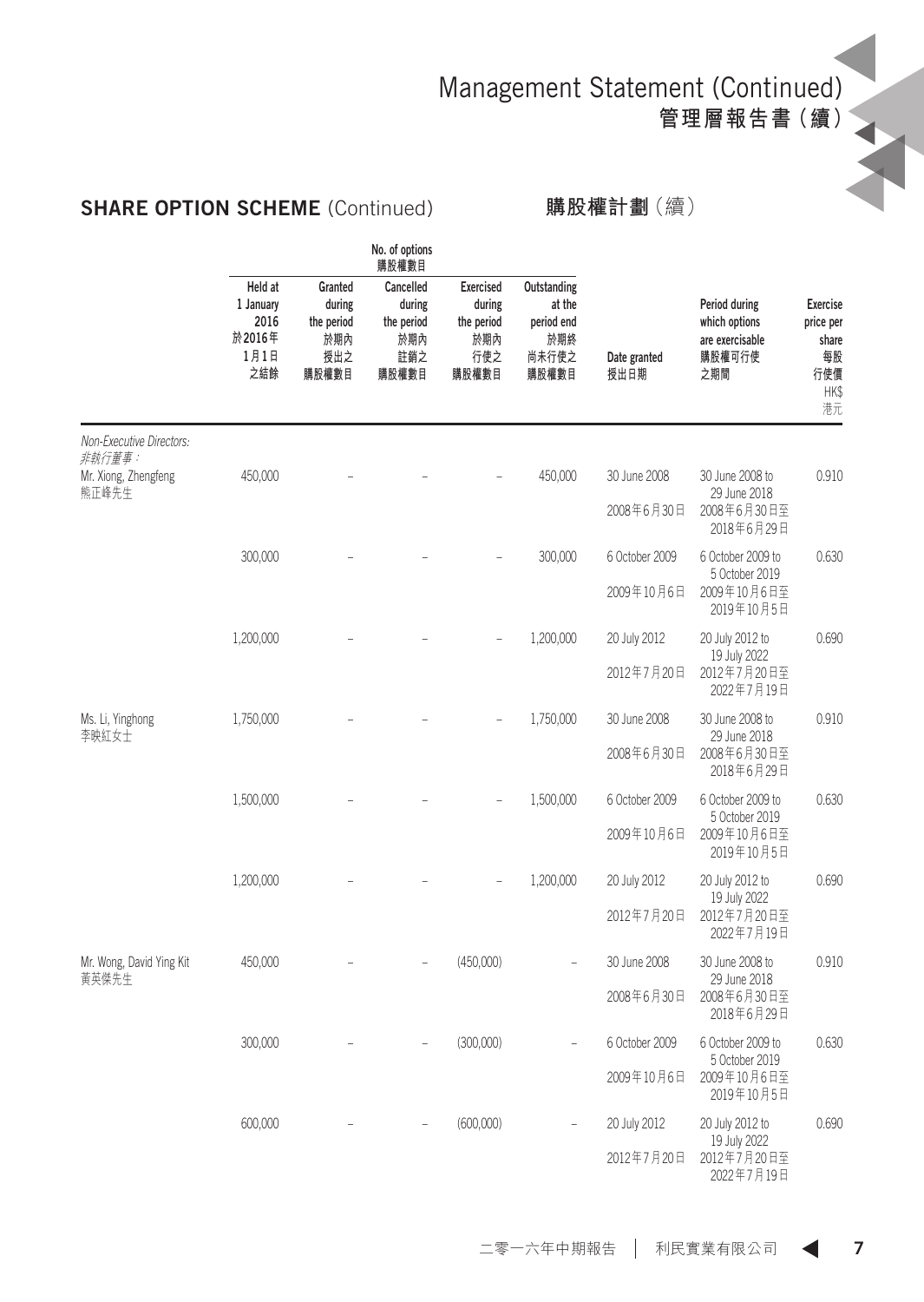## SHARE OPTION SCHEME (Continued) 購股權計劃（續）

| | No. of options 購股權數目 | | | | | | | |
|---|---|---|---|---|---|---|---|---|
| | Held at 1 January 2016 於2016年1月1日之結餘 | Granted during the period 於期內授出之購股權數目 | Cancelled during the period 於期內註銷之購股權數目 | Exercised during the period 於期內行使之購股權數目 | Outstanding at the period end 於期終尚未行使之購股權數目 | Date granted 授出日期 | Period during which options are exercisable 購股權可行使之期間 | Exercise price per share 每股行使價 HK$ 港元 |
| *Non-Executive Directors:* *非執行董事：* | | | | | | | | |
| Mr. Xiong, Zhengfeng 熊正峰先生 | 450,000 | – | – | – | 450,000 | 30 June 2008 2008年6月30日 | 30 June 2008 to 29 June 2018 2008年6月30日至2018年6月29日 | 0.910 |
| | 300,000 | – | – | – | 300,000 | 6 October 2009 2009年10月6日 | 6 October 2009 to 5 October 2019 2009年10月6日至2019年10月5日 | 0.630 |
| | 1,200,000 | – | – | – | 1,200,000 | 20 July 2012 2012年7月20日 | 20 July 2012 to 19 July 2022 2012年7月20日至2022年7月19日 | 0.690 |
| Ms. Li, Yinghong 李映紅女士 | 1,750,000 | – | – | – | 1,750,000 | 30 June 2008 2008年6月30日 | 30 June 2008 to 29 June 2018 2008年6月30日至2018年6月29日 | 0.910 |
| | 1,500,000 | – | – | – | 1,500,000 | 6 October 2009 2009年10月6日 | 6 October 2009 to 5 October 2019 2009年10月6日至2019年10月5日 | 0.630 |
| | 1,200,000 | – | – | – | 1,200,000 | 20 July 2012 2012年7月20日 | 20 July 2012 to 19 July 2022 2012年7月20日至2022年7月19日 | 0.690 |
| Mr. Wong, David Ying Kit 黃英傑先生 | 450,000 | – | – | (450,000) | – | 30 June 2008 2008年6月30日 | 30 June 2008 to 29 June 2018 2008年6月30日至2018年6月29日 | 0.910 |
| | 300,000 | – | – | (300,000) | – | 6 October 2009 2009年10月6日 | 6 October 2009 to 5 October 2019 2009年10月6日至2019年10月5日 | 0.630 |
| | 600,000 | – | – | (600,000) | – | 20 July 2012 2012年7月20日 | 20 July 2012 to 19 July 2022 2012年7月20日至2022年7月19日 | 0.690 |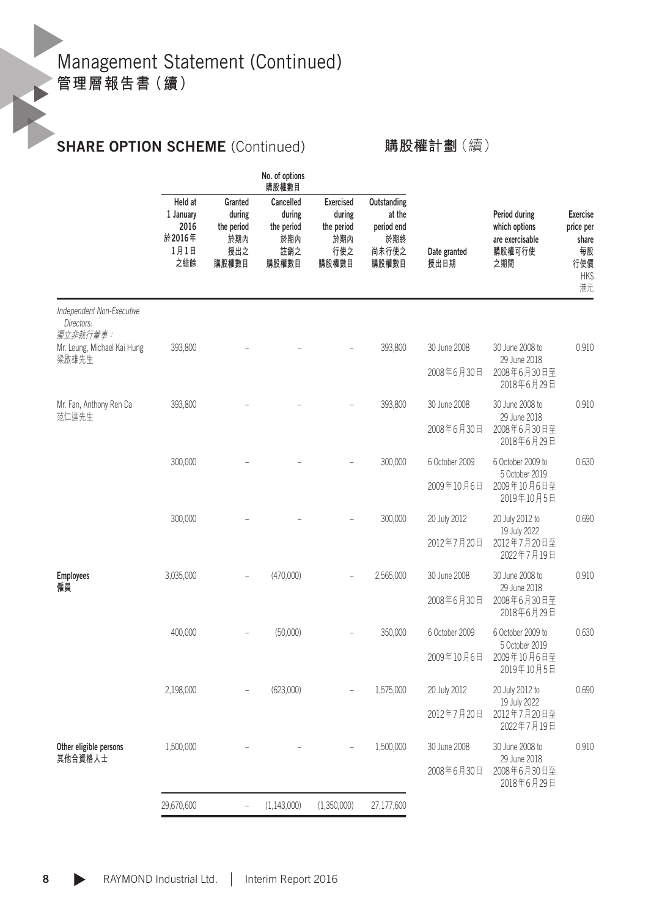# Management Statement (Continued)
# 管理層報告書(續)

## SHARE OPTION SCHEME (Continued) 購股權計劃(續)

| | No. of options 購股權數目 | | | | | | | |
|---|---|---|---|---|---|---|---|---|
| | Held at 1 January 2016 於2016年1月1日之結餘 | Granted during the period 於期內授出之購股權數目 | Cancelled during the period 於期內註銷之購股權數目 | Exercised during the period 於期內行使之購股權數目 | Outstanding at the period end 於期終尚未行使之購股權數目 | Date granted 授出日期 | Period during which options are exercisable 購股權可行使之期間 | Exercise price per share 每股行使價 HK$ 港元 |
| *Independent Non-Executive Directors:* *獨立非執行董事:* | | | | | | | | |
| Mr. Leung, Michael Kai Hung 梁啟雄先生 | 393,800 | – | – | – | 393,800 | 30 June 2008 2008年6月30日 | 30 June 2008 to 29 June 2018 2008年6月30日至2018年6月29日 | 0.910 |
| Mr. Fan, Anthony Ren Da 范仁達先生 | 393,800 | – | – | – | 393,800 | 30 June 2008 2008年6月30日 | 30 June 2008 to 29 June 2018 2008年6月30日至2018年6月29日 | 0.910 |
| | 300,000 | – | – | – | 300,000 | 6 October 2009 2009年10月6日 | 6 October 2009 to 5 October 2019 2009年10月6日至2019年10月5日 | 0.630 |
| | 300,000 | – | – | – | 300,000 | 20 July 2012 2012年7月20日 | 20 July 2012 to 19 July 2022 2012年7月20日至2022年7月19日 | 0.690 |
| **Employees 僱員** | 3,035,000 | – | (470,000) | – | 2,565,000 | 30 June 2008 2008年6月30日 | 30 June 2008 to 29 June 2018 2008年6月30日至2018年6月29日 | 0.910 |
| | 400,000 | – | (50,000) | – | 350,000 | 6 October 2009 2009年10月6日 | 6 October 2009 to 5 October 2019 2009年10月6日至2019年10月5日 | 0.630 |
| | 2,198,000 | – | (623,000) | – | 1,575,000 | 20 July 2012 2012年7月20日 | 20 July 2012 to 19 July 2022 2012年7月20日至2022年7月19日 | 0.690 |
| **Other eligible persons 其他合資格人士** | 1,500,000 | – | – | – | 1,500,000 | 30 June 2008 2008年6月30日 | 30 June 2008 to 29 June 2018 2008年6月30日至2018年6月29日 | 0.910 |
| | 29,670,600 | – | (1,143,000) | (1,350,000) | 27,177,600 | | | |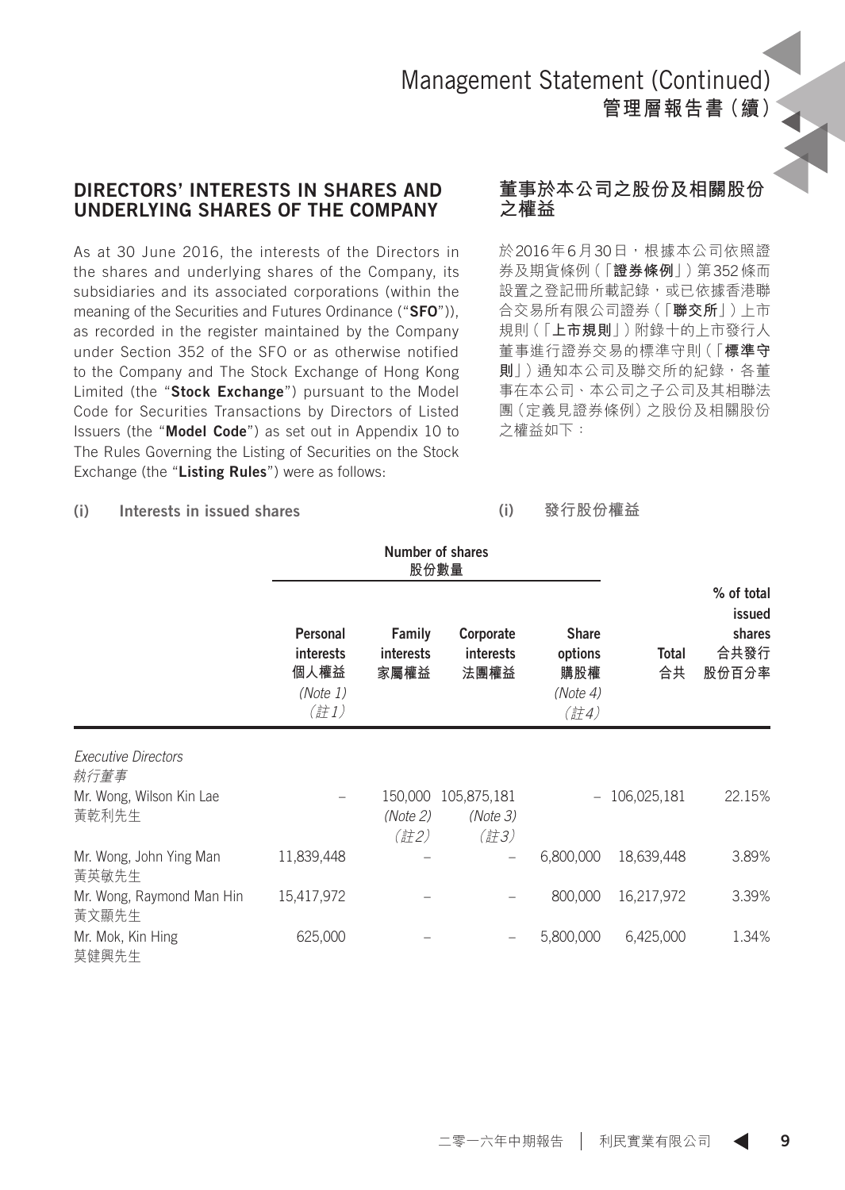## DIRECTORS' INTERESTS IN SHARES AND UNDERLYING SHARES OF THE COMPANY

As at 30 June 2016, the interests of the Directors in the shares and underlying shares of the Company, its subsidiaries and its associated corporations (within the meaning of the Securities and Futures Ordinance ("**SFO**")), as recorded in the register maintained by the Company under Section 352 of the SFO or as otherwise notified to the Company and The Stock Exchange of Hong Kong Limited (the "**Stock Exchange**") pursuant to the Model Code for Securities Transactions by Directors of Listed Issuers (the "**Model Code**") as set out in Appendix 10 to The Rules Governing the Listing of Securities on the Stock Exchange (the "**Listing Rules**") were as follows:

## 董事於本公司之股份及相關股份之權益

於2016年6月30日，根據本公司依照證券及期貨條例（「**證券條例**」）第352條而設置之登記冊所載記錄，或已依據香港聯合交易所有限公司證券（「**聯交所**」）上市規則（「**上市規則**」）附錄十的上市發行人董事進行證券交易的標準守則（「**標準守則**」）通知本公司及聯交所的紀錄，各董事在本公司、本公司之子公司及其相聯法團（定義見證券條例）之股份及相關股份之權益如下：

### (i) Interests in issued shares

### (i) 發行股份權益

| | Number of shares 股份數量 | | | | | |
|---|---|---|---|---|---|---|
| | Personal interests 個人權益 *(Note 1)* *(註1)* | Family interests 家屬權益 | Corporate interests 法團權益 | Share options 購股權 *(Note 4)* *(註4)* | Total 合共 | % of total issued shares 合共發行股份百分率 |
| *Executive Directors* *執行董事* | | | | | | |
| Mr. Wong, Wilson Kin Lae 黃乾利先生 | – | 150,000 *(Note 2)* *(註2)* | 105,875,181 *(Note 3)* *(註3)* | – | 106,025,181 | 22.15% |
| Mr. Wong, John Ying Man 黃英敏先生 | 11,839,448 | – | – | 6,800,000 | 18,639,448 | 3.89% |
| Mr. Wong, Raymond Man Hin 黃文顯先生 | 15,417,972 | – | – | 800,000 | 16,217,972 | 3.39% |
| Mr. Mok, Kin Hing 莫健興先生 | 625,000 | – | – | 5,800,000 | 6,425,000 | 1.34% |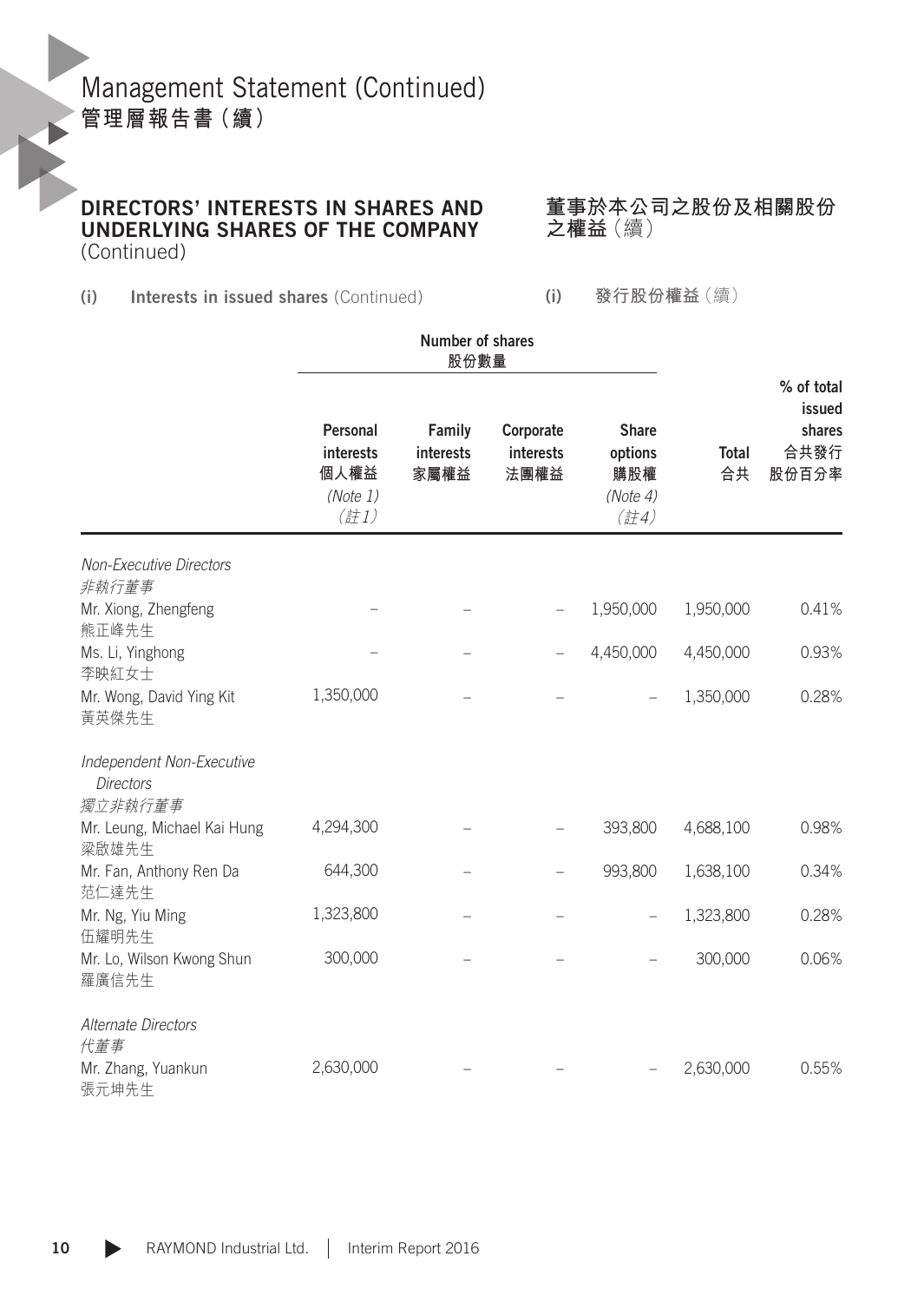# Management Statement (Continued)
# 管理層報告書（續）

## DIRECTORS' INTERESTS IN SHARES AND UNDERLYING SHARES OF THE COMPANY (Continued)

## 董事於本公司之股份及相關股份之權益（續）

### (i) Interests in issued shares (Continued)

### (i) 發行股份權益（續）

| | Number of shares 股份數量 | | | | | |
|---|---|---|---|---|---|---|
| | Personal interests 個人權益 (Note 1) (註1) | Family interests 家屬權益 | Corporate interests 法團權益 | Share options 購股權 (Note 4) (註4) | Total 合共 | % of total issued shares 合共發行股份百分率 |
| *Non-Executive Directors* *非執行董事* | | | | | | |
| Mr. Xiong, Zhengfeng 熊正峰先生 | – | – | – | 1,950,000 | 1,950,000 | 0.41% |
| Ms. Li, Yinghong 李映紅女士 | – | – | – | 4,450,000 | 4,450,000 | 0.93% |
| Mr. Wong, David Ying Kit 黃英傑先生 | 1,350,000 | – | – | – | 1,350,000 | 0.28% |
| *Independent Non-Executive Directors* *獨立非執行董事* | | | | | | |
| Mr. Leung, Michael Kai Hung 梁啟雄先生 | 4,294,300 | – | – | 393,800 | 4,688,100 | 0.98% |
| Mr. Fan, Anthony Ren Da 范仁達先生 | 644,300 | – | – | 993,800 | 1,638,100 | 0.34% |
| Mr. Ng, Yiu Ming 伍耀明先生 | 1,323,800 | – | – | – | 1,323,800 | 0.28% |
| Mr. Lo, Wilson Kwong Shun 羅廣信先生 | 300,000 | – | – | – | 300,000 | 0.06% |
| *Alternate Directors* *代董事* | | | | | | |
| Mr. Zhang, Yuankun 張元坤先生 | 2,630,000 | – | – | – | 2,630,000 | 0.55% |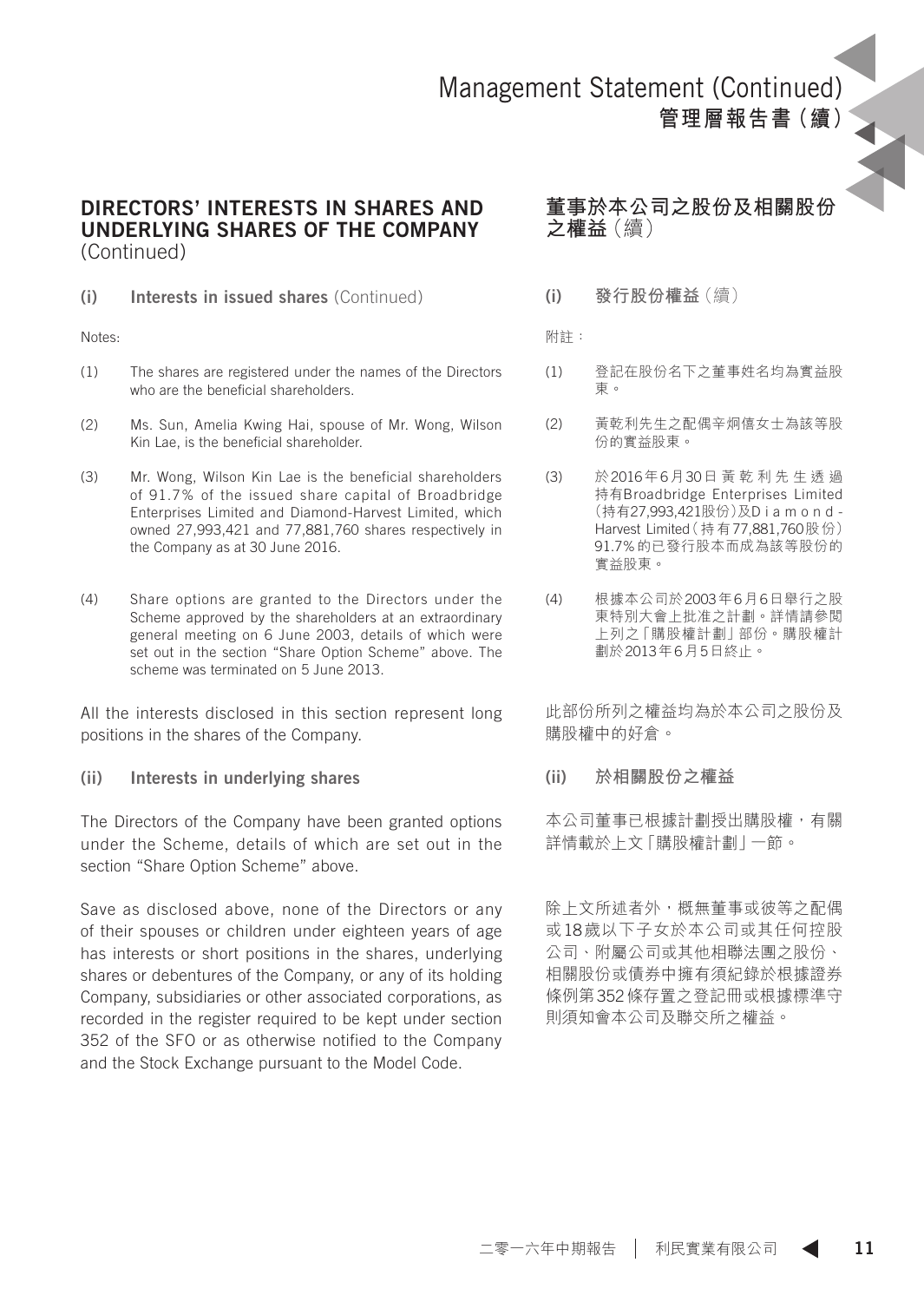## DIRECTORS' INTERESTS IN SHARES AND UNDERLYING SHARES OF THE COMPANY (Continued)

**(i) Interests in issued shares** (Continued)

Notes:

(1) The shares are registered under the names of the Directors who are the beneficial shareholders.

(2) Ms. Sun, Amelia Kwing Hai, spouse of Mr. Wong, Wilson Kin Lae, is the beneficial shareholder.

(3) Mr. Wong, Wilson Kin Lae is the beneficial shareholders of 91.7% of the issued share capital of Broadbridge Enterprises Limited and Diamond-Harvest Limited, which owned 27,993,421 and 77,881,760 shares respectively in the Company as at 30 June 2016.

(4) Share options are granted to the Directors under the Scheme approved by the shareholders at an extraordinary general meeting on 6 June 2003, details of which were set out in the section "Share Option Scheme" above. The scheme was terminated on 5 June 2013.

All the interests disclosed in this section represent long positions in the shares of the Company.

**(ii) Interests in underlying shares**

The Directors of the Company have been granted options under the Scheme, details of which are set out in the section "Share Option Scheme" above.

Save as disclosed above, none of the Directors or any of their spouses or children under eighteen years of age has interests or short positions in the shares, underlying shares or debentures of the Company, or any of its holding Company, subsidiaries or other associated corporations, as recorded in the register required to be kept under section 352 of the SFO or as otherwise notified to the Company and the Stock Exchange pursuant to the Model Code.

## 董事於本公司之股份及相關股份之權益（續）

**(i) 發行股份權益**（續）

附註：

(1) 登記在股份名下之董事姓名均為實益股東。

(2) 黃乾利先生之配偶辛炯僖女士為該等股份的實益股東。

(3) 於2016年6月30日黃乾利先生透過持有Broadbridge Enterprises Limited（持有27,993,421股份）及Diamond-Harvest Limited（持有77,881,760股份）91.7%的已發行股本而成為該等股份的實益股東。

(4) 根據本公司於2003年6月6日舉行之股東特別大會上批准之計劃。詳情請參閱上列之「購股權計劃」部份。購股權計劃於2013年6月5日終止。

此部份所列之權益均為於本公司之股份及購股權中的好倉。

**(ii) 於相關股份之權益**

本公司董事已根據計劃授出購股權，有關詳情載於上文「購股權計劃」一節。

除上文所述者外，概無董事或彼等之配偶或18歲以下子女於本公司或其任何控股公司、附屬公司或其他相聯法團之股份、相關股份或債券中擁有須紀錄於根據證券條例第352條存置之登記冊或根據標準守則須知會本公司及聯交所之權益。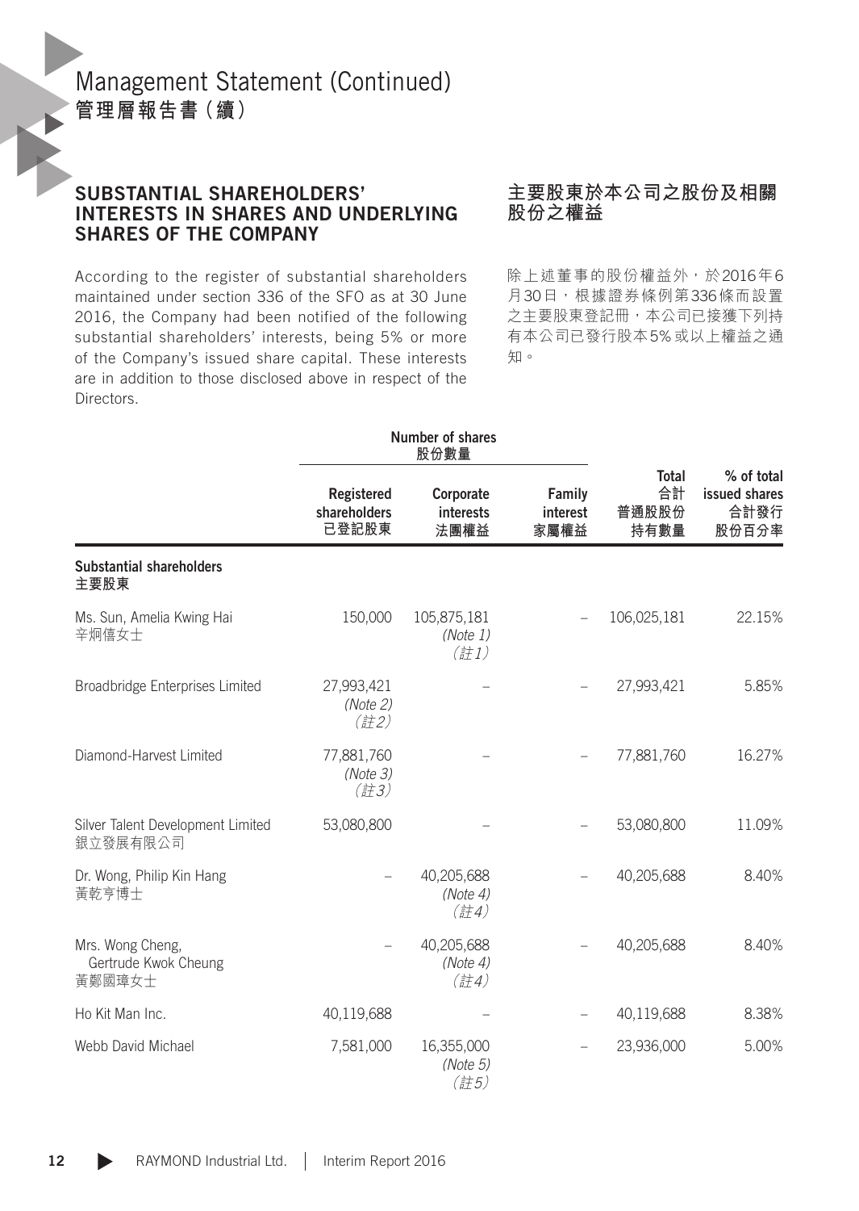# Management Statement (Continued)
# 管理層報告書（續）

## SUBSTANTIAL SHAREHOLDERS' INTERESTS IN SHARES AND UNDERLYING SHARES OF THE COMPANY

## 主要股東於本公司之股份及相關股份之權益

According to the register of substantial shareholders maintained under section 336 of the SFO as at 30 June 2016, the Company had been notified of the following substantial shareholders' interests, being 5% or more of the Company's issued share capital. These interests are in addition to those disclosed above in respect of the Directors.

除上述董事的股份權益外，於2016年6月30日，根據證券條例第336條而設置之主要股東登記冊，本公司已接獲下列持有本公司已發行股本5%或以上權益之通知。

| | Number of shares 股份數量 | | | | |
|---|---|---|---|---|---|
| | Registered shareholders 已登記股東 | Corporate interests 法團權益 | Family interest 家屬權益 | Total 合計 普通股股份持有數量 | % of total issued shares 合計發行股份百分率 |
| **Substantial shareholders 主要股東** | | | | | |
| Ms. Sun, Amelia Kwing Hai 辛炯僖女士 | 150,000 | 105,875,181 *(Note 1)* *(註1)* | – | 106,025,181 | 22.15% |
| Broadbridge Enterprises Limited | 27,993,421 *(Note 2)* *(註2)* | – | – | 27,993,421 | 5.85% |
| Diamond-Harvest Limited | 77,881,760 *(Note 3)* *(註3)* | – | – | 77,881,760 | 16.27% |
| Silver Talent Development Limited 銀立發展有限公司 | 53,080,800 | – | – | 53,080,800 | 11.09% |
| Dr. Wong, Philip Kin Hang 黃乾亨博士 | – | 40,205,688 *(Note 4)* *(註4)* | – | 40,205,688 | 8.40% |
| Mrs. Wong Cheng, Gertrude Kwok Cheung 黃鄭國璋女士 | – | 40,205,688 *(Note 4)* *(註4)* | – | 40,205,688 | 8.40% |
| Ho Kit Man Inc. | 40,119,688 | – | – | 40,119,688 | 8.38% |
| Webb David Michael | 7,581,000 | 16,355,000 *(Note 5)* *(註5)* | – | 23,936,000 | 5.00% |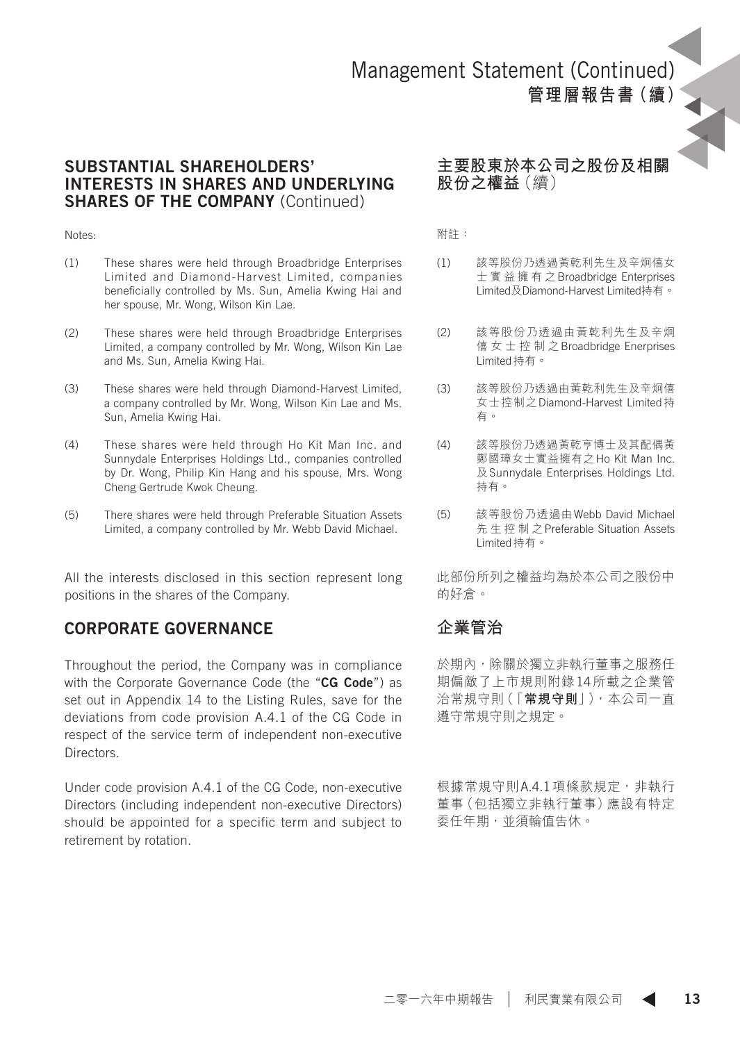## SUBSTANTIAL SHAREHOLDERS' INTERESTS IN SHARES AND UNDERLYING SHARES OF THE COMPANY (Continued)

Notes:

(1) These shares were held through Broadbridge Enterprises Limited and Diamond-Harvest Limited, companies beneficially controlled by Ms. Sun, Amelia Kwing Hai and her spouse, Mr. Wong, Wilson Kin Lae.

(2) These shares were held through Broadbridge Enterprises Limited, a company controlled by Mr. Wong, Wilson Kin Lae and Ms. Sun, Amelia Kwing Hai.

(3) These shares were held through Diamond-Harvest Limited, a company controlled by Mr. Wong, Wilson Kin Lae and Ms. Sun, Amelia Kwing Hai.

(4) These shares were held through Ho Kit Man Inc. and Sunnydale Enterprises Holdings Ltd., companies controlled by Dr. Wong, Philip Kin Hang and his spouse, Mrs. Wong Cheng Gertrude Kwok Cheung.

(5) There shares were held through Preferable Situation Assets Limited, a company controlled by Mr. Webb David Michael.

All the interests disclosed in this section represent long positions in the shares of the Company.

## 主要股東於本公司之股份及相關股份之權益（續）

附註：

(1) 該等股份乃透過黃乾利先生及辛炯僖女士實益擁有之Broadbridge Enterprises Limited及Diamond-Harvest Limited持有。

(2) 該等股份乃透過由黃乾利先生及辛炯僖女士控制之Broadbridge Enerprises Limited持有。

(3) 該等股份乃透過由黃乾利先生及辛炯僖女士控制之Diamond-Harvest Limited持有。

(4) 該等股份乃透過黃乾亨博士及其配偶黃鄭國璋女士實益擁有之Ho Kit Man Inc.及Sunnydale Enterprises Holdings Ltd.持有。

(5) 該等股份乃透過由Webb David Michael先生控制之Preferable Situation Assets Limited持有。

此部份所列之權益均為於本公司之股份中的好倉。

## CORPORATE GOVERNANCE

Throughout the period, the Company was in compliance with the Corporate Governance Code (the "**CG Code**") as set out in Appendix 14 to the Listing Rules, save for the deviations from code provision A.4.1 of the CG Code in respect of the service term of independent non-executive Directors.

Under code provision A.4.1 of the CG Code, non-executive Directors (including independent non-executive Directors) should be appointed for a specific term and subject to retirement by rotation.

## 企業管治

於期內，除關於獨立非執行董事之服務任期偏離了上市規則附錄14所載之企業管治常規守則（「**常規守則**」），本公司一直遵守常規守則之規定。

根據常規守則A.4.1項條款規定，非執行董事（包括獨立非執行董事）應設有特定委任年期，並須輪值告休。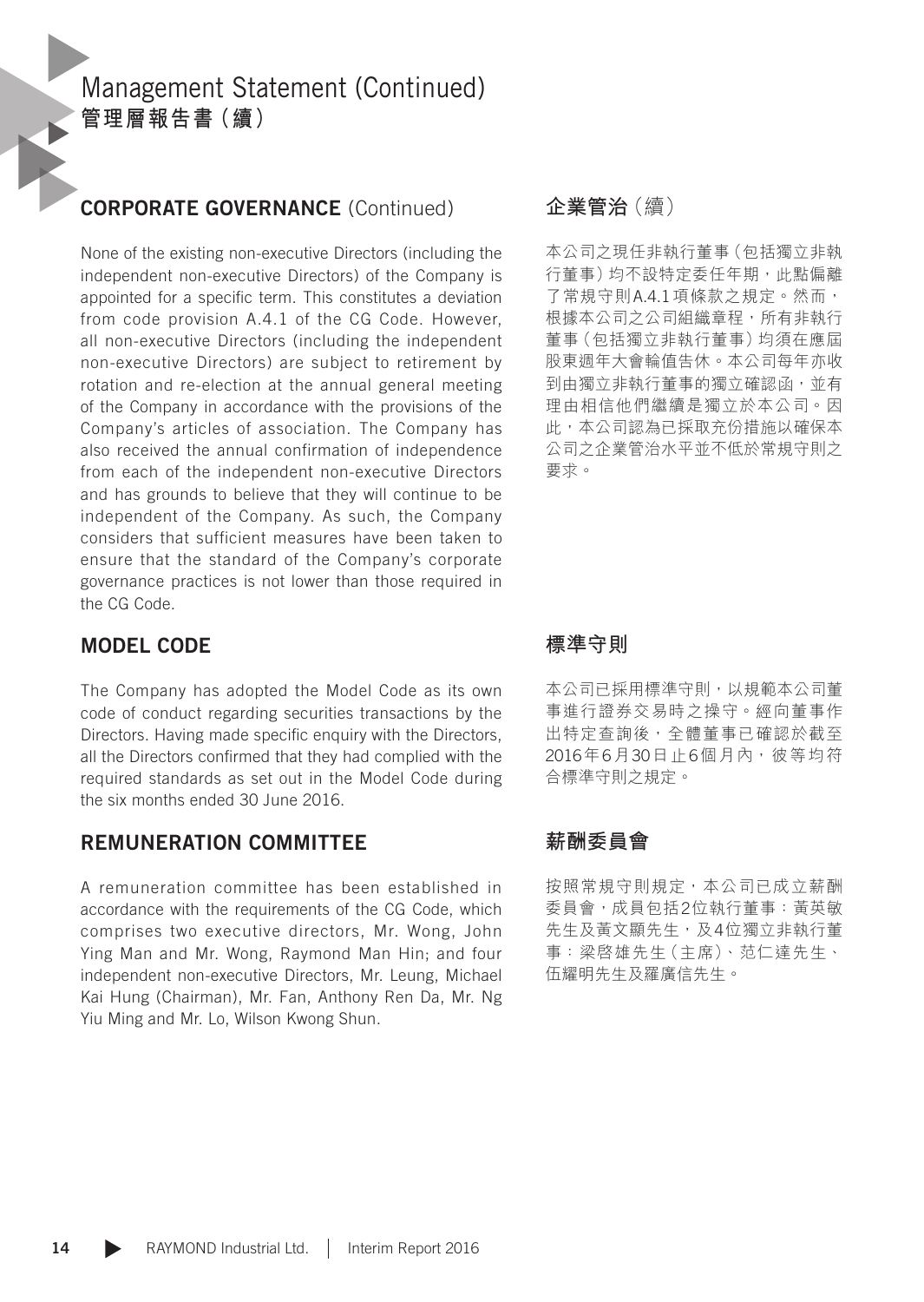## CORPORATE GOVERNANCE (Continued)

None of the existing non-executive Directors (including the independent non-executive Directors) of the Company is appointed for a specific term. This constitutes a deviation from code provision A.4.1 of the CG Code. However, all non-executive Directors (including the independent non-executive Directors) are subject to retirement by rotation and re-election at the annual general meeting of the Company in accordance with the provisions of the Company's articles of association. The Company has also received the annual confirmation of independence from each of the independent non-executive Directors and has grounds to believe that they will continue to be independent of the Company. As such, the Company considers that sufficient measures have been taken to ensure that the standard of the Company's corporate governance practices is not lower than those required in the CG Code.

## 企業管治（續）

本公司之現任非執行董事（包括獨立非執行董事）均不設特定委任年期，此點偏離了常規守則A.4.1項條款之規定。然而，根據本公司之公司組織章程，所有非執行董事（包括獨立非執行董事）均須在應屆股東週年大會輪值告休。本公司每年亦收到由獨立非執行董事的獨立確認函，並有理由相信他們繼續是獨立於本公司。因此，本公司認為已採取充份措施以確保本公司之企業管治水平並不低於常規守則之要求。

## MODEL CODE

The Company has adopted the Model Code as its own code of conduct regarding securities transactions by the Directors. Having made specific enquiry with the Directors, all the Directors confirmed that they had complied with the required standards as set out in the Model Code during the six months ended 30 June 2016.

## 標準守則

本公司已採用標準守則，以規範本公司董事進行證券交易時之操守。經向董事作出特定查詢後，全體董事已確認於截至2016年6月30日止6個月內，彼等均符合標準守則之規定。

## REMUNERATION COMMITTEE

A remuneration committee has been established in accordance with the requirements of the CG Code, which comprises two executive directors, Mr. Wong, John Ying Man and Mr. Wong, Raymond Man Hin; and four independent non-executive Directors, Mr. Leung, Michael Kai Hung (Chairman), Mr. Fan, Anthony Ren Da, Mr. Ng Yiu Ming and Mr. Lo, Wilson Kwong Shun.

## 薪酬委員會

按照常規守則規定，本公司已成立薪酬委員會，成員包括2位執行董事：黃英敏先生及黃文顯先生，及4位獨立非執行董事：梁啓雄先生（主席）、范仁達先生、伍耀明先生及羅廣信先生。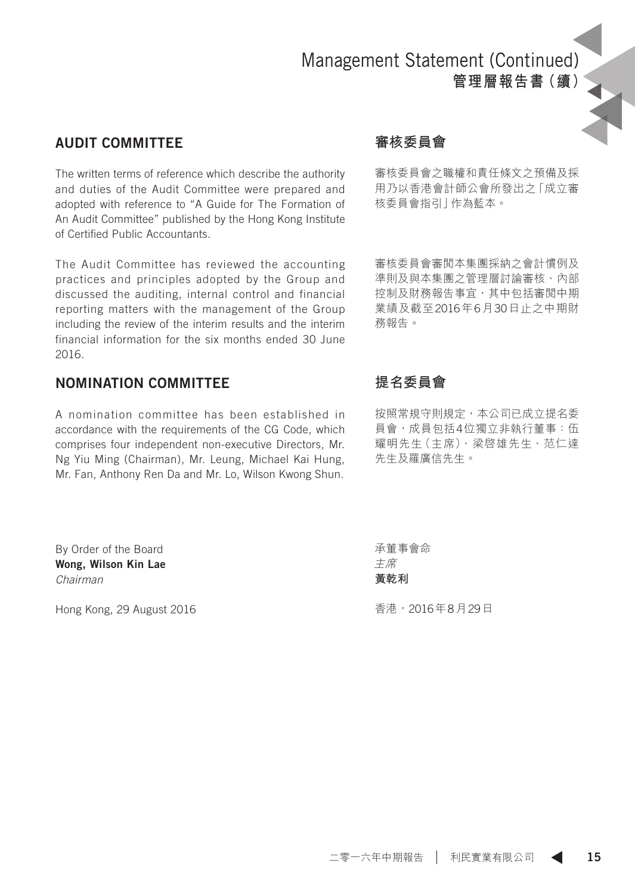## AUDIT COMMITTEE

The written terms of reference which describe the authority and duties of the Audit Committee were prepared and adopted with reference to "A Guide for The Formation of An Audit Committee" published by the Hong Kong Institute of Certified Public Accountants.

The Audit Committee has reviewed the accounting practices and principles adopted by the Group and discussed the auditing, internal control and financial reporting matters with the management of the Group including the review of the interim results and the interim financial information for the six months ended 30 June 2016.

## 審核委員會

審核委員會之職權和責任條文之預備及採用乃以香港會計師公會所發出之「成立審核委員會指引」作為藍本。

審核委員會審閱本集團採納之會計慣例及準則及與本集團之管理層討論審核、內部控制及財務報告事宜，其中包括審閱中期業績及截至2016年6月30日止之中期財務報告。

## NOMINATION COMMITTEE

A nomination committee has been established in accordance with the requirements of the CG Code, which comprises four independent non-executive Directors, Mr. Ng Yiu Ming (Chairman), Mr. Leung, Michael Kai Hung, Mr. Fan, Anthony Ren Da and Mr. Lo, Wilson Kwong Shun.

## 提名委員會

按照常規守則規定，本公司已成立提名委員會，成員包括4位獨立非執行董事：伍耀明先生（主席）、梁啓雄先生、范仁達先生及羅廣信先生。

By Order of the Board
**Wong, Wilson Kin Lae**
*Chairman*

Hong Kong, 29 August 2016

承董事會命
*主席*
**黃乾利**

香港，2016年8月29日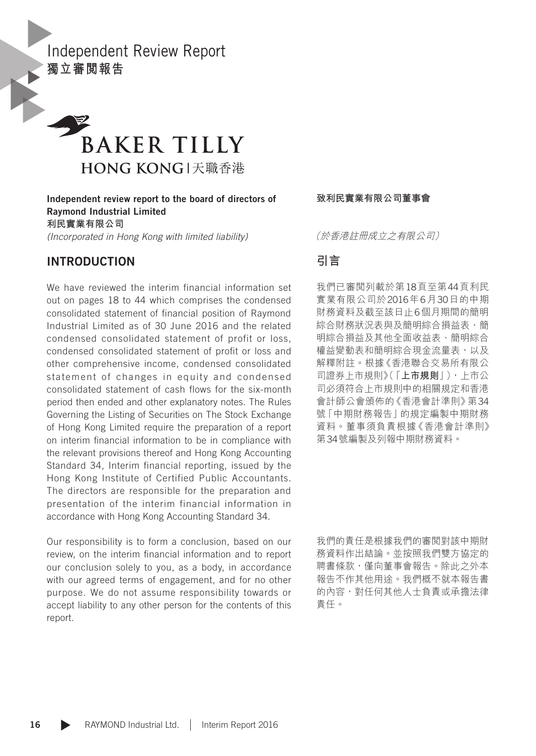# Independent Review Report
# 獨立審閱報告

BAKER TILLY
HONG KONG | 天職香港

**Independent review report to the board of directors of Raymond Industrial Limited**
**利民實業有限公司**
*(Incorporated in Hong Kong with limited liability)*

**致利民實業有限公司董事會**

*（於香港註冊成立之有限公司）*

## INTRODUCTION

We have reviewed the interim financial information set out on pages 18 to 44 which comprises the condensed consolidated statement of financial position of Raymond Industrial Limited as of 30 June 2016 and the related condensed consolidated statement of profit or loss, condensed consolidated statement of profit or loss and other comprehensive income, condensed consolidated statement of changes in equity and condensed consolidated statement of cash flows for the six-month period then ended and other explanatory notes. The Rules Governing the Listing of Securities on The Stock Exchange of Hong Kong Limited require the preparation of a report on interim financial information to be in compliance with the relevant provisions thereof and Hong Kong Accounting Standard 34, Interim financial reporting, issued by the Hong Kong Institute of Certified Public Accountants. The directors are responsible for the preparation and presentation of the interim financial information in accordance with Hong Kong Accounting Standard 34.

Our responsibility is to form a conclusion, based on our review, on the interim financial information and to report our conclusion solely to you, as a body, in accordance with our agreed terms of engagement, and for no other purpose. We do not assume responsibility towards or accept liability to any other person for the contents of this report.

## 引言

我們已審閱列載於第18頁至第44頁利民實業有限公司於2016年6月30日的中期財務資料及截至該日止6個月期間的簡明綜合財務狀況表與及簡明綜合損益表、簡明綜合損益及其他全面收益表、簡明綜合權益變動表和簡明綜合現金流量表，以及解釋附註。根據《香港聯合交易所有限公司證券上市規則》(「**上市規則**」)，上市公司必須符合上市規則中的相關規定和香港會計師公會頒佈的《香港會計準則》第34號「中期財務報告」的規定編製中期財務資料。董事須負責根據《香港會計準則》第34號編製及列報中期財務資料。

我們的責任是根據我們的審閱對該中期財務資料作出結論。並按照我們雙方協定的聘書條款，僅向董事會報告。除此之外本報告不作其他用途。我們概不就本報告書的內容，對任何其他人士負責或承擔法律責任。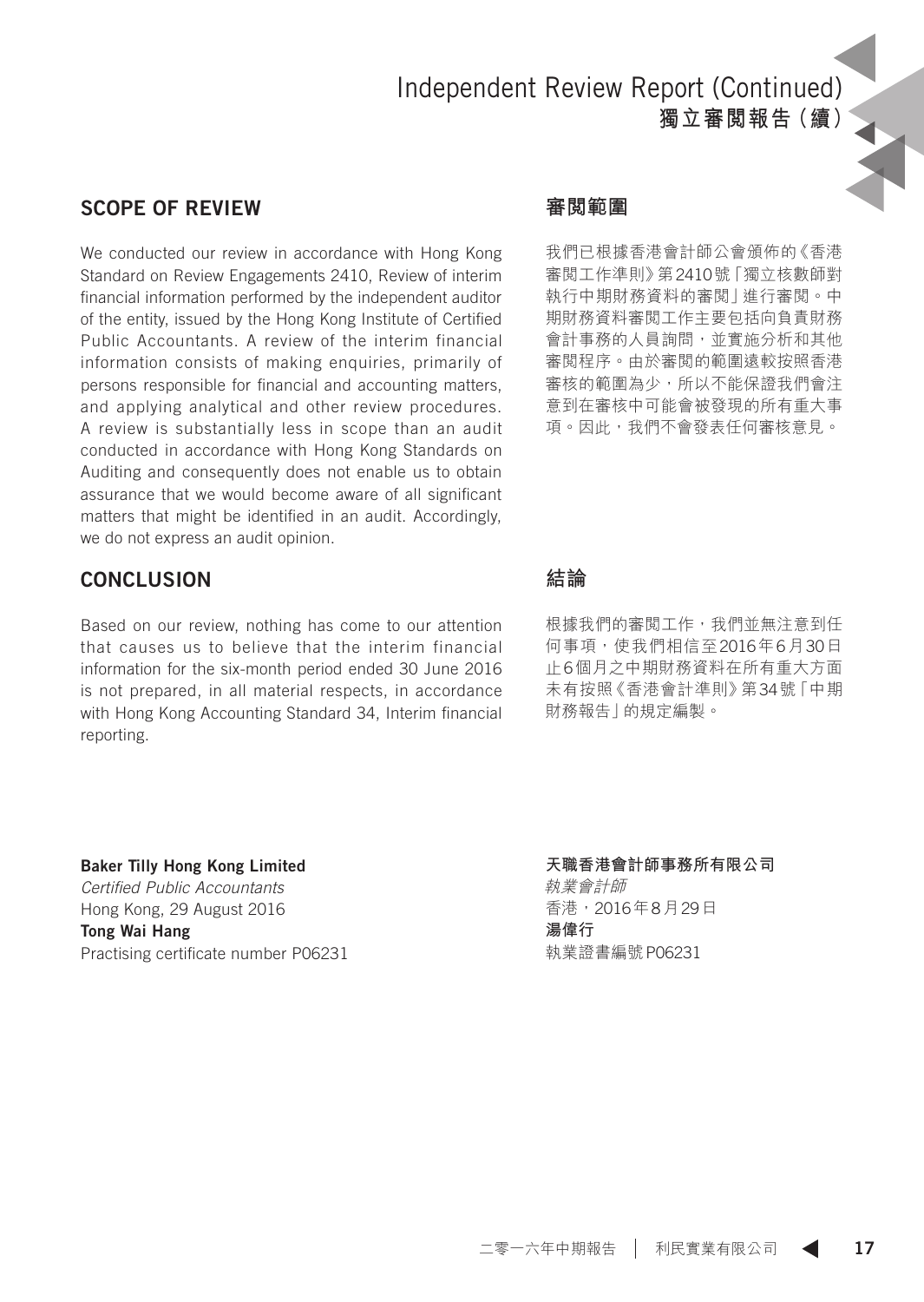## SCOPE OF REVIEW

We conducted our review in accordance with Hong Kong Standard on Review Engagements 2410, Review of interim financial information performed by the independent auditor of the entity, issued by the Hong Kong Institute of Certified Public Accountants. A review of the interim financial information consists of making enquiries, primarily of persons responsible for financial and accounting matters, and applying analytical and other review procedures. A review is substantially less in scope than an audit conducted in accordance with Hong Kong Standards on Auditing and consequently does not enable us to obtain assurance that we would become aware of all significant matters that might be identified in an audit. Accordingly, we do not express an audit opinion.

## 審閱範圍

我們已根據香港會計師公會頒佈的《香港審閱工作準則》第2410號「獨立核數師對執行中期財務資料的審閱」進行審閱。中期財務資料審閱工作主要包括向負責財務會計事務的人員詢問，並實施分析和其他審閱程序。由於審閱的範圍遠較按照香港審核的範圍為少，所以不能保證我們會注意到在審核中可能會被發現的所有重大事項。因此，我們不會發表任何審核意見。

## CONCLUSION

Based on our review, nothing has come to our attention that causes us to believe that the interim financial information for the six-month period ended 30 June 2016 is not prepared, in all material respects, in accordance with Hong Kong Accounting Standard 34, Interim financial reporting.

## 結論

根據我們的審閱工作，我們並無注意到任何事項，使我們相信至2016年6月30日止6個月之中期財務資料在所有重大方面未有按照《香港會計準則》第34號「中期財務報告」的規定編製。

**Baker Tilly Hong Kong Limited**
*Certified Public Accountants*
Hong Kong, 29 August 2016
**Tong Wai Hang**
Practising certificate number P06231

**天職香港會計師事務所有限公司**
*執業會計師*
香港，2016年8月29日
**湯偉行**
執業證書編號P06231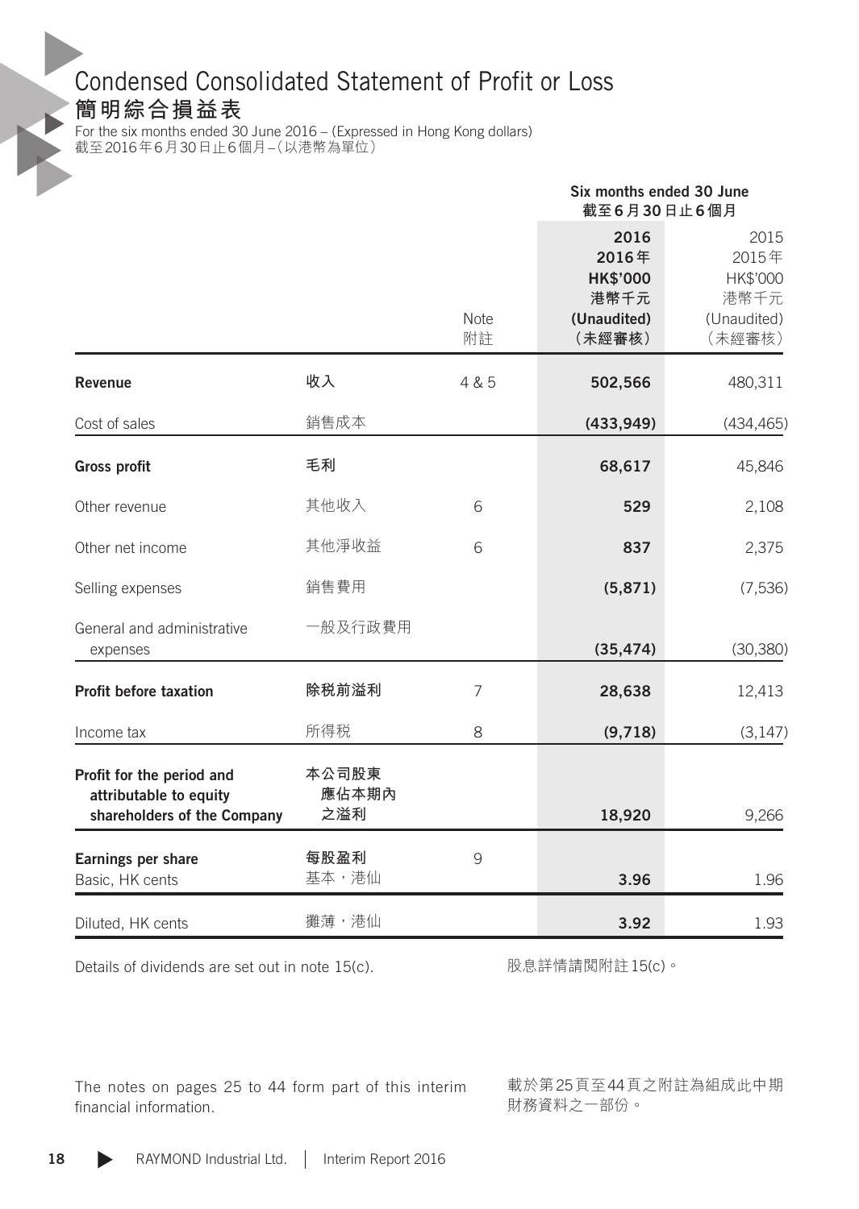# Condensed Consolidated Statement of Profit or Loss
# 簡明綜合損益表

For the six months ended 30 June 2016 – (Expressed in Hong Kong dollars)
截至2016年6月30日止6個月–(以港幣為單位)

| | | Note<br>附註 | Six months ended 30 June<br>截至6月30日止6個月<br>2016<br>2016年<br>HK$'000<br>港幣千元<br>(Unaudited)<br>(未經審核) | 2015<br>2015年<br>HK$'000<br>港幣千元<br>(Unaudited)<br>(未經審核) |
|---|---|---|---|---|
| **Revenue** | **收入** | 4 & 5 | **502,566** | 480,311 |
| Cost of sales | 銷售成本 | | **(433,949)** | (434,465) |
| **Gross profit** | **毛利** | | **68,617** | 45,846 |
| Other revenue | 其他收入 | 6 | **529** | 2,108 |
| Other net income | 其他淨收益 | 6 | **837** | 2,375 |
| Selling expenses | 銷售費用 | | **(5,871)** | (7,536) |
| General and administrative expenses | 一般及行政費用 | | **(35,474)** | (30,380) |
| **Profit before taxation** | **除稅前溢利** | 7 | **28,638** | 12,413 |
| Income tax | 所得稅 | 8 | **(9,718)** | (3,147) |
| **Profit for the period and attributable to equity shareholders of the Company** | **本公司股東應佔本期內之溢利** | | **18,920** | 9,266 |
| **Earnings per share** | **每股盈利** | 9 | | |
| Basic, HK cents | 基本,港仙 | | **3.96** | 1.96 |
| Diluted, HK cents | 攤薄,港仙 | | **3.92** | 1.93 |

Details of dividends are set out in note 15(c).

股息詳情請閱附註15(c)。

The notes on pages 25 to 44 form part of this interim financial information.

載於第25頁至44頁之附註為組成此中期財務資料之一部份。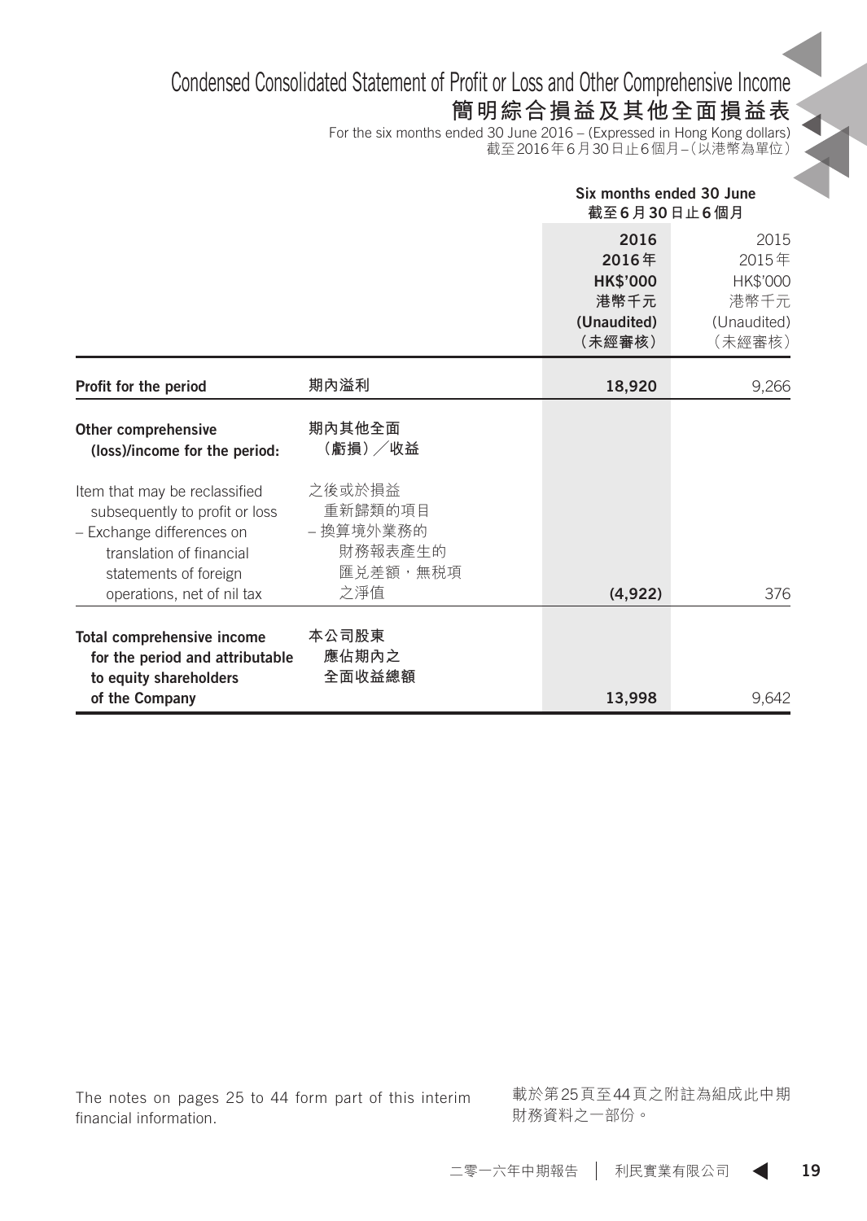# Condensed Consolidated Statement of Profit or Loss and Other Comprehensive Income
# 簡明綜合損益及其他全面損益表

For the six months ended 30 June 2016 – (Expressed in Hong Kong dollars)
截至2016年6月30日止6個月－(以港幣為單位)

| | | Six months ended 30 June 截至6月30日止6個月 | |
|---|---|---|---|
| | | **2016** **2016年** **HK$'000** **港幣千元** **(Unaudited)** **(未經審核)** | 2015 2015年 HK$'000 港幣千元 (Unaudited) (未經審核) |
| **Profit for the period** | **期內溢利** | **18,920** | 9,266 |
| **Other comprehensive (loss)/income for the period:** | **期內其他全面（虧損）╱收益** | | |
| Item that may be reclassified subsequently to profit or loss – Exchange differences on translation of financial statements of foreign operations, net of nil tax | 之後或於損益重新歸類的項目 – 換算境外業務的財務報表產生的匯兑差額，無税項之淨值 | **(4,922)** | 376 |
| **Total comprehensive income for the period and attributable to equity shareholders of the Company** | **本公司股東應佔期內之全面收益總額** | **13,998** | 9,642 |

The notes on pages 25 to 44 form part of this interim financial information.

載於第25頁至44頁之附註為組成此中期財務資料之一部份。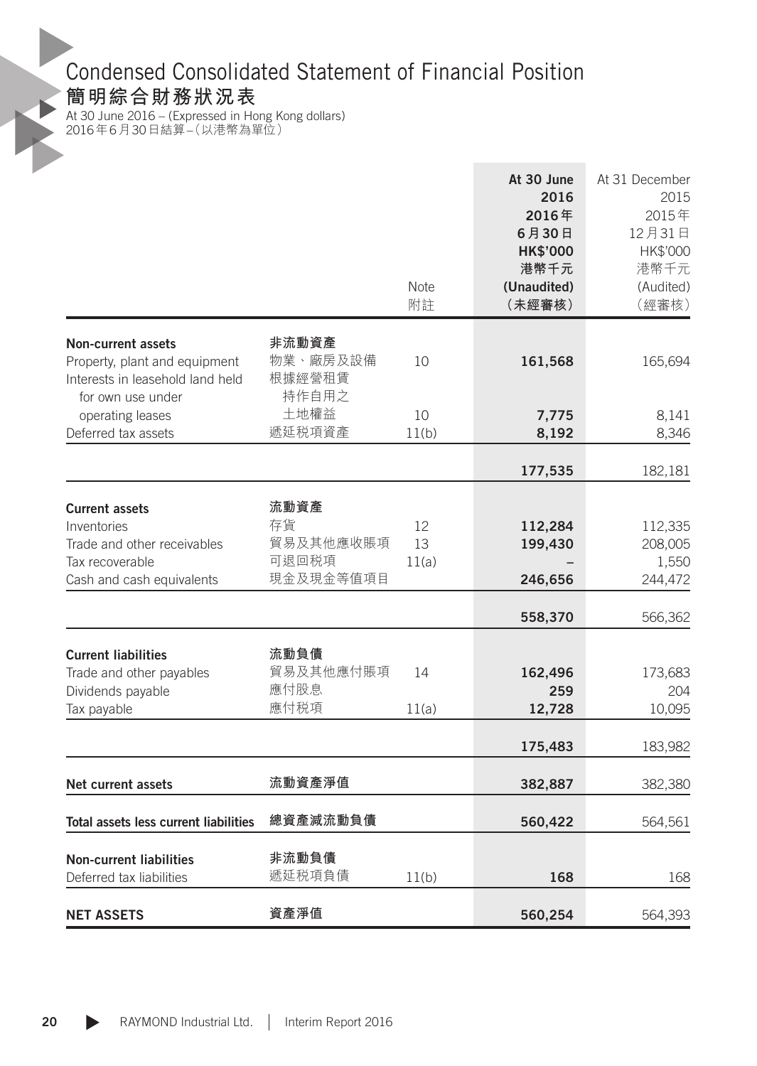# Condensed Consolidated Statement of Financial Position
## 簡明綜合財務狀況表

At 30 June 2016 – (Expressed in Hong Kong dollars)
2016年6月30日結算–(以港幣為單位)

| | | Note<br>附註 | At 30 June 2016<br>2016年6月30日<br>HK$'000<br>港幣千元<br>(Unaudited)<br>(未經審核) | At 31 December 2015<br>2015年12月31日<br>HK$'000<br>港幣千元<br>(Audited)<br>(經審核) |
|---|---|---|---|---|
| **Non-current assets** | **非流動資產** | | | |
| Property, plant and equipment | 物業、廠房及設備 | 10 | **161,568** | 165,694 |
| Interests in leasehold land held for own use under operating leases | 根據經營租賃持作自用之土地權益 | 10 | **7,775** | 8,141 |
| Deferred tax assets | 遞延稅項資產 | 11(b) | **8,192** | 8,346 |
| | | | **177,535** | 182,181 |
| **Current assets** | **流動資產** | | | |
| Inventories | 存貨 | 12 | **112,284** | 112,335 |
| Trade and other receivables | 貿易及其他應收賬項 | 13 | **199,430** | 208,005 |
| Tax recoverable | 可退回稅項 | 11(a) | **–** | 1,550 |
| Cash and cash equivalents | 現金及現金等值項目 | | **246,656** | 244,472 |
| | | | **558,370** | 566,362 |
| **Current liabilities** | **流動負債** | | | |
| Trade and other payables | 貿易及其他應付賬項 | 14 | **162,496** | 173,683 |
| Dividends payable | 應付股息 | | **259** | 204 |
| Tax payable | 應付稅項 | 11(a) | **12,728** | 10,095 |
| | | | **175,483** | 183,982 |
| **Net current assets** | **流動資產淨值** | | **382,887** | 382,380 |
| **Total assets less current liabilities** | **總資產減流動負債** | | **560,422** | 564,561 |
| **Non-current liabilities** | **非流動負債** | | | |
| Deferred tax liabilities | 遞延稅項負債 | 11(b) | **168** | 168 |
| **NET ASSETS** | **資產淨值** | | **560,254** | 564,393 |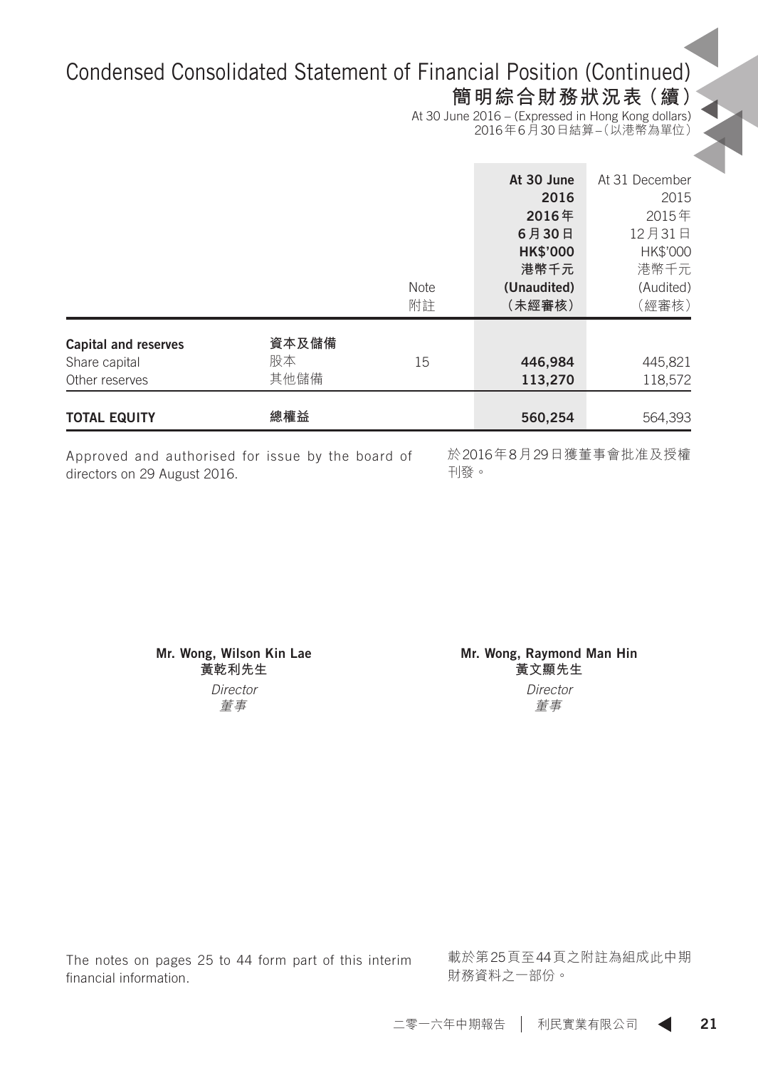# Condensed Consolidated Statement of Financial Position (Continued)
## 簡明綜合財務狀況表（續）

At 30 June 2016 – (Expressed in Hong Kong dollars)
2016年6月30日結算–（以港幣為單位）

| | | Note 附註 | At 30 June 2016 2016年 6月30日 HK$'000 港幣千元 (Unaudited) （未經審核） | At 31 December 2015 2015年 12月31日 HK$'000 港幣千元 (Audited) （經審核） |
|---|---|---|---|---|
| **Capital and reserves** | **資本及儲備** | | | |
| Share capital | 股本 | 15 | **446,984** | 445,821 |
| Other reserves | 其他儲備 | | **113,270** | 118,572 |
| **TOTAL EQUITY** | **總權益** | | **560,254** | 564,393 |

Approved and authorised for issue by the board of directors on 29 August 2016.

於2016年8月29日獲董事會批准及授權刊發。

**Mr. Wong, Wilson Kin Lae**
**黃乾利先生**
*Director*
*董事*

**Mr. Wong, Raymond Man Hin**
**黃文顯先生**
*Director*
*董事*

The notes on pages 25 to 44 form part of this interim financial information.

載於第25頁至44頁之附註為組成此中期財務資料之一部份。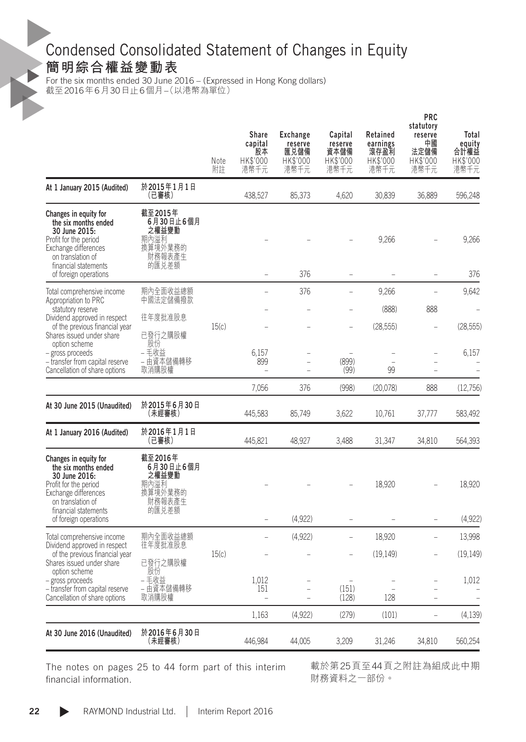# Condensed Consolidated Statement of Changes in Equity
# 簡明綜合權益變動表

For the six months ended 30 June 2016 – (Expressed in Hong Kong dollars)
截至2016年6月30日止6個月–（以港幣為單位）

| | | Note 附註 | Share capital 股本 HK$'000 港幣千元 | Exchange reserve 匯兌儲備 HK$'000 港幣千元 | Capital reserve 資本儲備 HK$'000 港幣千元 | Retained earnings 滾存盈利 HK$'000 港幣千元 | PRC statutory reserve 中國法定儲備 HK$'000 港幣千元 | Total equity 合計權益 HK$'000 港幣千元 |
|---|---|---|---|---|---|---|---|---|
| **At 1 January 2015 (Audited)** | **於2015年1月1日（已審核）** | | 438,527 | 85,373 | 4,620 | 30,839 | 36,889 | 596,248 |
| **Changes in equity for the six months ended 30 June 2015:** | **截至2015年6月30日止6個月之權益變動** | | | | | | | |
| Profit for the period | 期內溢利 | | – | – | – | 9,266 | – | 9,266 |
| Exchange differences on translation of financial statements of foreign operations | 換算境外業務的財務報表產生的匯兌差額 | | – | 376 | – | – | – | 376 |
| Total comprehensive income | 期內全面收益總額 | | – | 376 | – | 9,266 | – | 9,642 |
| Appropriation to PRC statutory reserve | 中國法定儲備撥款 | | – | – | – | (888) | 888 | – |
| Dividend approved in respect of the previous financial year | 往年度批准股息 | 15(c) | – | – | – | (28,555) | – | (28,555) |
| Shares issued under share option scheme | 已發行之購股權股份 | | | | | | | |
| – gross proceeds | – 毛收益 | | 6,157 | – | – | – | – | 6,157 |
| – transfer from capital reserve | – 由資本儲備轉移 | | 899 | – | (899) | – | – | – |
| Cancellation of share options | 取消購股權 | | – | – | (99) | 99 | – | – |
| | | | 7,056 | 376 | (998) | (20,078) | 888 | (12,756) |
| **At 30 June 2015 (Unaudited)** | **於2015年6月30日（未經審核）** | | 445,583 | 85,749 | 3,622 | 10,761 | 37,777 | 583,492 |
| **At 1 January 2016 (Audited)** | **於2016年1月1日（已審核）** | | 445,821 | 48,927 | 3,488 | 31,347 | 34,810 | 564,393 |
| **Changes in equity for the six months ended 30 June 2016:** | **截至2016年6月30日止6個月之權益變動** | | | | | | | |
| Profit for the period | 期內溢利 | | – | – | – | 18,920 | – | 18,920 |
| Exchange differences on translation of financial statements of foreign operations | 換算境外業務的財務報表產生的匯兌差額 | | – | (4,922) | – | – | – | (4,922) |
| Total comprehensive income | 期內全面收益總額 | | – | (4,922) | – | 18,920 | – | 13,998 |
| Dividend approved in respect of the previous financial year | 往年度批准股息 | 15(c) | – | – | – | (19,149) | – | (19,149) |
| Shares issued under share option scheme | 已發行之購股權股份 | | | | | | | |
| – gross proceeds | – 毛收益 | | 1,012 | – | – | – | – | 1,012 |
| – transfer from capital reserve | – 由資本儲備轉移 | | 151 | – | (151) | – | – | – |
| Cancellation of share options | 取消購股權 | | – | – | (128) | 128 | – | – |
| | | | 1,163 | (4,922) | (279) | (101) | – | (4,139) |
| **At 30 June 2016 (Unaudited)** | **於2016年6月30日（未經審核）** | | 446,984 | 44,005 | 3,209 | 31,246 | 34,810 | 560,254 |

The notes on pages 25 to 44 form part of this interim financial information.

載於第25頁至44頁之附註為組成此中期財務資料之一部份。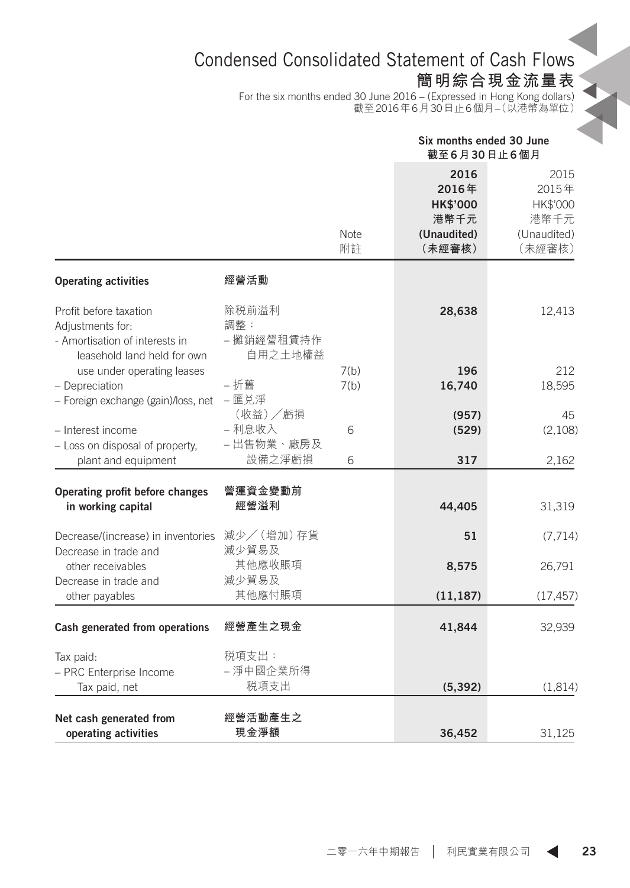# Condensed Consolidated Statement of Cash Flows

## 簡明綜合現金流量表

For the six months ended 30 June 2016 – (Expressed in Hong Kong dollars)
截至2016年6月30日止6個月－（以港幣為單位）

| | | Note 附註 | Six months ended 30 June 截至6月30日止6個月 2016 2016年 HK$'000 港幣千元 (Unaudited) （未經審核） | 2015 2015年 HK$'000 港幣千元 (Unaudited) （未經審核） |
|---|---|---|---|---|
| **Operating activities** | **經營活動** | | | |
| Profit before taxation | 除稅前溢利 | | **28,638** | 12,413 |
| Adjustments for: | 調整： | | | |
| - Amortisation of interests in leasehold land held for own use under operating leases | – 攤銷經營租賃持作自用之土地權益 | 7(b) | **196** | 212 |
| – Depreciation | – 折舊 | 7(b) | **16,740** | 18,595 |
| – Foreign exchange (gain)/loss, net | – 匯兌淨（收益）╱虧損 | | **(957)** | 45 |
| – Interest income | – 利息收入 | 6 | **(529)** | (2,108) |
| – Loss on disposal of property, plant and equipment | – 出售物業、廠房及設備之淨虧損 | 6 | **317** | 2,162 |
| **Operating profit before changes in working capital** | **營運資金變動前經營溢利** | | **44,405** | 31,319 |
| Decrease/(increase) in inventories | 減少╱（增加）存貨 | | **51** | (7,714) |
| Decrease in trade and other receivables | 減少貿易及其他應收賬項 | | **8,575** | 26,791 |
| Decrease in trade and other payables | 減少貿易及其他應付賬項 | | **(11,187)** | (17,457) |
| **Cash generated from operations** | **經營產生之現金** | | **41,844** | 32,939 |
| Tax paid: | 稅項支出： | | | |
| – PRC Enterprise Income Tax paid, net | – 淨中國企業所得稅項支出 | | **(5,392)** | (1,814) |
| **Net cash generated from operating activities** | **經營活動產生之現金淨額** | | **36,452** | 31,125 |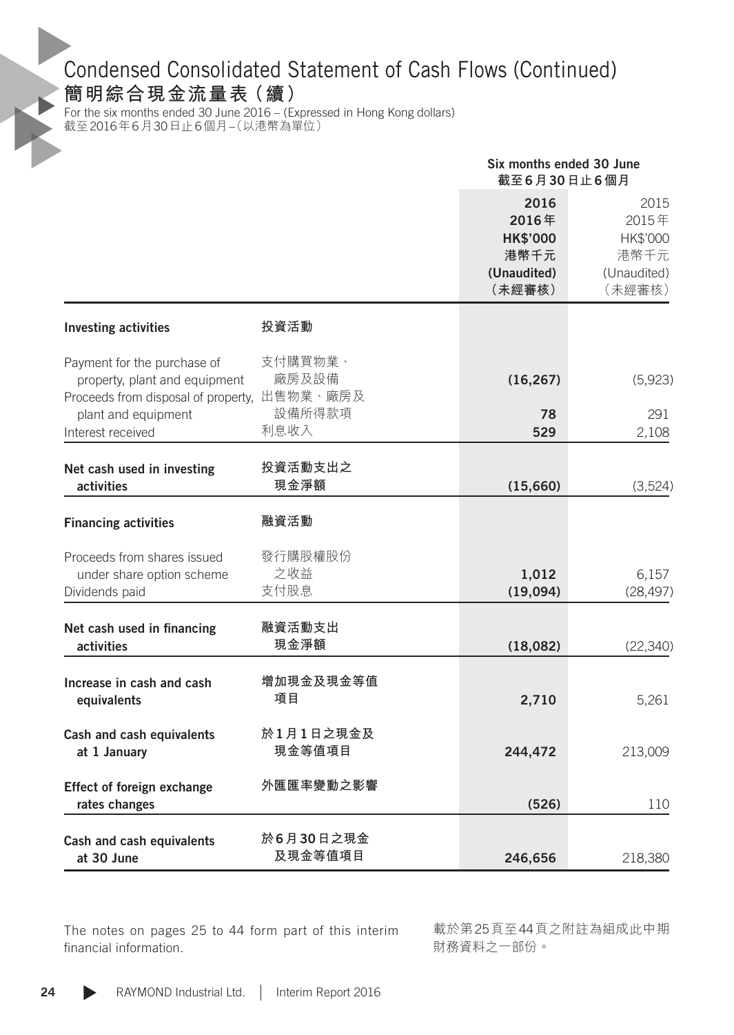# Condensed Consolidated Statement of Cash Flows (Continued)
# 簡明綜合現金流量表(續)

For the six months ended 30 June 2016 – (Expressed in Hong Kong dollars)
截至2016年6月30日止6個月–(以港幣為單位)

| | | Six months ended 30 June 截至6月30日止6個月 | |
|---|---|---|---|
| | | **2016** **2016年** **HK$'000** **港幣千元** **(Unaudited)** **(未經審核)** | 2015 2015年 HK$'000 港幣千元 (Unaudited) (未經審核) |
| **Investing activities** | **投資活動** | | |
| Payment for the purchase of property, plant and equipment | 支付購買物業、廠房及設備 | **(16,267)** | (5,923) |
| Proceeds from disposal of property, plant and equipment | 出售物業、廠房及設備所得款項 | **78** | 291 |
| Interest received | 利息收入 | **529** | 2,108 |
| **Net cash used in investing activities** | **投資活動支出之現金淨額** | **(15,660)** | (3,524) |
| **Financing activities** | **融資活動** | | |
| Proceeds from shares issued under share option scheme | 發行購股權股份之收益 | **1,012** | 6,157 |
| Dividends paid | 支付股息 | **(19,094)** | (28,497) |
| **Net cash used in financing activities** | **融資活動支出現金淨額** | **(18,082)** | (22,340) |
| **Increase in cash and cash equivalents** | **增加現金及現金等值項目** | **2,710** | 5,261 |
| **Cash and cash equivalents at 1 January** | **於1月1日之現金及現金等值項目** | **244,472** | 213,009 |
| **Effect of foreign exchange rates changes** | **外匯匯率變動之影響** | **(526)** | 110 |
| **Cash and cash equivalents at 30 June** | **於6月30日之現金及現金等值項目** | **246,656** | 218,380 |

The notes on pages 25 to 44 form part of this interim financial information.

載於第25頁至44頁之附註為組成此中期財務資料之一部份。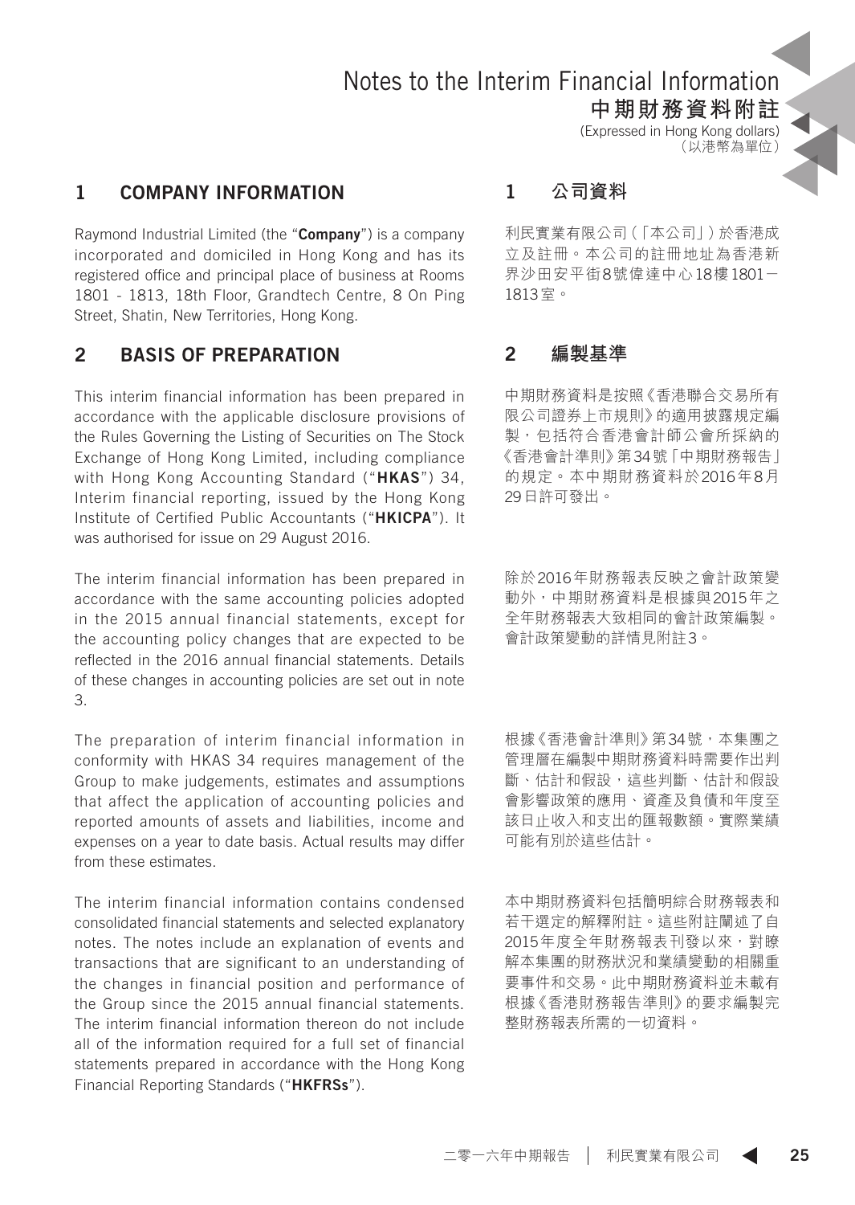# Notes to the Interim Financial Information
# 中期財務資料附註

(Expressed in Hong Kong dollars)
（以港幣為單位）

## 1 COMPANY INFORMATION

Raymond Industrial Limited (the "**Company**") is a company incorporated and domiciled in Hong Kong and has its registered office and principal place of business at Rooms 1801 - 1813, 18th Floor, Grandtech Centre, 8 On Ping Street, Shatin, New Territories, Hong Kong.

## 2 BASIS OF PREPARATION

This interim financial information has been prepared in accordance with the applicable disclosure provisions of the Rules Governing the Listing of Securities on The Stock Exchange of Hong Kong Limited, including compliance with Hong Kong Accounting Standard ("**HKAS**") 34, Interim financial reporting, issued by the Hong Kong Institute of Certified Public Accountants ("**HKICPA**"). It was authorised for issue on 29 August 2016.

The interim financial information has been prepared in accordance with the same accounting policies adopted in the 2015 annual financial statements, except for the accounting policy changes that are expected to be reflected in the 2016 annual financial statements. Details of these changes in accounting policies are set out in note 3.

The preparation of interim financial information in conformity with HKAS 34 requires management of the Group to make judgements, estimates and assumptions that affect the application of accounting policies and reported amounts of assets and liabilities, income and expenses on a year to date basis. Actual results may differ from these estimates.

The interim financial information contains condensed consolidated financial statements and selected explanatory notes. The notes include an explanation of events and transactions that are significant to an understanding of the changes in financial position and performance of the Group since the 2015 annual financial statements. The interim financial information thereon do not include all of the information required for a full set of financial statements prepared in accordance with the Hong Kong Financial Reporting Standards ("**HKFRSs**").

## 1 公司資料

利民實業有限公司（「本公司」）於香港成立及註冊。本公司的註冊地址為香港新界沙田安平街8號偉達中心18樓1801－1813室。

## 2 編製基準

中期財務資料是按照《香港聯合交易所有限公司證券上市規則》的適用披露規定編製，包括符合香港會計師公會所採納的《香港會計準則》第34號「中期財務報告」的規定。本中期財務資料於2016年8月29日許可發出。

除於2016年財務報表反映之會計政策變動外，中期財務資料是根據與2015年之全年財務報表大致相同的會計政策編製。會計政策變動的詳情見附註3。

根據《香港會計準則》第34號，本集團之管理層在編製中期財務資料時需要作出判斷、估計和假設，這些判斷、估計和假設會影響政策的應用、資產及負債和年度至該日止收入和支出的匯報數額。實際業績可能有別於這些估計。

本中期財務資料包括簡明綜合財務報表和若干選定的解釋附註。這些附註闡述了自2015年度全年財務報表刊發以來，對瞭解本集團的財務狀況和業績變動的相關重要事件和交易。此中期財務資料並未載有根據《香港財務報告準則》的要求編製完整財務報表所需的一切資料。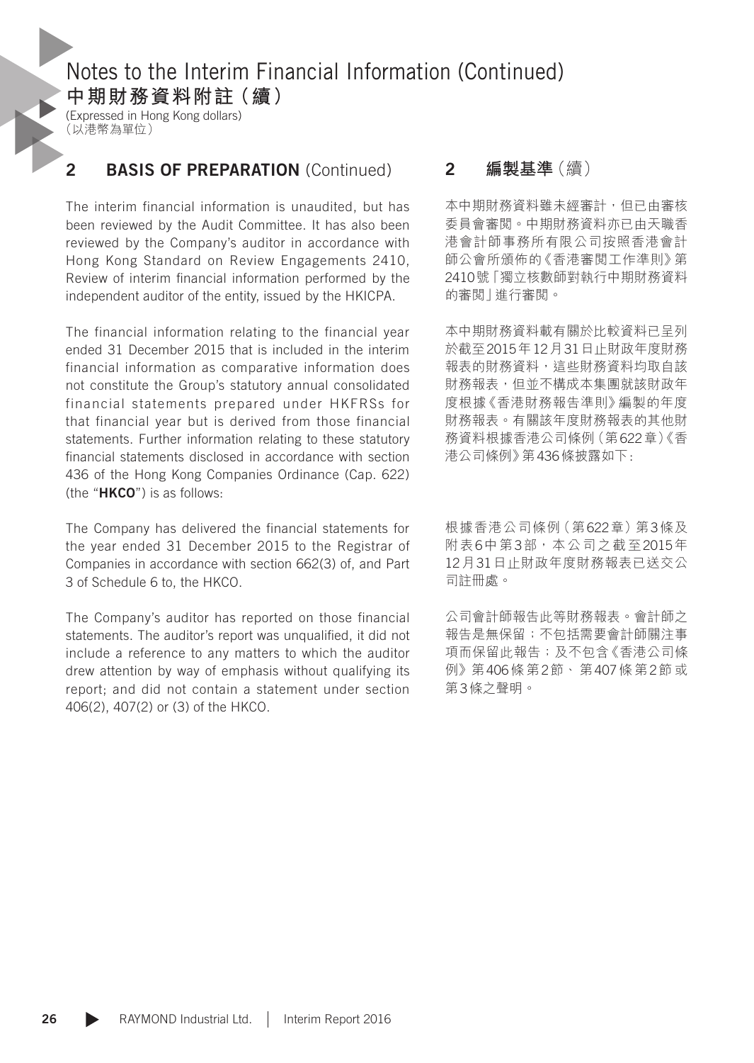# Notes to the Interim Financial Information (Continued)
# 中期財務資料附註(續)

(Expressed in Hong Kong dollars)
(以港幣為單位)

## 2 BASIS OF PREPARATION (Continued)

The interim financial information is unaudited, but has been reviewed by the Audit Committee. It has also been reviewed by the Company's auditor in accordance with Hong Kong Standard on Review Engagements 2410, Review of interim financial information performed by the independent auditor of the entity, issued by the HKICPA.

The financial information relating to the financial year ended 31 December 2015 that is included in the interim financial information as comparative information does not constitute the Group's statutory annual consolidated financial statements prepared under HKFRSs for that financial year but is derived from those financial statements. Further information relating to these statutory financial statements disclosed in accordance with section 436 of the Hong Kong Companies Ordinance (Cap. 622) (the "**HKCO**") is as follows:

The Company has delivered the financial statements for the year ended 31 December 2015 to the Registrar of Companies in accordance with section 662(3) of, and Part 3 of Schedule 6 to, the HKCO.

The Company's auditor has reported on those financial statements. The auditor's report was unqualified, it did not include a reference to any matters to which the auditor drew attention by way of emphasis without qualifying its report; and did not contain a statement under section 406(2), 407(2) or (3) of the HKCO.

## 2 編製基準(續)

本中期財務資料雖未經審計,但已由審核委員會審閱。中期財務資料亦已由天職香港會計師事務所有限公司按照香港會計師公會所頒佈的《香港審閱工作準則》第2410號「獨立核數師對執行中期財務資料的審閱」進行審閱。

本中期財務資料載有關於比較資料已呈列於截至2015年12月31日止財政年度財務報表的財務資料,這些財務資料均取自該財務報表,但並不構成本集團就該財政年度根據《香港財務報告準則》編製的年度財務報表。有關該年度財務報表的其他財務資料根據香港公司條例(第622章)《香港公司條例》第436條披露如下:

根據香港公司條例(第622章)第3條及附表6中第3部,本公司之截至2015年12月31日止財政年度財務報表已送交公司註冊處。

公司會計師報告此等財務報表。會計師之報告是無保留;不包括需要會計師關注事項而保留此報告;及不包含《香港公司條例》第406條第2節、第407條第2節或第3條之聲明。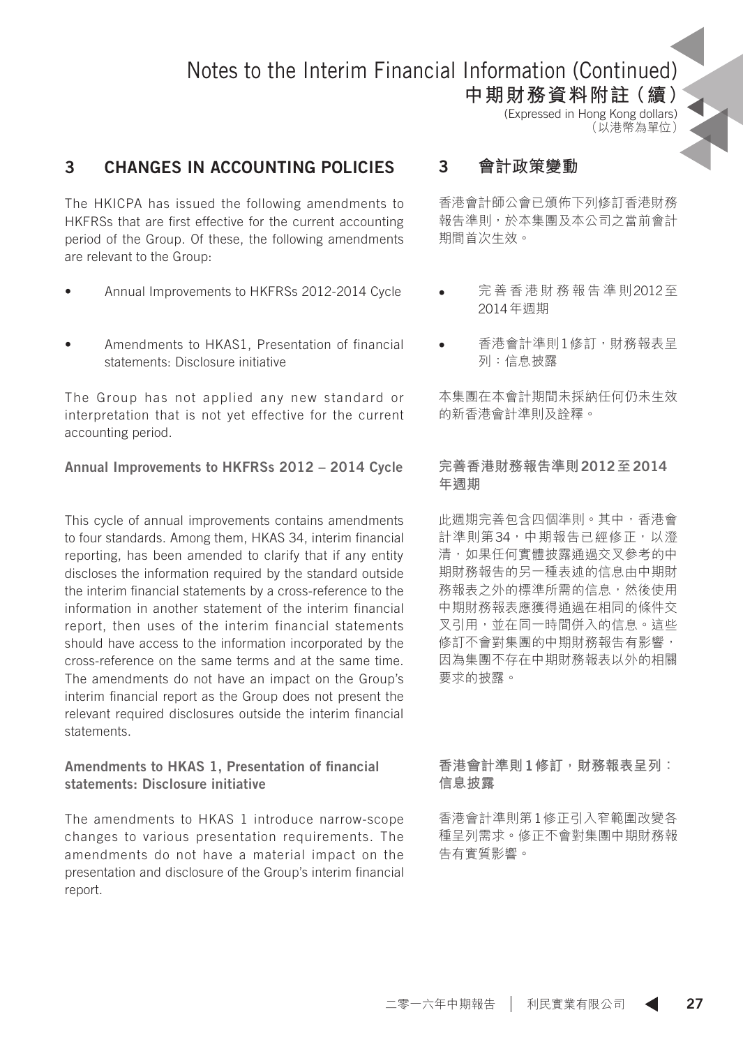# Notes to the Interim Financial Information (Continued)
# 中期財務資料附註（續）

(Expressed in Hong Kong dollars)
（以港幣為單位）

## 3 CHANGES IN ACCOUNTING POLICIES

The HKICPA has issued the following amendments to HKFRSs that are first effective for the current accounting period of the Group. Of these, the following amendments are relevant to the Group:

- Annual Improvements to HKFRSs 2012-2014 Cycle
- Amendments to HKAS1, Presentation of financial statements: Disclosure initiative

The Group has not applied any new standard or interpretation that is not yet effective for the current accounting period.

### Annual Improvements to HKFRSs 2012 – 2014 Cycle

This cycle of annual improvements contains amendments to four standards. Among them, HKAS 34, interim financial reporting, has been amended to clarify that if any entity discloses the information required by the standard outside the interim financial statements by a cross-reference to the information in another statement of the interim financial report, then uses of the interim financial statements should have access to the information incorporated by the cross-reference on the same terms and at the same time. The amendments do not have an impact on the Group's interim financial report as the Group does not present the relevant required disclosures outside the interim financial statements.

### Amendments to HKAS 1, Presentation of financial statements: Disclosure initiative

The amendments to HKAS 1 introduce narrow-scope changes to various presentation requirements. The amendments do not have a material impact on the presentation and disclosure of the Group's interim financial report.

## 3 會計政策變動

香港會計師公會已頒佈下列修訂香港財務報告準則，於本集團及本公司之當前會計期間首次生效。

- 完善香港財務報告準則2012至2014年週期
- 香港會計準則1修訂，財務報表呈列：信息披露

本集團在本會計期間未採納任何仍未生效的新香港會計準則及詮釋。

### 完善香港財務報告準則2012至2014年週期

此週期完善包含四個準則。其中，香港會計準則第34，中期報告已經修正，以澄清，如果任何實體披露通過交叉參考的中期財務報告的另一種表述的信息由中期財務報表之外的標準所需的信息，然後使用中期財務報表應獲得通過在相同的條件交叉引用，並在同一時間併入的信息。這些修訂不會對集團的中期財務報告有影響，因為集團不存在中期財務報表以外的相關要求的披露。

### 香港會計準則1修訂，財務報表呈列：信息披露

香港會計準則第1修正引入窄範圍改變各種呈列需求。修正不會對集團中期財務報告有實質影響。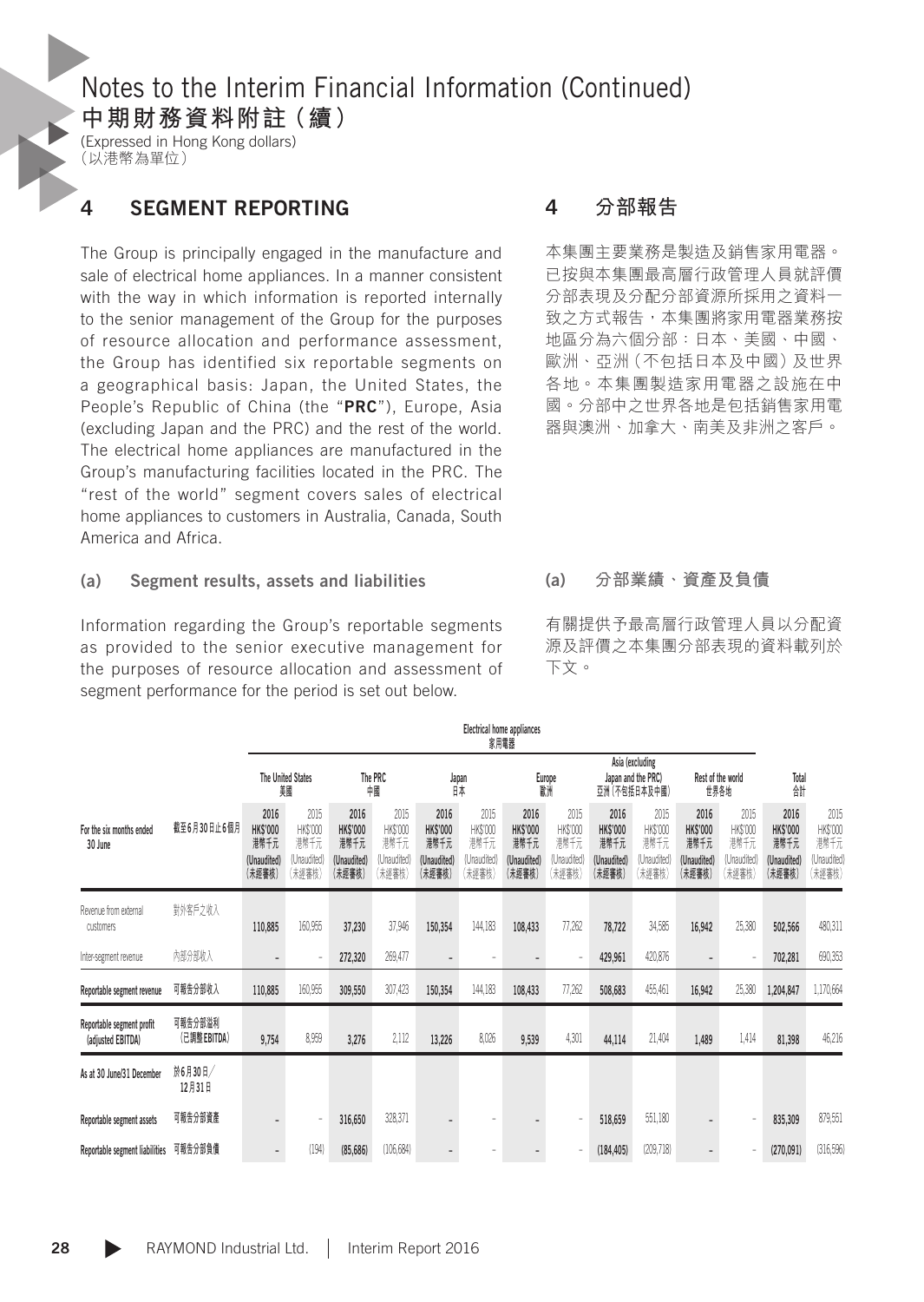# Notes to the Interim Financial Information (Continued)
# 中期財務資料附註（續）

(Expressed in Hong Kong dollars)
（以港幣為單位）

## 4 SEGMENT REPORTING

The Group is principally engaged in the manufacture and sale of electrical home appliances. In a manner consistent with the way in which information is reported internally to the senior management of the Group for the purposes of resource allocation and performance assessment, the Group has identified six reportable segments on a geographical basis: Japan, the United States, the People's Republic of China (the "**PRC**"), Europe, Asia (excluding Japan and the PRC) and the rest of the world. The electrical home appliances are manufactured in the Group's manufacturing facilities located in the PRC. The "rest of the world" segment covers sales of electrical home appliances to customers in Australia, Canada, South America and Africa.

### (a) Segment results, assets and liabilities

Information regarding the Group's reportable segments as provided to the senior executive management for the purposes of resource allocation and assessment of segment performance for the period is set out below.

## 4 分部報告

本集團主要業務是製造及銷售家用電器。已按與本集團最高層行政管理人員就評價分部表現及分配分部資源所採用之資料一致之方式報告，本集團將家用電器業務按地區分為六個分部：日本、美國、中國、歐洲、亞洲（不包括日本及中國）及世界各地。本集團製造家用電器之設施在中國。分部中之世界各地是包括銷售家用電器與澳洲、加拿大、南美及非洲之客戶。

### (a) 分部業績、資產及負債

有關提供予最高層行政管理人員以分配資源及評價之本集團分部表現的資料載列於下文。

| | | Electrical home appliances 家用電器 | | | | | | | | | | | | | |
|---|---|---|---|---|---|---|---|---|---|---|---|---|---|---|---|
| | | The United States 美國 | | The PRC 中國 | | Japan 日本 | | Europe 歐洲 | | Asia (excluding Japan and the PRC) 亞洲（不包括日本及中國） | | Rest of the world 世界各地 | | Total 合計 | |
| For the six months ended 30 June | 截至6月30日止6個月 | **2016 HK$'000 港幣千元 (Unaudited) (未經審核)** | 2015 HK$'000 港幣千元 (Unaudited) (未經審核) | **2016 HK$'000 港幣千元 (Unaudited) (未經審核)** | 2015 HK$'000 港幣千元 (Unaudited) (未經審核) | **2016 HK$'000 港幣千元 (Unaudited) (未經審核)** | 2015 HK$'000 港幣千元 (Unaudited) (未經審核) | **2016 HK$'000 港幣千元 (Unaudited) (未經審核)** | 2015 HK$'000 港幣千元 (Unaudited) (未經審核) | **2016 HK$'000 港幣千元 (Unaudited) (未經審核)** | 2015 HK$'000 港幣千元 (Unaudited) (未經審核) | **2016 HK$'000 港幣千元 (Unaudited) (未經審核)** | 2015 HK$'000 港幣千元 (Unaudited) (未經審核) | **2016 HK$'000 港幣千元 (Unaudited) (未經審核)** | 2015 HK$'000 港幣千元 (Unaudited) (未經審核) |
| Revenue from external customers | 對外客戶之收入 | **110,885** | 160,955 | **37,230** | 37,946 | **150,354** | 144,183 | **108,433** | 77,262 | **78,722** | 34,585 | **16,942** | 25,380 | **502,566** | 480,311 |
| Inter-segment revenue | 內部分部收入 | **–** | – | **272,320** | 269,477 | **–** | – | **–** | – | **429,961** | 420,876 | **–** | – | **702,281** | 690,353 |
| **Reportable segment revenue** | **可報告分部收入** | **110,885** | 160,955 | **309,550** | 307,423 | **150,354** | 144,183 | **108,433** | 77,262 | **508,683** | 455,461 | **16,942** | 25,380 | **1,204,847** | 1,170,664 |
| **Reportable segment profit (adjusted EBITDA)** | **可報告分部溢利（已調整EBITDA）** | **9,754** | 8,959 | **3,276** | 2,112 | **13,226** | 8,026 | **9,539** | 4,301 | **44,114** | 21,404 | **1,489** | 1,414 | **81,398** | 46,216 |
| **As at 30 June/31 December** | **於6月30日／12月31日** | | | | | | | | | | | | | | |
| **Reportable segment assets** | **可報告分部資產** | **–** | – | **316,650** | 328,371 | **–** | – | **–** | – | **518,659** | 551,180 | **–** | – | **835,309** | 879,551 |
| **Reportable segment liabilities** | **可報告分部負債** | **–** | (194) | **(85,686)** | (106,684) | **–** | – | **–** | – | **(184,405)** | (209,718) | **–** | – | **(270,091)** | (316,596) |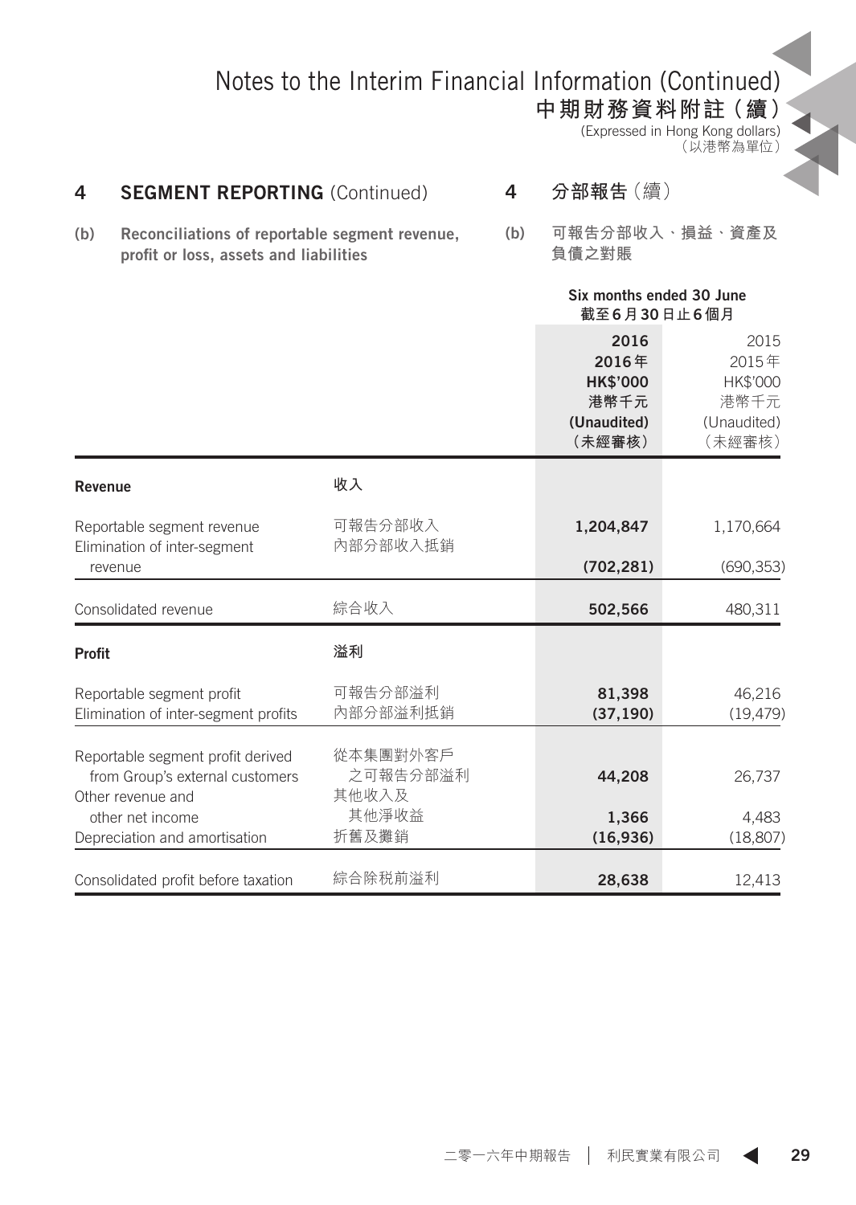## 4 SEGMENT REPORTING (Continued)

## 4 分部報告（續）

### (b) Reconciliations of reportable segment revenue, profit or loss, assets and liabilities

### (b) 可報告分部收入、損益、資產及負債之對賬

| | | Six months ended 30 June 截至6月30日止6個月 | |
|---|---|---|---|
| | | **2016 2016年 HK$'000 港幣千元 (Unaudited) （未經審核）** | 2015 2015年 HK$'000 港幣千元 (Unaudited) （未經審核） |
| **Revenue** | **收入** | | |
| Reportable segment revenue | 可報告分部收入 | **1,204,847** | 1,170,664 |
| Elimination of inter-segment revenue | 內部分部收入抵銷 | **(702,281)** | (690,353) |
| Consolidated revenue | 綜合收入 | **502,566** | 480,311 |
| **Profit** | **溢利** | | |
| Reportable segment profit | 可報告分部溢利 | **81,398** | 46,216 |
| Elimination of inter-segment profits | 內部分部溢利抵銷 | **(37,190)** | (19,479) |
| Reportable segment profit derived from Group's external customers | 從本集團對外客戶之可報告分部溢利 | **44,208** | 26,737 |
| Other revenue and other net income | 其他收入及其他淨收益 | **1,366** | 4,483 |
| Depreciation and amortisation | 折舊及攤銷 | **(16,936)** | (18,807) |
| Consolidated profit before taxation | 綜合除税前溢利 | **28,638** | 12,413 |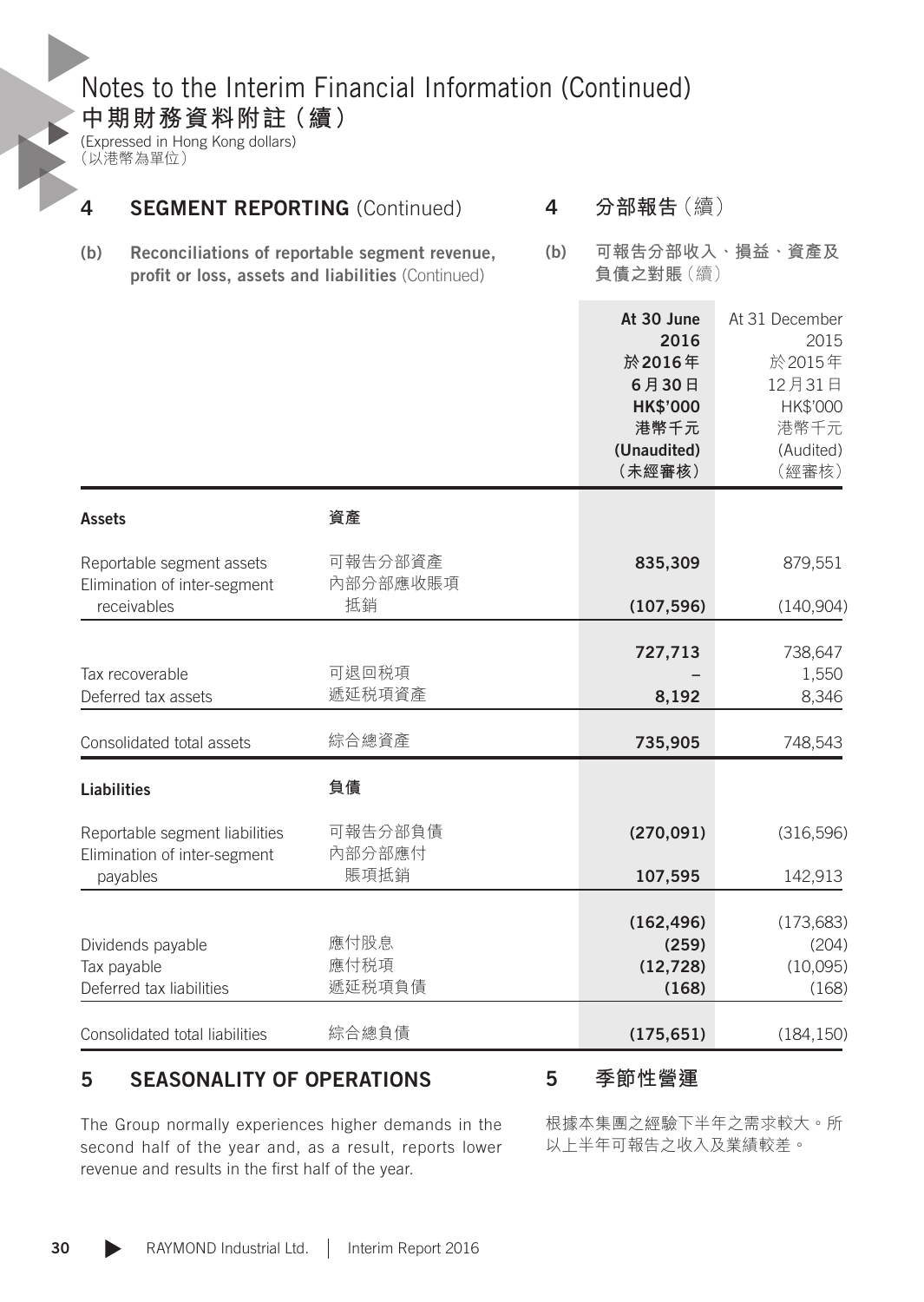# Notes to the Interim Financial Information (Continued)
# 中期財務資料附註（續）

(Expressed in Hong Kong dollars)
（以港幣為單位）

## 4 SEGMENT REPORTING (Continued)

## 4 分部報告（續）

### (b) Reconciliations of reportable segment revenue, profit or loss, assets and liabilities (Continued)

### (b) 可報告分部收入、損益、資產及負債之對賬（續）

| | | At 30 June 2016 於2016年6月30日 HK$'000 港幣千元 (Unaudited) （未經審核） | At 31 December 2015 於2015年12月31日 HK$'000 港幣千元 (Audited) （經審核） |
|---|---|---|---|
| **Assets** | **資產** | | |
| Reportable segment assets | 可報告分部資產 | **835,309** | 879,551 |
| Elimination of inter-segment receivables | 內部分部應收賬項抵銷 | **(107,596)** | (140,904) |
| | | **727,713** | 738,647 |
| Tax recoverable | 可退回稅項 | **–** | 1,550 |
| Deferred tax assets | 遞延稅項資產 | **8,192** | 8,346 |
| Consolidated total assets | 綜合總資產 | **735,905** | 748,543 |
| **Liabilities** | **負債** | | |
| Reportable segment liabilities | 可報告分部負債 | **(270,091)** | (316,596) |
| Elimination of inter-segment payables | 內部分部應付賬項抵銷 | **107,595** | 142,913 |
| | | **(162,496)** | (173,683) |
| Dividends payable | 應付股息 | **(259)** | (204) |
| Tax payable | 應付稅項 | **(12,728)** | (10,095) |
| Deferred tax liabilities | 遞延稅項負債 | **(168)** | (168) |
| Consolidated total liabilities | 綜合總負債 | **(175,651)** | (184,150) |

## 5 SEASONALITY OF OPERATIONS

The Group normally experiences higher demands in the second half of the year and, as a result, reports lower revenue and results in the first half of the year.

## 5 季節性營運

根據本集團之經驗下半年之需求較大。所以上半年可報告之收入及業績較差。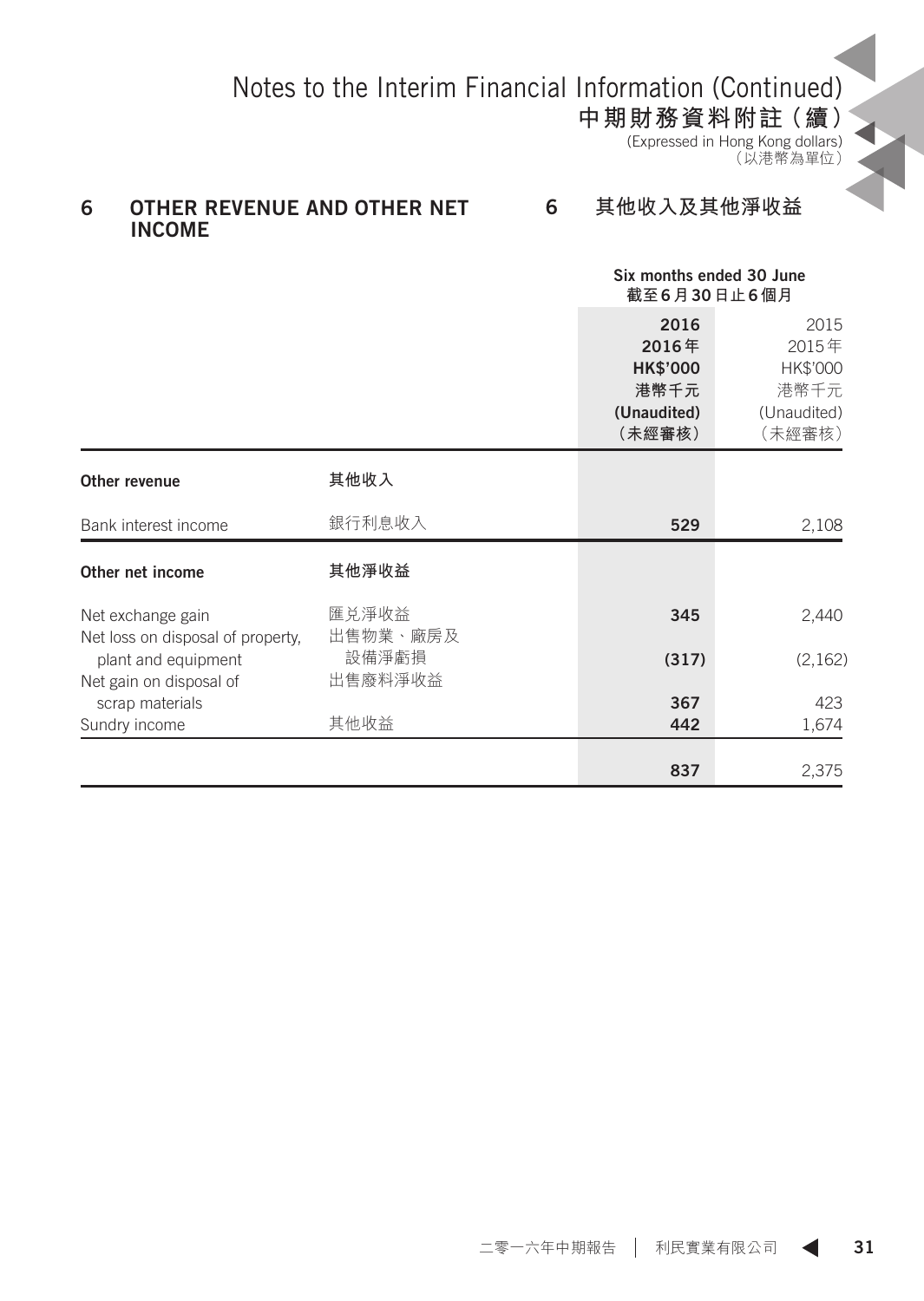# Notes to the Interim Financial Information (Continued)
# 中期財務資料附註（續）

(Expressed in Hong Kong dollars)
（以港幣為單位）

## 6 OTHER REVENUE AND OTHER NET INCOME

## 6 其他收入及其他淨收益

| | | Six months ended 30 June 截至6月30日止6個月 | |
|---|---|---|---|
| | | **2016** **2016年** **HK$'000** **港幣千元** **(Unaudited)** **（未經審核）** | 2015 2015年 HK$'000 港幣千元 (Unaudited) （未經審核） |
| **Other revenue** | **其他收入** | | |
| Bank interest income | 銀行利息收入 | **529** | 2,108 |
| **Other net income** | **其他淨收益** | | |
| Net exchange gain | 匯兑淨收益 | **345** | 2,440 |
| Net loss on disposal of property, plant and equipment | 出售物業、廠房及設備淨虧損 | **(317)** | (2,162) |
| Net gain on disposal of scrap materials | 出售廢料淨收益 | **367** | 423 |
| Sundry income | 其他收益 | **442** | 1,674 |
| | | **837** | 2,375 |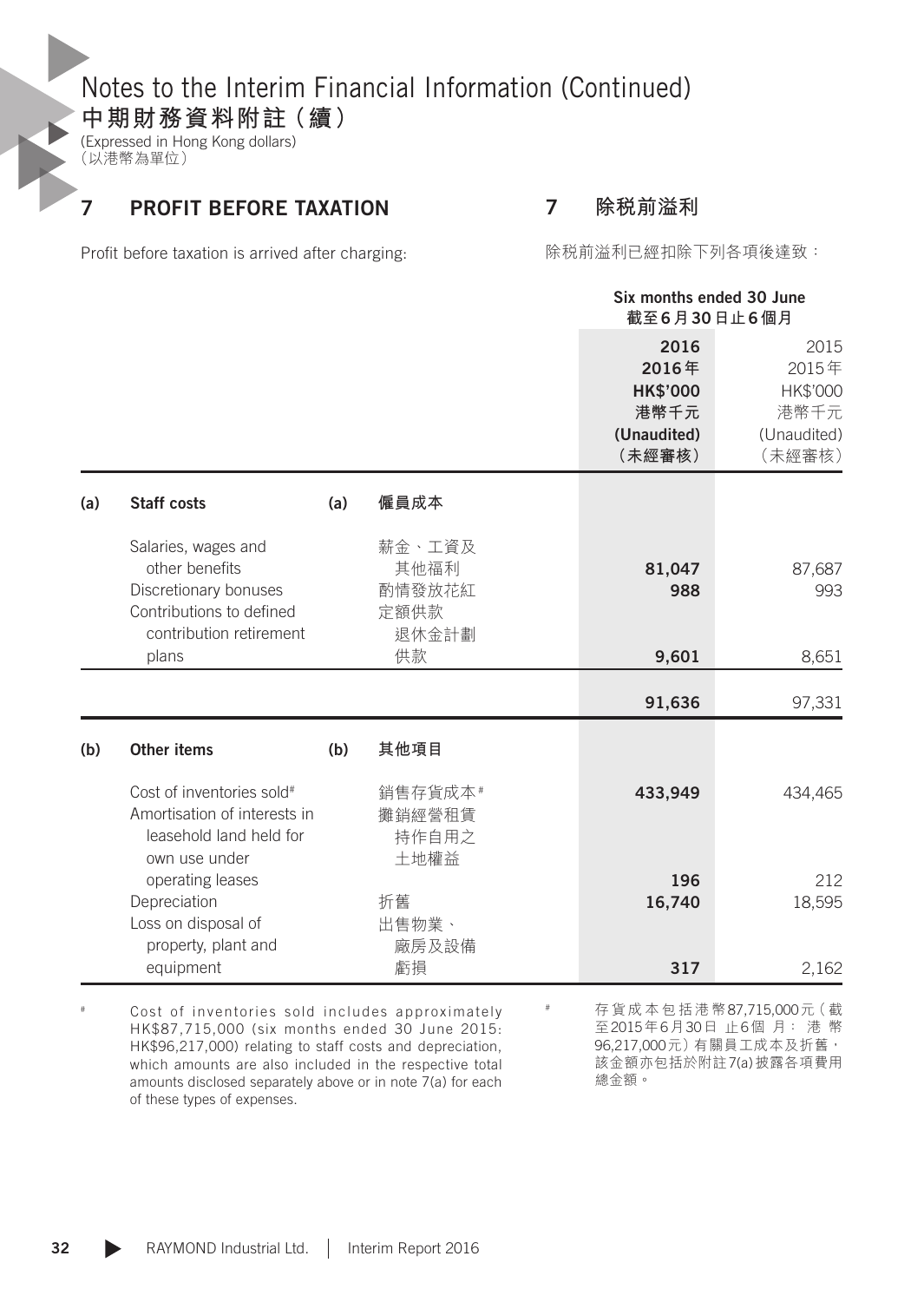# Notes to the Interim Financial Information (Continued)
# 中期財務資料附註（續）

(Expressed in Hong Kong dollars)
（以港幣為單位）

## 7 PROFIT BEFORE TAXATION

## 7 除税前溢利

Profit before taxation is arrived after charging:

除税前溢利已經扣除下列各項後達致：

| | | | | Six months ended 30 June 截至6月30日止6個月 | |
|---|---|---|---|---|---|
| | | | | 2016 2016年 HK$'000 港幣千元 (Unaudited) （未經審核） | 2015 2015年 HK$'000 港幣千元 (Unaudited) （未經審核） |
| **(a)** | **Staff costs** | **(a)** | **僱員成本** | | |
| | Salaries, wages and other benefits | | 薪金、工資及其他福利 | **81,047** | 87,687 |
| | Discretionary bonuses | | 酌情發放花紅 | **988** | 993 |
| | Contributions to defined contribution retirement plans | | 定額供款退休金計劃供款 | **9,601** | 8,651 |
| | | | | **91,636** | 97,331 |
| **(b)** | **Other items** | **(b)** | **其他項目** | | |
| | Cost of inventories sold# | | 銷售存貨成本# | **433,949** | 434,465 |
| | Amortisation of interests in leasehold land held for own use under operating leases | | 攤銷經營租賃持作自用之土地權益 | **196** | 212 |
| | Depreciation | | 折舊 | **16,740** | 18,595 |
| | Loss on disposal of property, plant and equipment | | 出售物業、廠房及設備虧損 | **317** | 2,162 |

\# Cost of inventories sold includes approximately HK$87,715,000 (six months ended 30 June 2015: HK$96,217,000) relating to staff costs and depreciation, which amounts are also included in the respective total amounts disclosed separately above or in note 7(a) for each of these types of expenses.

\# 存貨成本包括港幣87,715,000元（截至2015年6月30日止6個月：港幣96,217,000元）有關員工成本及折舊，該金額亦包括於附註7(a)披露各項費用總金額。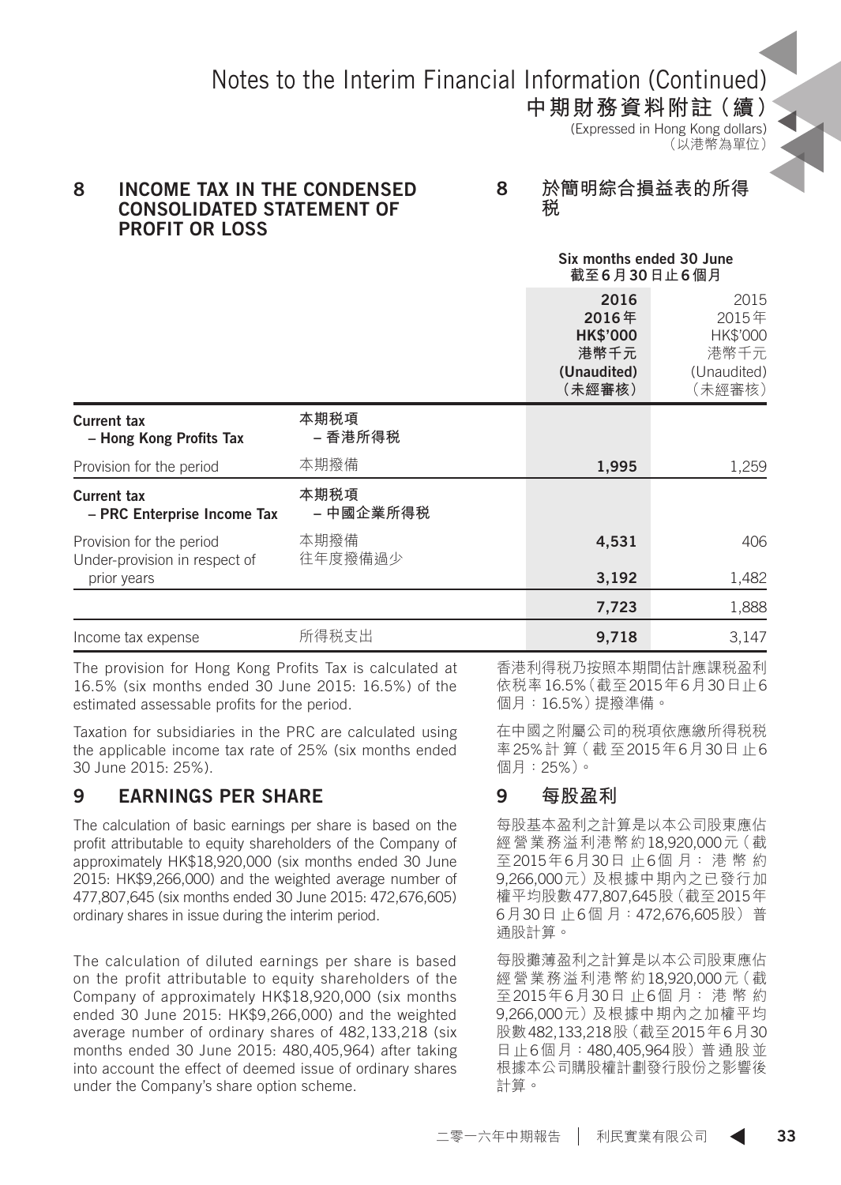# Notes to the Interim Financial Information (Continued)

# 中期財務資料附註（續）

(Expressed in Hong Kong dollars)
（以港幣為單位）

## 8 INCOME TAX IN THE CONDENSED CONSOLIDATED STATEMENT OF PROFIT OR LOSS

## 8 於簡明綜合損益表的所得稅

| | | Six months ended 30 June 截至6月30日止6個月 | |
|---|---|---|---|
| | | **2016 2016年 HK$'000 港幣千元 (Unaudited) （未經審核）** | 2015 2015年 HK$'000 港幣千元 (Unaudited) （未經審核） |
| **Current tax – Hong Kong Profits Tax** | **本期稅項 – 香港所得稅** | | |
| Provision for the period | 本期撥備 | **1,995** | 1,259 |
| **Current tax – PRC Enterprise Income Tax** | **本期稅項 – 中國企業所得稅** | | |
| Provision for the period | 本期撥備 | **4,531** | 406 |
| Under-provision in respect of prior years | 往年度撥備過少 | **3,192** | 1,482 |
| | | **7,723** | 1,888 |
| Income tax expense | 所得稅支出 | **9,718** | 3,147 |

The provision for Hong Kong Profits Tax is calculated at 16.5% (six months ended 30 June 2015: 16.5%) of the estimated assessable profits for the period.

香港利得稅乃按照本期間估計應課稅盈利依稅率16.5%（截至2015年6月30日止6個月：16.5%）提撥準備。

Taxation for subsidiaries in the PRC are calculated using the applicable income tax rate of 25% (six months ended 30 June 2015: 25%).

在中國之附屬公司的稅項依應繳所得稅稅率25%計算（截至2015年6月30日止6個月：25%）。

## 9 EARNINGS PER SHARE

## 9 每股盈利

The calculation of basic earnings per share is based on the profit attributable to equity shareholders of the Company of approximately HK$18,920,000 (six months ended 30 June 2015: HK$9,266,000) and the weighted average number of 477,807,645 (six months ended 30 June 2015: 472,676,605) ordinary shares in issue during the interim period.

每股基本盈利之計算是以本公司股東應佔經營業務溢利港幣約18,920,000元（截至2015年6月30日止6個月：港幣約9,266,000元）及根據中期內之已發行加權平均股數477,807,645股（截至2015年6月30日止6個月：472,676,605股）普通股計算。

The calculation of diluted earnings per share is based on the profit attributable to equity shareholders of the Company of approximately HK$18,920,000 (six months ended 30 June 2015: HK$9,266,000) and the weighted average number of ordinary shares of 482,133,218 (six months ended 30 June 2015: 480,405,964) after taking into account the effect of deemed issue of ordinary shares under the Company's share option scheme.

每股攤薄盈利之計算是以本公司股東應佔經營業務溢利港幣約18,920,000元（截至2015年6月30日止6個月：港幣約9,266,000元）及根據中期內之加權平均股數482,133,218股（截至2015年6月30日止6個月：480,405,964股）普通股並根據本公司購股權計劃發行股份之影響後計算。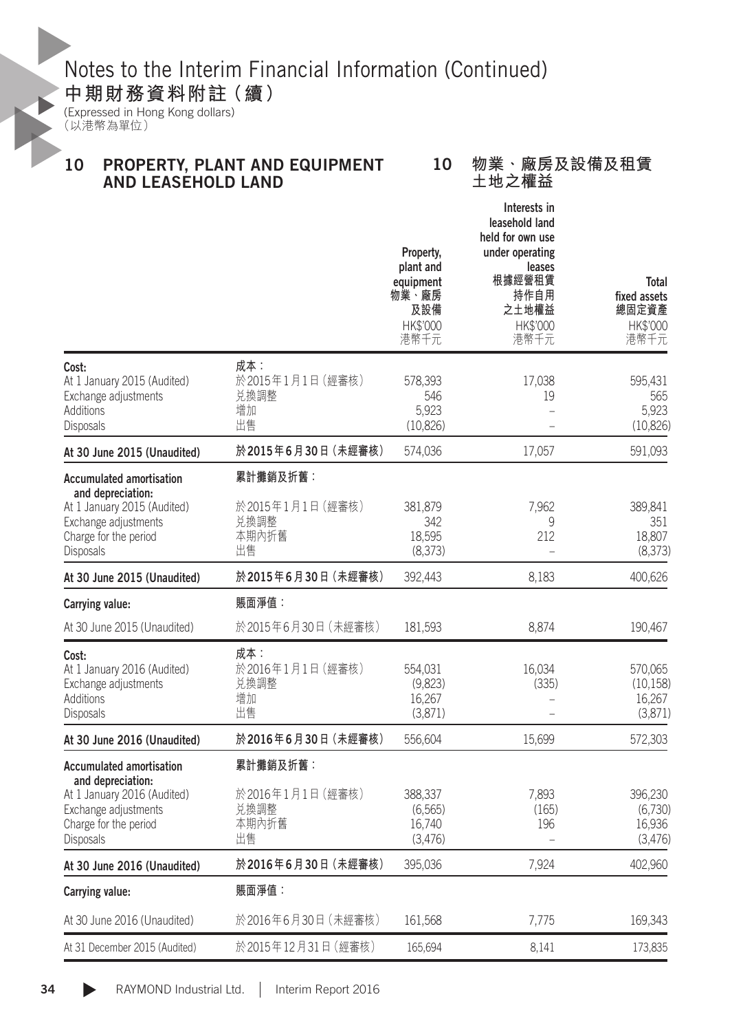# Notes to the Interim Financial Information (Continued)
# 中期財務資料附註（續）

(Expressed in Hong Kong dollars)
（以港幣為單位）

## 10 PROPERTY, PLANT AND EQUIPMENT AND LEASEHOLD LAND
## 10 物業、廠房及設備及租賃土地之權益

| | | Property, plant and equipment 物業、廠房及設備 HK$'000 港幣千元 | Interests in leasehold land held for own use under operating leases 根據經營租賃持作自用之土地權益 HK$'000 港幣千元 | Total fixed assets 總固定資產 HK$'000 港幣千元 |
|---|---|---|---|---|
| **Cost:** | **成本：** | | | |
| At 1 January 2015 (Audited) | 於2015年1月1日（經審核） | 578,393 | 17,038 | 595,431 |
| Exchange adjustments | 兌換調整 | 546 | 19 | 565 |
| Additions | 增加 | 5,923 | – | 5,923 |
| Disposals | 出售 | (10,826) | – | (10,826) |
| **At 30 June 2015 (Unaudited)** | **於2015年6月30日（未經審核）** | 574,036 | 17,057 | 591,093 |
| **Accumulated amortisation and depreciation:** | **累計攤銷及折舊：** | | | |
| At 1 January 2015 (Audited) | 於2015年1月1日（經審核） | 381,879 | 7,962 | 389,841 |
| Exchange adjustments | 兌換調整 | 342 | 9 | 351 |
| Charge for the period | 本期內折舊 | 18,595 | 212 | 18,807 |
| Disposals | 出售 | (8,373) | – | (8,373) |
| **At 30 June 2015 (Unaudited)** | **於2015年6月30日（未經審核）** | 392,443 | 8,183 | 400,626 |
| **Carrying value:** | **賬面淨值：** | | | |
| At 30 June 2015 (Unaudited) | 於2015年6月30日（未經審核） | 181,593 | 8,874 | 190,467 |
| **Cost:** | **成本：** | | | |
| At 1 January 2016 (Audited) | 於2016年1月1日（經審核） | 554,031 | 16,034 | 570,065 |
| Exchange adjustments | 兌換調整 | (9,823) | (335) | (10,158) |
| Additions | 增加 | 16,267 | – | 16,267 |
| Disposals | 出售 | (3,871) | – | (3,871) |
| **At 30 June 2016 (Unaudited)** | **於2016年6月30日（未經審核）** | 556,604 | 15,699 | 572,303 |
| **Accumulated amortisation and depreciation:** | **累計攤銷及折舊：** | | | |
| At 1 January 2016 (Audited) | 於2016年1月1日（經審核） | 388,337 | 7,893 | 396,230 |
| Exchange adjustments | 兌換調整 | (6,565) | (165) | (6,730) |
| Charge for the period | 本期內折舊 | 16,740 | 196 | 16,936 |
| Disposals | 出售 | (3,476) | – | (3,476) |
| **At 30 June 2016 (Unaudited)** | **於2016年6月30日（未經審核）** | 395,036 | 7,924 | 402,960 |
| **Carrying value:** | **賬面淨值：** | | | |
| At 30 June 2016 (Unaudited) | 於2016年6月30日（未經審核） | 161,568 | 7,775 | 169,343 |
| At 31 December 2015 (Audited) | 於2015年12月31日（經審核） | 165,694 | 8,141 | 173,835 |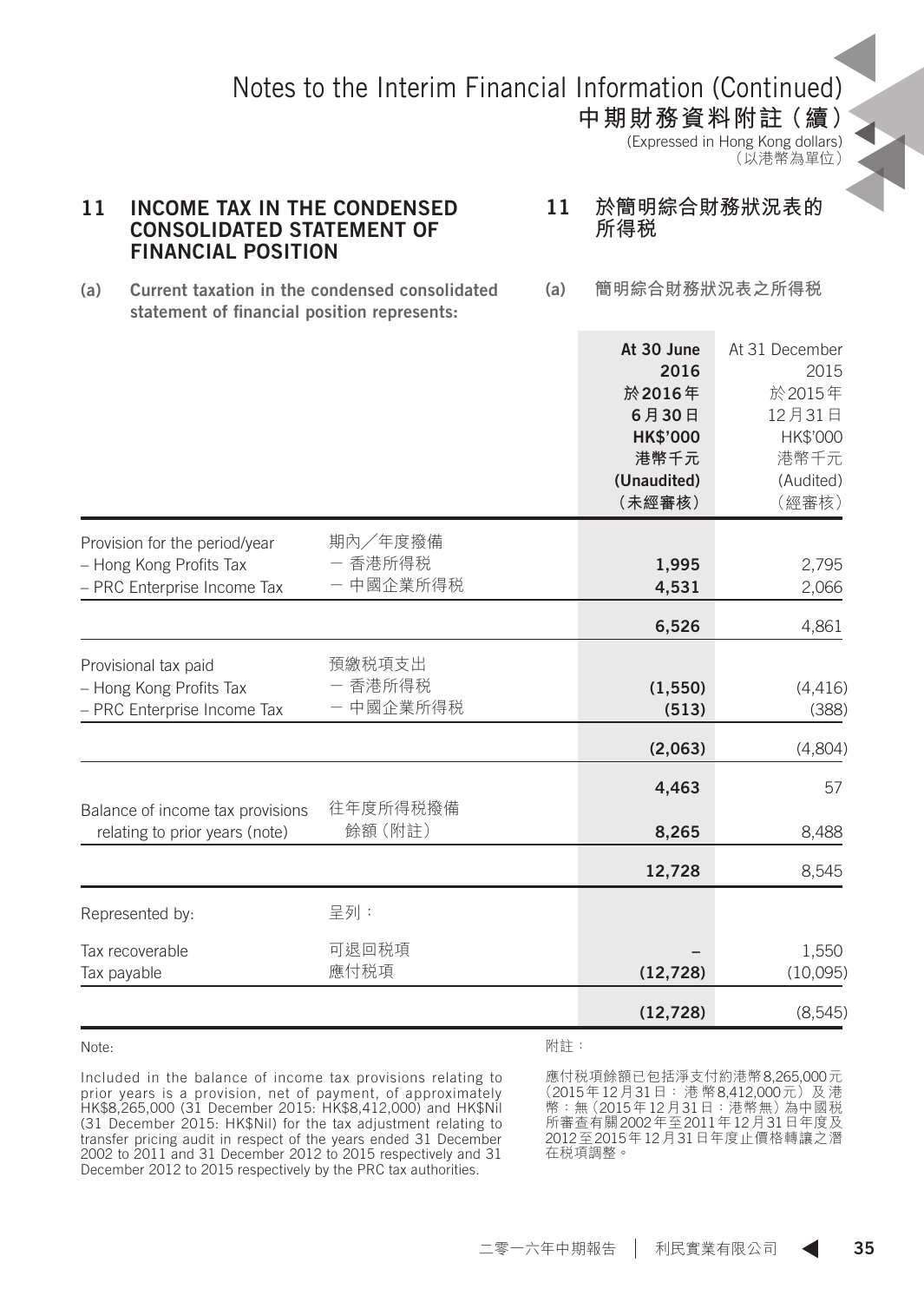# Notes to the Interim Financial Information (Continued)
# 中期財務資料附註（續）

(Expressed in Hong Kong dollars)
（以港幣為單位）

## 11 INCOME TAX IN THE CONDENSED CONSOLIDATED STATEMENT OF FINANCIAL POSITION

## 11 於簡明綜合財務狀況表的所得稅

**(a) Current taxation in the condensed consolidated statement of financial position represents:**

**(a) 簡明綜合財務狀況表之所得稅**

| | | **At 30 June 2016 於2016年6月30日 HK$'000 港幣千元 (Unaudited) （未經審核）** | At 31 December 2015 於2015年12月31日 HK$'000 港幣千元 (Audited) （經審核） |
|---|---|---|---|
| Provision for the period/year | 期內╱年度撥備 | | |
| – Hong Kong Profits Tax | – 香港所得稅 | **1,995** | 2,795 |
| – PRC Enterprise Income Tax | – 中國企業所得稅 | **4,531** | 2,066 |
| | | **6,526** | 4,861 |
| Provisional tax paid | 預繳稅項支出 | | |
| – Hong Kong Profits Tax | – 香港所得稅 | **(1,550)** | (4,416) |
| – PRC Enterprise Income Tax | – 中國企業所得稅 | **(513)** | (388) |
| | | **(2,063)** | (4,804) |
| | | **4,463** | 57 |
| Balance of income tax provisions relating to prior years (note) | 往年度所得稅撥備餘額（附註） | **8,265** | 8,488 |
| | | **12,728** | 8,545 |
| Represented by: | 呈列： | | |
| Tax recoverable | 可退回稅項 | **–** | 1,550 |
| Tax payable | 應付稅項 | **(12,728)** | (10,095) |
| | | **(12,728)** | (8,545) |

Note:

Included in the balance of income tax provisions relating to prior years is a provision, net of payment, of approximately HK$8,265,000 (31 December 2015: HK$8,412,000) and HK$Nil (31 December 2015: HK$Nil) for the tax adjustment relating to transfer pricing audit in respect of the years ended 31 December 2002 to 2011 and 31 December 2012 to 2015 respectively and 31 December 2012 to 2015 respectively by the PRC tax authorities.

附註：

應付稅項餘額已包括淨支付約港幣8,265,000元（2015年12月31日：港幣8,412,000元）及港幣：無（2015年12月31日：港幣無）為中國稅所審查有關2002年至2011年12月31日年度及2012至2015年12月31日年度止價格轉讓之潛在稅項調整。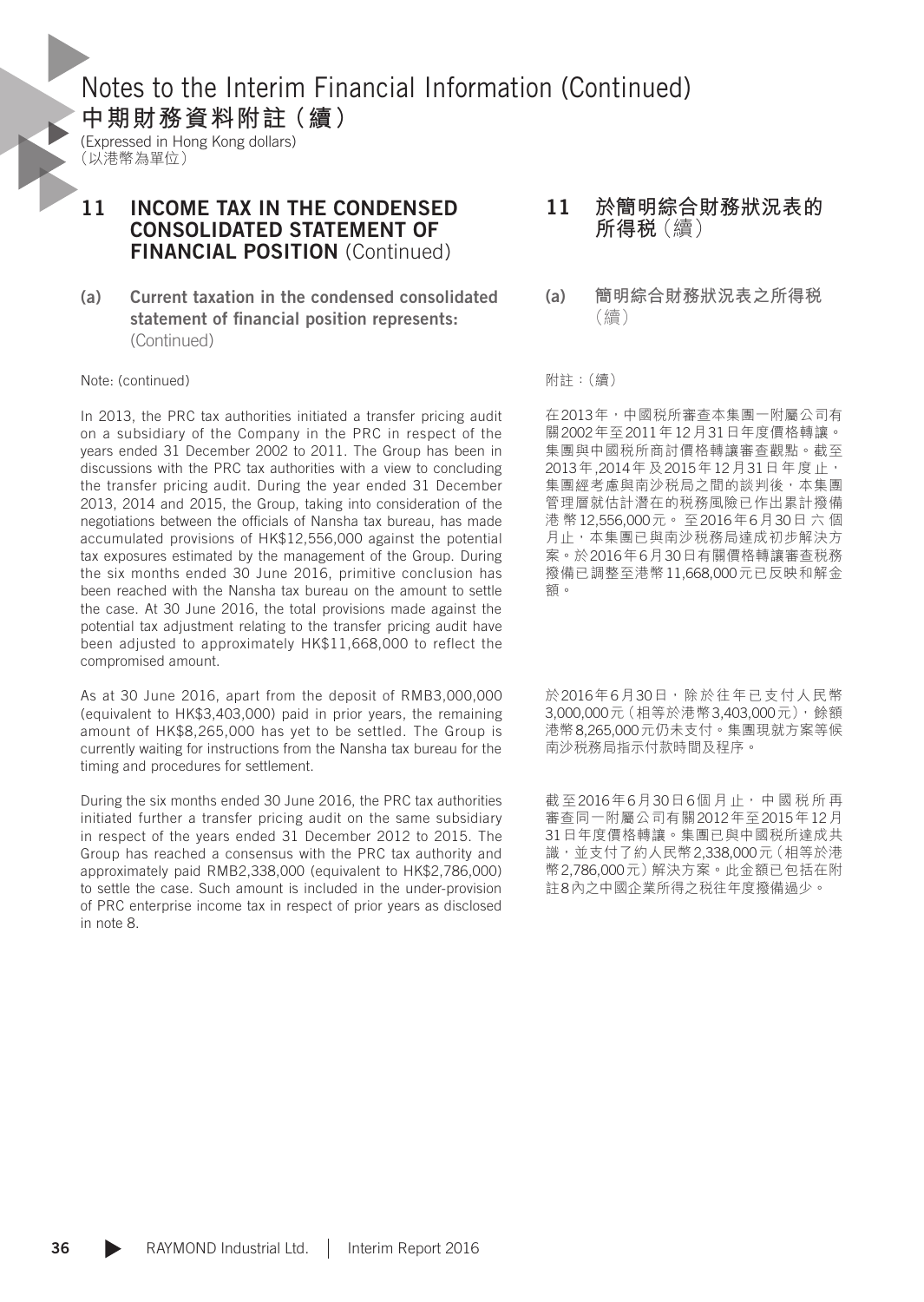# Notes to the Interim Financial Information (Continued)
# 中期財務資料附註（續）

(Expressed in Hong Kong dollars)
（以港幣為單位）

## 11 INCOME TAX IN THE CONDENSED CONSOLIDATED STATEMENT OF FINANCIAL POSITION (Continued)

### (a) Current taxation in the condensed consolidated statement of financial position represents: (Continued)

Note: (continued)

In 2013, the PRC tax authorities initiated a transfer pricing audit on a subsidiary of the Company in the PRC in respect of the years ended 31 December 2002 to 2011. The Group has been in discussions with the PRC tax authorities with a view to concluding the transfer pricing audit. During the year ended 31 December 2013, 2014 and 2015, the Group, taking into consideration of the negotiations between the officials of Nansha tax bureau, has made accumulated provisions of HK$12,556,000 against the potential tax exposures estimated by the management of the Group. During the six months ended 30 June 2016, primitive conclusion has been reached with the Nansha tax bureau on the amount to settle the case. At 30 June 2016, the total provisions made against the potential tax adjustment relating to the transfer pricing audit have been adjusted to approximately HK$11,668,000 to reflect the compromised amount.

As at 30 June 2016, apart from the deposit of RMB3,000,000 (equivalent to HK$3,403,000) paid in prior years, the remaining amount of HK$8,265,000 has yet to be settled. The Group is currently waiting for instructions from the Nansha tax bureau for the timing and procedures for settlement.

During the six months ended 30 June 2016, the PRC tax authorities initiated further a transfer pricing audit on the same subsidiary in respect of the years ended 31 December 2012 to 2015. The Group has reached a consensus with the PRC tax authority and approximately paid RMB2,338,000 (equivalent to HK$2,786,000) to settle the case. Such amount is included in the under-provision of PRC enterprise income tax in respect of prior years as disclosed in note 8.

## 11 於簡明綜合財務狀況表的所得稅（續）

### (a) 簡明綜合財務狀況表之所得稅（續）

附註：（續）

在2013年，中國稅所審查本集團一附屬公司有關2002年至2011年12月31日年度價格轉讓。集團與中國稅所商討價格轉讓審查觀點。截至2013年,2014年及2015年12月31日年度止，集團經考慮與南沙稅局之間的談判後，本集團管理層就估計潛在的稅務風險已作出累計撥備港幣12,556,000元。至2016年6月30日六個月止，本集團已與南沙稅務局達成初步解決方案。於2016年6月30日有關價格轉讓審查稅務撥備已調整至港幣11,668,000元已反映和解金額。

於2016年6月30日，除於往年已支付人民幣3,000,000元（相等於港幣3,403,000元），餘額港幣8,265,000元仍未支付。集團現就方案等候南沙稅務局指示付款時間及程序。

截至2016年6月30日6個月止，中國稅所再審查同一附屬公司有關2012年至2015年12月31日年度價格轉讓。集團已與中國稅所達成共識，並支付了約人民幣2,338,000元（相等於港幣2,786,000元）解決方案。此金額已包括在附註8內之中國企業所得之稅往年度撥備過少。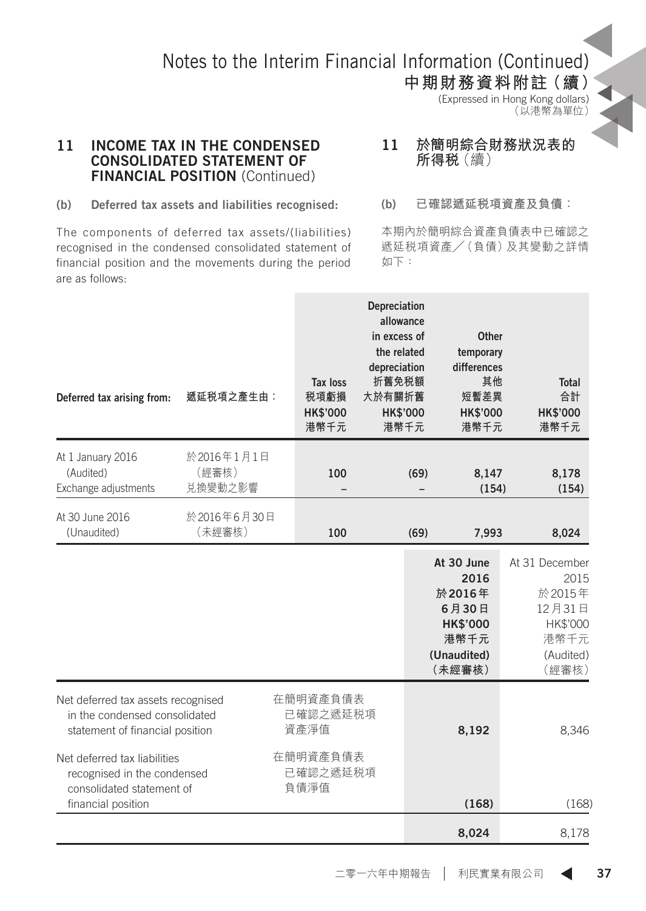## 11 INCOME TAX IN THE CONDENSED CONSOLIDATED STATEMENT OF FINANCIAL POSITION (Continued)

## 11 於簡明綜合財務狀況表的所得稅（續）

**(b) Deferred tax assets and liabilities recognised:**

**(b) 已確認遞延稅項資產及負債：**

The components of deferred tax assets/(liabilities) recognised in the condensed consolidated statement of financial position and the movements during the period are as follows:

本期內於簡明綜合資產負債表中已確認之遞延稅項資產／(負債)及其變動之詳情如下：

| Deferred tax arising from: | 遞延稅項之產生由： | Tax loss 稅項虧損 HK$'000 港幣千元 | Depreciation allowance in excess of the related depreciation 折舊免稅額大於有關折舊 HK$'000 港幣千元 | Other temporary differences 其他短暫差異 HK$'000 港幣千元 | Total 合計 HK$'000 港幣千元 |
|---|---|---|---|---|---|
| At 1 January 2016 (Audited) | 於2016年1月1日（經審核） | 100 | (69) | 8,147 | 8,178 |
| Exchange adjustments | 兌換變動之影響 | – | – | (154) | (154) |
| At 30 June 2016 (Unaudited) | 於2016年6月30日（未經審核） | 100 | (69) | 7,993 | 8,024 |

| | | At 30 June 2016 於2016年6月30日 HK$'000 港幣千元 (Unaudited)（未經審核） | At 31 December 2015 於2015年12月31日 HK$'000 港幣千元 (Audited)（經審核） |
|---|---|---|---|
| Net deferred tax assets recognised in the condensed consolidated statement of financial position | 在簡明資產負債表已確認之遞延稅項資產淨值 | 8,192 | 8,346 |
| Net deferred tax liabilities recognised in the condensed consolidated statement of financial position | 在簡明資產負債表已確認之遞延稅項負債淨值 | (168) | (168) |
| | | 8,024 | 8,178 |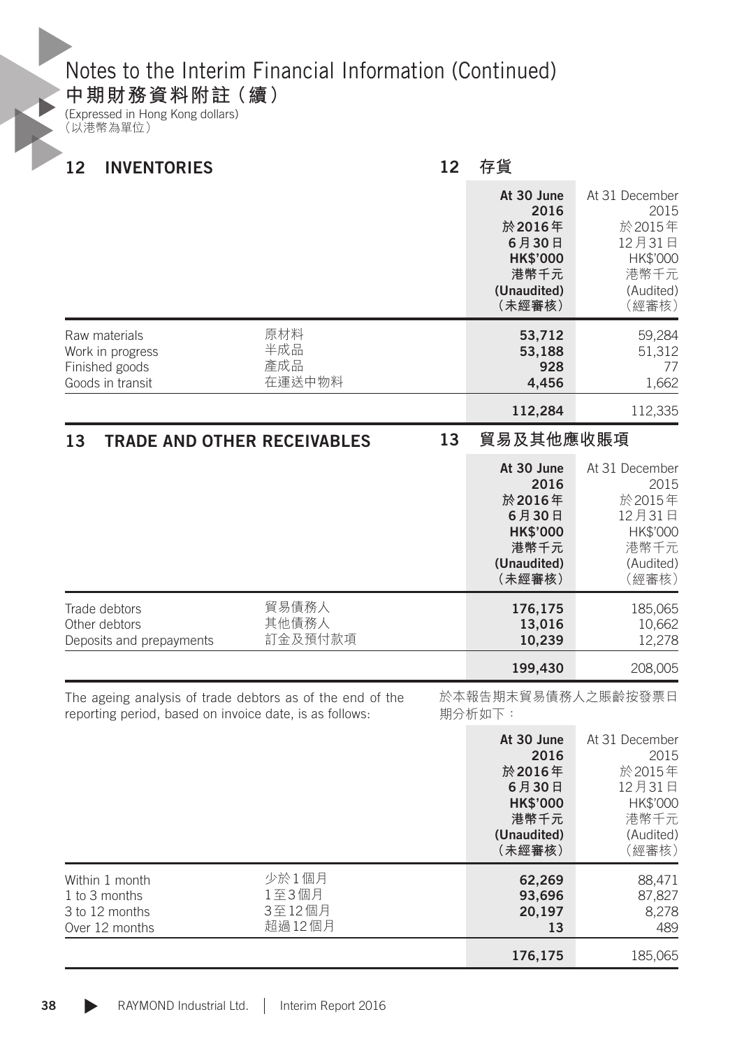# Notes to the Interim Financial Information (Continued)
# 中期財務資料附註（續）

(Expressed in Hong Kong dollars)
（以港幣為單位）

## 12 INVENTORIES 12 存貨

| | | At 30 June 2016 於2016年6月30日 HK$'000 港幣千元 (Unaudited) （未經審核） | At 31 December 2015 於2015年12月31日 HK$'000 港幣千元 (Audited) （經審核） |
|---|---|---|---|
| Raw materials | 原材料 | **53,712** | 59,284 |
| Work in progress | 半成品 | **53,188** | 51,312 |
| Finished goods | 產成品 | **928** | 77 |
| Goods in transit | 在運送中物料 | **4,456** | 1,662 |
| | | **112,284** | 112,335 |

## 13 TRADE AND OTHER RECEIVABLES 13 貿易及其他應收賬項

| | | At 30 June 2016 於2016年6月30日 HK$'000 港幣千元 (Unaudited) （未經審核） | At 31 December 2015 於2015年12月31日 HK$'000 港幣千元 (Audited) （經審核） |
|---|---|---|---|
| Trade debtors | 貿易債務人 | **176,175** | 185,065 |
| Other debtors | 其他債務人 | **13,016** | 10,662 |
| Deposits and prepayments | 訂金及預付款項 | **10,239** | 12,278 |
| | | **199,430** | 208,005 |

The ageing analysis of trade debtors as of the end of the reporting period, based on invoice date, is as follows:

於本報告期末貿易債務人之賬齡按發票日期分析如下：

| | | At 30 June 2016 於2016年6月30日 HK$'000 港幣千元 (Unaudited) （未經審核） | At 31 December 2015 於2015年12月31日 HK$'000 港幣千元 (Audited) （經審核） |
|---|---|---|---|
| Within 1 month | 少於1個月 | **62,269** | 88,471 |
| 1 to 3 months | 1至3個月 | **93,696** | 87,827 |
| 3 to 12 months | 3至12個月 | **20,197** | 8,278 |
| Over 12 months | 超過12個月 | **13** | 489 |
| | | **176,175** | 185,065 |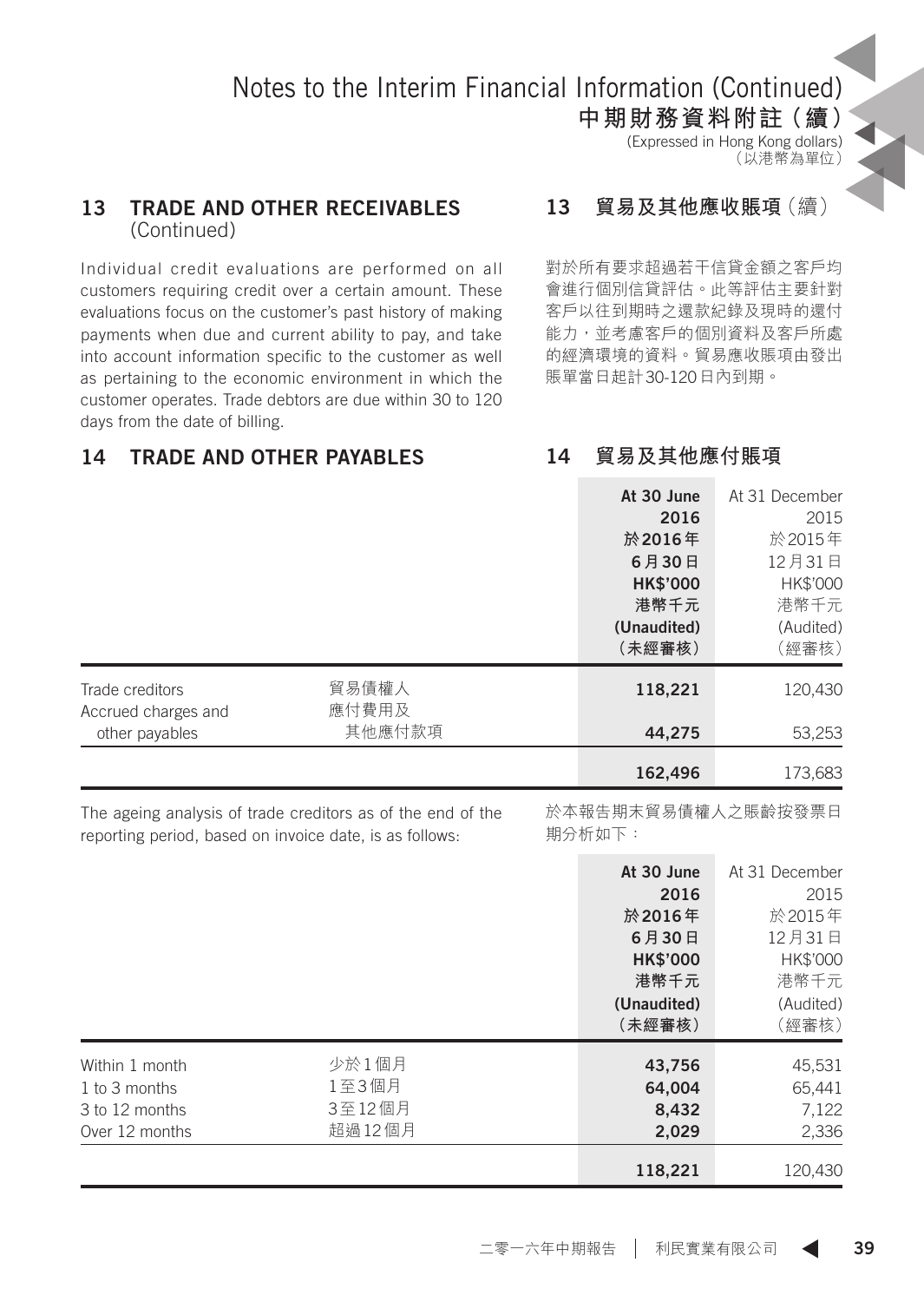# Notes to the Interim Financial Information (Continued)
# 中期財務資料附註（續）

(Expressed in Hong Kong dollars)
（以港幣為單位）

## 13 TRADE AND OTHER RECEIVABLES (Continued)

Individual credit evaluations are performed on all customers requiring credit over a certain amount. These evaluations focus on the customer's past history of making payments when due and current ability to pay, and take into account information specific to the customer as well as pertaining to the economic environment in which the customer operates. Trade debtors are due within 30 to 120 days from the date of billing.

## 13 貿易及其他應收賬項（續）

對於所有要求超過若干信貸金額之客戶均會進行個別信貸評估。此等評估主要針對客戶以往到期時之還款紀錄及現時的還付能力，並考慮客戶的個別資料及客戶所處的經濟環境的資料。貿易應收賬項由發出賬單當日起計30-120日內到期。

## 14 TRADE AND OTHER PAYABLES

## 14 貿易及其他應付賬項

| | | **At 30 June 2016 於2016年6月30日 HK$'000 港幣千元 (Unaudited) （未經審核）** | At 31 December 2015 於2015年12月31日 HK$'000 港幣千元 (Audited) （經審核） |
|---|---|---|---|
| Trade creditors | 貿易債權人 | **118,221** | 120,430 |
| Accrued charges and other payables | 應付費用及其他應付款項 | **44,275** | 53,253 |
| | | **162,496** | 173,683 |

The ageing analysis of trade creditors as of the end of the reporting period, based on invoice date, is as follows:

於本報告期末貿易債權人之賬齡按發票日期分析如下：

| | | **At 30 June 2016 於2016年6月30日 HK$'000 港幣千元 (Unaudited) （未經審核）** | At 31 December 2015 於2015年12月31日 HK$'000 港幣千元 (Audited) （經審核） |
|---|---|---|---|
| Within 1 month | 少於1個月 | **43,756** | 45,531 |
| 1 to 3 months | 1至3個月 | **64,004** | 65,441 |
| 3 to 12 months | 3至12個月 | **8,432** | 7,122 |
| Over 12 months | 超過12個月 | **2,029** | 2,336 |
| | | **118,221** | 120,430 |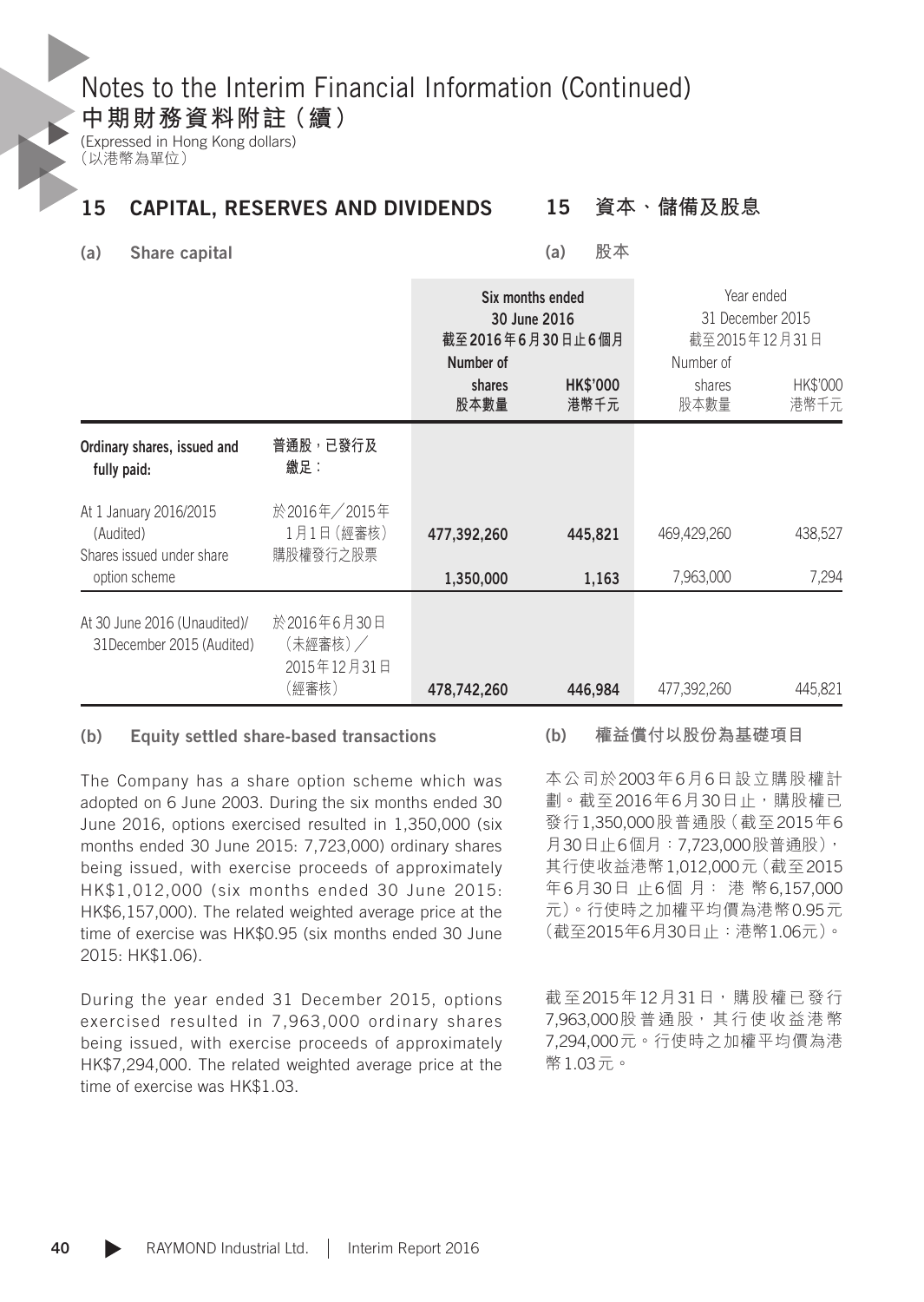# Notes to the Interim Financial Information (Continued)
# 中期財務資料附註（續）

(Expressed in Hong Kong dollars)
（以港幣為單位）

## 15 CAPITAL, RESERVES AND DIVIDENDS
## 15 資本、儲備及股息

### (a) Share capital
### (a) 股本

| | | Six months ended 30 June 2016 截至2016年6月30日止6個月 | | Year ended 31 December 2015 截至2015年12月31日 | |
|---|---|---|---|---|---|
| | | Number of shares 股本數量 | HK$'000 港幣千元 | Number of shares 股本數量 | HK$'000 港幣千元 |
| **Ordinary shares, issued and fully paid:** | **普通股，已發行及繳足：** | | | | |
| At 1 January 2016/2015 (Audited) | 於2016年／2015年1月1日（經審核） | **477,392,260** | **445,821** | 469,429,260 | 438,527 |
| Shares issued under share option scheme | 購股權發行之股票 | **1,350,000** | **1,163** | 7,963,000 | 7,294 |
| At 30 June 2016 (Unaudited)/ 31December 2015 (Audited) | 於2016年6月30日（未經審核）／2015年12月31日（經審核） | **478,742,260** | **446,984** | 477,392,260 | 445,821 |

### (b) Equity settled share-based transactions

The Company has a share option scheme which was adopted on 6 June 2003. During the six months ended 30 June 2016, options exercised resulted in 1,350,000 (six months ended 30 June 2015: 7,723,000) ordinary shares being issued, with exercise proceeds of approximately HK$1,012,000 (six months ended 30 June 2015: HK$6,157,000). The related weighted average price at the time of exercise was HK$0.95 (six months ended 30 June 2015: HK$1.06).

During the year ended 31 December 2015, options exercised resulted in 7,963,000 ordinary shares being issued, with exercise proceeds of approximately HK$7,294,000. The related weighted average price at the time of exercise was HK$1.03.

### (b) 權益償付以股份為基礎項目

本公司於2003年6月6日設立購股權計劃。截至2016年6月30日止，購股權已發行1,350,000股普通股（截至2015年6月30日止6個月：7,723,000股普通股），其行使收益港幣1,012,000元（截至2015年6月30日 止6個 月： 港 幣6,157,000元）。行使時之加權平均價為港幣0.95元（截至2015年6月30日止：港幣1.06元）。

截至2015年12月31日，購股權已發行7,963,000股普通股，其行使收益港幣7,294,000元。行使時之加權平均價為港幣1.03元。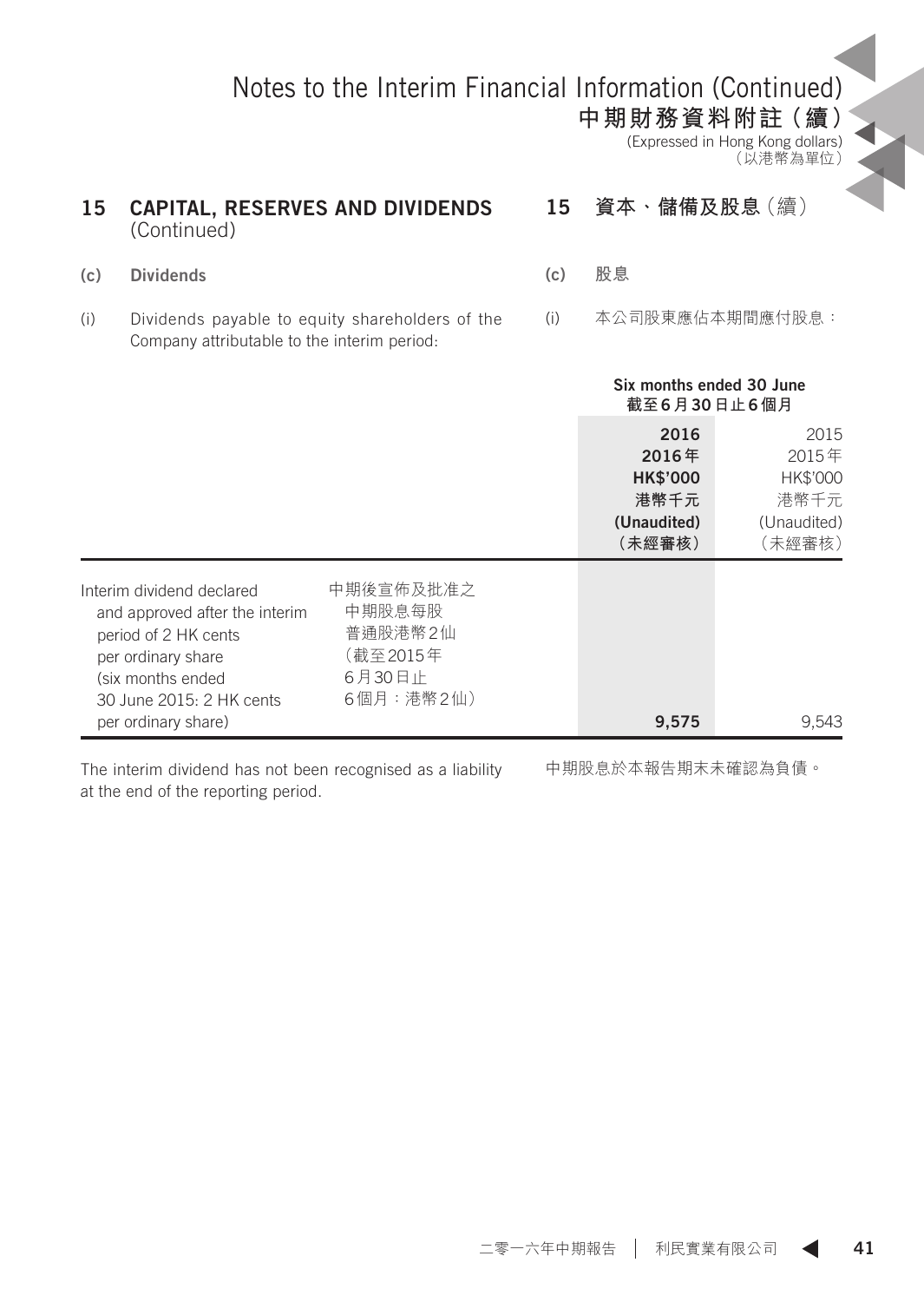# Notes to the Interim Financial Information (Continued)
# 中期財務資料附註（續）

(Expressed in Hong Kong dollars)
（以港幣為單位）

## 15 CAPITAL, RESERVES AND DIVIDENDS (Continued)

## 15 資本、儲備及股息（續）

### (c) Dividends

### (c) 股息

(i) Dividends payable to equity shareholders of the Company attributable to the interim period:

(i) 本公司股東應佔本期間應付股息：

| | | Six months ended 30 June 截至6月30日止6個月 | |
|---|---|---|---|
| | | **2016** **2016年** **HK$'000** **港幣千元** **(Unaudited)** **（未經審核）** | 2015 2015年 HK$'000 港幣千元 (Unaudited) （未經審核） |
| Interim dividend declared and approved after the interim period of 2 HK cents per ordinary share (six months ended 30 June 2015: 2 HK cents per ordinary share) | 中期後宣佈及批准之中期股息每股普通股港幣2仙（截至2015年6月30日止6個月：港幣2仙） | **9,575** | 9,543 |

The interim dividend has not been recognised as a liability at the end of the reporting period.

中期股息於本報告期末未確認為負債。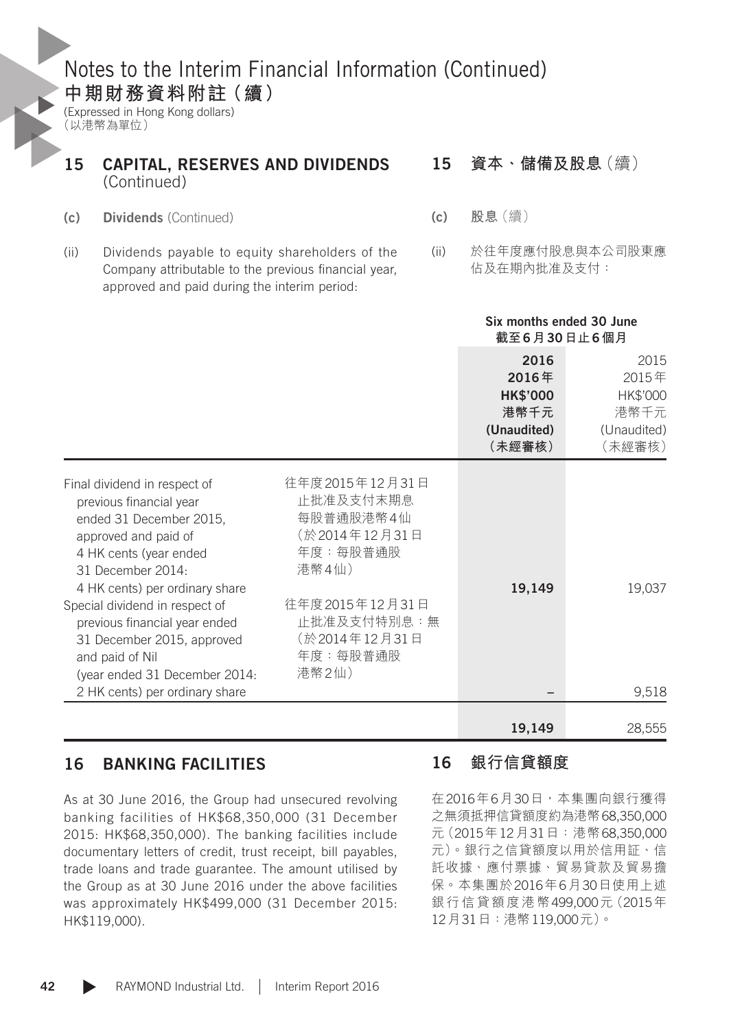# Notes to the Interim Financial Information (Continued)
# 中期財務資料附註（續）

(Expressed in Hong Kong dollars)
（以港幣為單位）

## 15 CAPITAL, RESERVES AND DIVIDENDS (Continued)
## 15 資本、儲備及股息（續）

**(c) Dividends** (Continued)

**(c) 股息**（續）

(ii) Dividends payable to equity shareholders of the Company attributable to the previous financial year, approved and paid during the interim period:

(ii) 於往年度應付股息與本公司股東應佔及在期內批准及支付：

| | | Six months ended 30 June 截至6月30日止6個月 | |
|---|---|---|---|
| | | **2016** | 2015 |
| | | **2016年** | 2015年 |
| | | **HK$'000** | HK$'000 |
| | | **港幣千元** | 港幣千元 |
| | | **(Unaudited)** | (Unaudited) |
| | | **（未經審核）** | （未經審核） |
| Final dividend in respect of previous financial year ended 31 December 2015, approved and paid of 4 HK cents (year ended 31 December 2014: 4 HK cents) per ordinary share | 往年度2015年12月31日止批准及支付末期息每股普通股港幣4仙（於2014年12月31日年度：每股普通股港幣4仙） | **19,149** | 19,037 |
| Special dividend in respect of previous financial year ended 31 December 2015, approved and paid of Nil (year ended 31 December 2014: 2 HK cents) per ordinary share | 往年度2015年12月31日止批准及支付特別息：無（於2014年12月31日年度：每股普通股港幣2仙） | **–** | 9,518 |
| | | **19,149** | 28,555 |

## 16 BANKING FACILITIES

As at 30 June 2016, the Group had unsecured revolving banking facilities of HK$68,350,000 (31 December 2015: HK$68,350,000). The banking facilities include documentary letters of credit, trust receipt, bill payables, trade loans and trade guarantee. The amount utilised by the Group as at 30 June 2016 under the above facilities was approximately HK$499,000 (31 December 2015: HK$119,000).

## 16 銀行信貸額度

在2016年6月30日，本集團向銀行獲得之無須抵押信貸額度約為港幣68,350,000元（2015年12月31日：港幣68,350,000元）。銀行之信貸額度以用於信用証、信託收據、應付票據、貿易貸款及貿易擔保。本集團於2016年6月30日使用上述銀行信貸額度港幣499,000元（2015年12月31日：港幣119,000元）。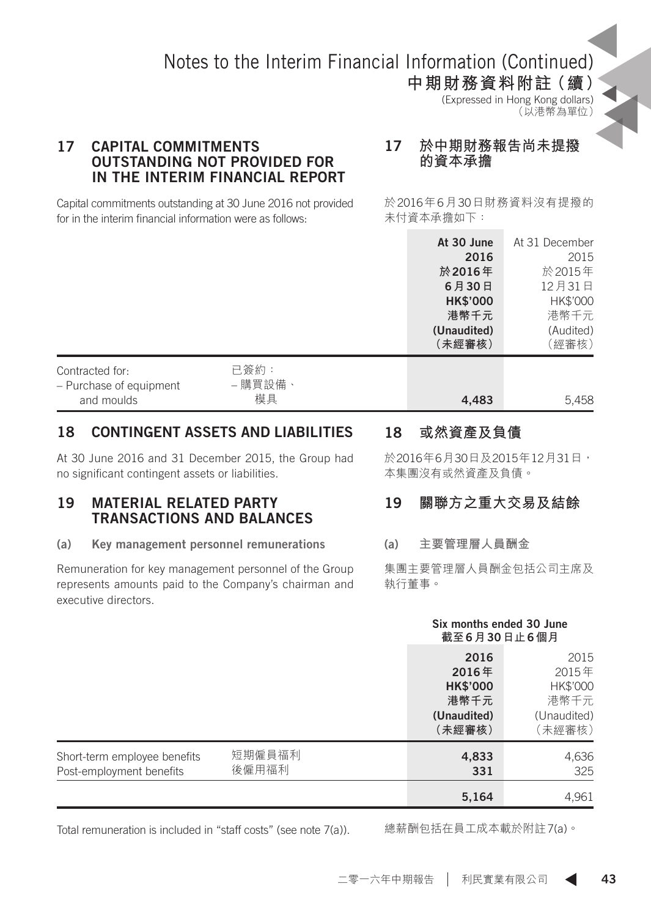# Notes to the Interim Financial Information (Continued)
# 中期財務資料附註（續）

(Expressed in Hong Kong dollars)
（以港幣為單位）

## 17 CAPITAL COMMITMENTS OUTSTANDING NOT PROVIDED FOR IN THE INTERIM FINANCIAL REPORT

## 17 於中期財務報告尚未提撥的資本承擔

Capital commitments outstanding at 30 June 2016 not provided for in the interim financial information were as follows:

於2016年6月30日財務資料沒有提撥的未付資本承擔如下：

| | | At 30 June 2016 於2016年6月30日 HK$'000 港幣千元 (Unaudited) （未經審核） | At 31 December 2015 於2015年12月31日 HK$'000 港幣千元 (Audited) （經審核） |
|---|---|---|---|
| Contracted for: – Purchase of equipment and moulds | 已簽約：– 購買設備、模具 | **4,483** | 5,458 |

## 18 CONTINGENT ASSETS AND LIABILITIES

## 18 或然資產及負債

At 30 June 2016 and 31 December 2015, the Group had no significant contingent assets or liabilities.

於2016年6月30日及2015年12月31日，本集團沒有或然資產及負債。

## 19 MATERIAL RELATED PARTY TRANSACTIONS AND BALANCES

## 19 關聯方之重大交易及結餘

### (a) Key management personnel remunerations

### (a) 主要管理層人員酬金

Remuneration for key management personnel of the Group represents amounts paid to the Company's chairman and executive directors.

集團主要管理層人員酬金包括公司主席及執行董事。

| | | Six months ended 30 June 截至6月30日止6個月 | |
|---|---|---|---|
| | | 2016 2016年 HK$'000 港幣千元 (Unaudited) （未經審核） | 2015 2015年 HK$'000 港幣千元 (Unaudited) （未經審核） |
| Short-term employee benefits | 短期僱員福利 | **4,833** | 4,636 |
| Post-employment benefits | 後僱用福利 | **331** | 325 |
| | | **5,164** | 4,961 |

Total remuneration is included in "staff costs" (see note 7(a)).

總薪酬包括在員工成本載於附註7(a)。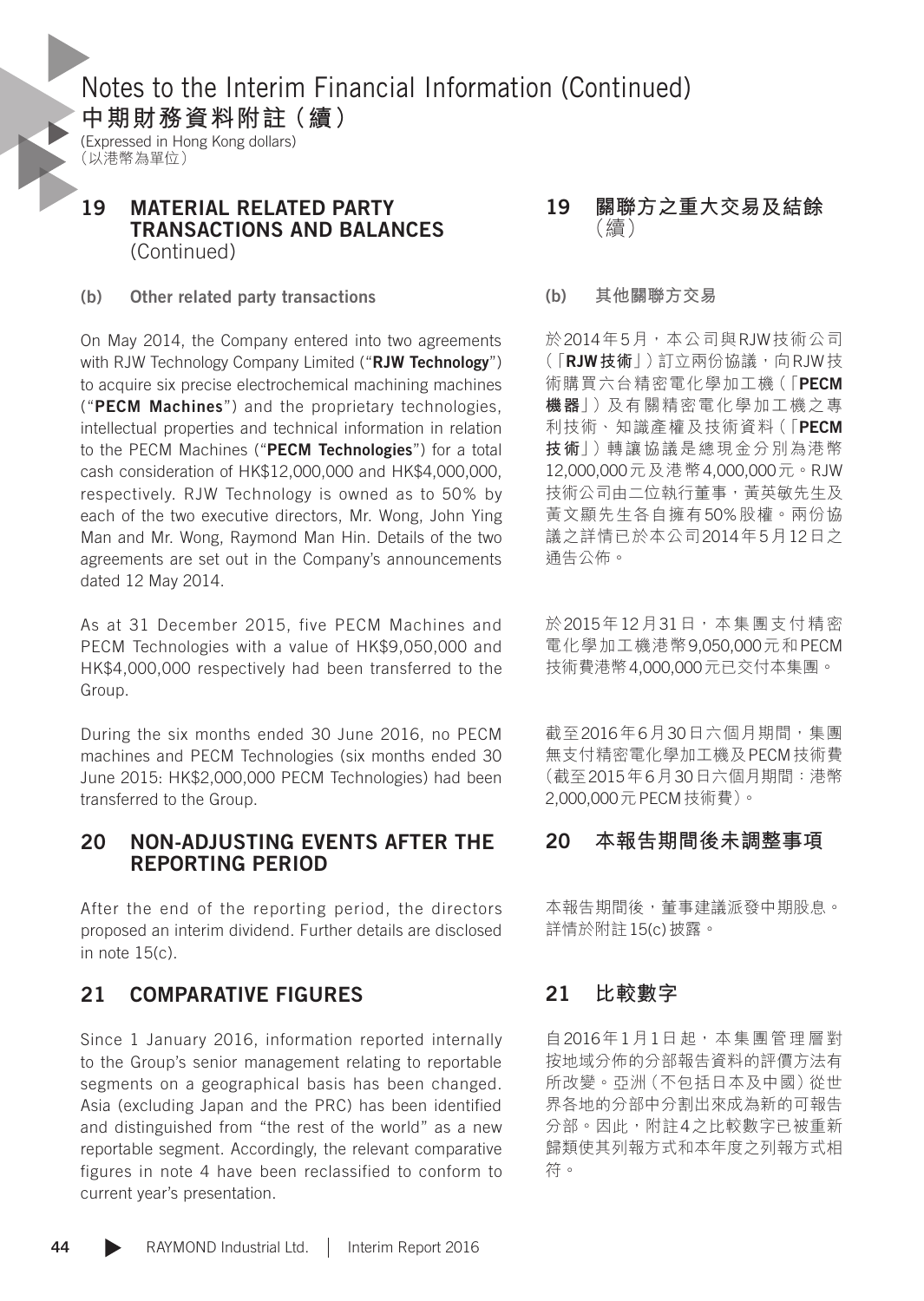# Notes to the Interim Financial Information (Continued)
# 中期財務資料附註（續）

(Expressed in Hong Kong dollars)
（以港幣為單位）

## 19 MATERIAL RELATED PARTY TRANSACTIONS AND BALANCES (Continued)

### (b) Other related party transactions

On May 2014, the Company entered into two agreements with RJW Technology Company Limited ("**RJW Technology**") to acquire six precise electrochemical machining machines ("**PECM Machines**") and the proprietary technologies, intellectual properties and technical information in relation to the PECM Machines ("**PECM Technologies**") for a total cash consideration of HK$12,000,000 and HK$4,000,000, respectively. RJW Technology is owned as to 50% by each of the two executive directors, Mr. Wong, John Ying Man and Mr. Wong, Raymond Man Hin. Details of the two agreements are set out in the Company's announcements dated 12 May 2014.

As at 31 December 2015, five PECM Machines and PECM Technologies with a value of HK$9,050,000 and HK$4,000,000 respectively had been transferred to the Group.

During the six months ended 30 June 2016, no PECM machines and PECM Technologies (six months ended 30 June 2015: HK$2,000,000 PECM Technologies) had been transferred to the Group.

## 19 關聯方之重大交易及結餘（續）

### (b) 其他關聯方交易

於2014年5月，本公司與RJW技術公司（「**RJW技術**」）訂立兩份協議，向RJW技術購買六台精密電化學加工機（「**PECM機器**」）及有關精密電化學加工機之專利技術、知識產權及技術資料（「**PECM技術**」）轉讓協議是總現金分別為港幣12,000,000元及港幣4,000,000元。RJW技術公司由二位執行董事，黃英敏先生及黃文顯先生各自擁有50%股權。兩份協議之詳情已於本公司2014年5月12日之通告公佈。

於2015年12月31日，本集團支付精密電化學加工機港幣9,050,000元和PECM技術費港幣4,000,000元已交付本集團。

截至2016年6月30日六個月期間，集團無支付精密電化學加工機及PECM技術費（截至2015年6月30日六個月期間：港幣2,000,000元PECM技術費）。

## 20 NON-ADJUSTING EVENTS AFTER THE REPORTING PERIOD

After the end of the reporting period, the directors proposed an interim dividend. Further details are disclosed in note 15(c).

## 20 本報告期間後未調整事項

本報告期間後，董事建議派發中期股息。詳情於附註15(c)披露。

## 21 COMPARATIVE FIGURES

Since 1 January 2016, information reported internally to the Group's senior management relating to reportable segments on a geographical basis has been changed. Asia (excluding Japan and the PRC) has been identified and distinguished from "the rest of the world" as a new reportable segment. Accordingly, the relevant comparative figures in note 4 have been reclassified to conform to current year's presentation.

## 21 比較數字

自2016年1月1日起，本集團管理層對按地域分佈的分部報告資料的評價方法有所改變。亞洲（不包括日本及中國）從世界各地的分部中分割出來成為新的可報告分部。因此，附註4之比較數字已被重新歸類使其列報方式和本年度之列報方式相符。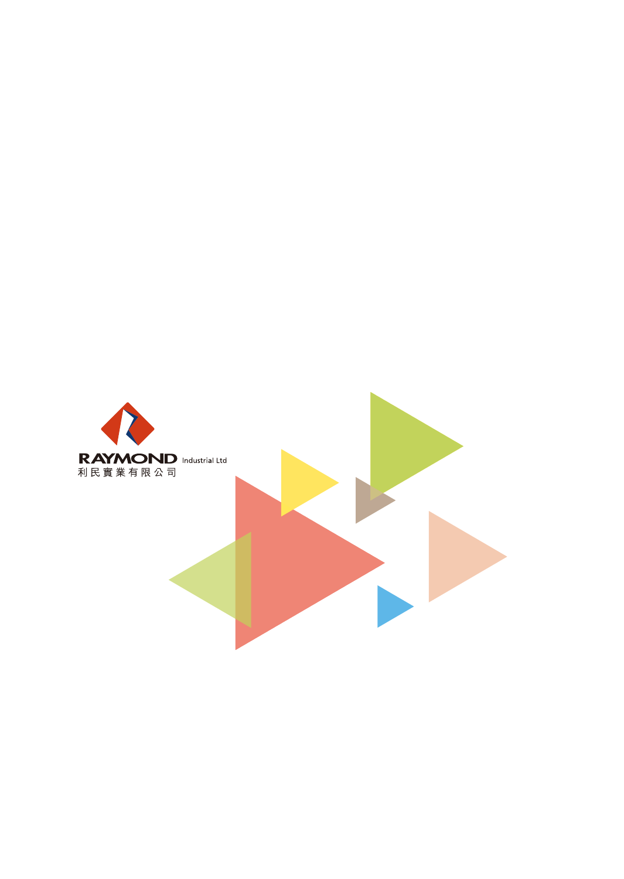RAYMOND Industrial Ltd

利民實業有限公司